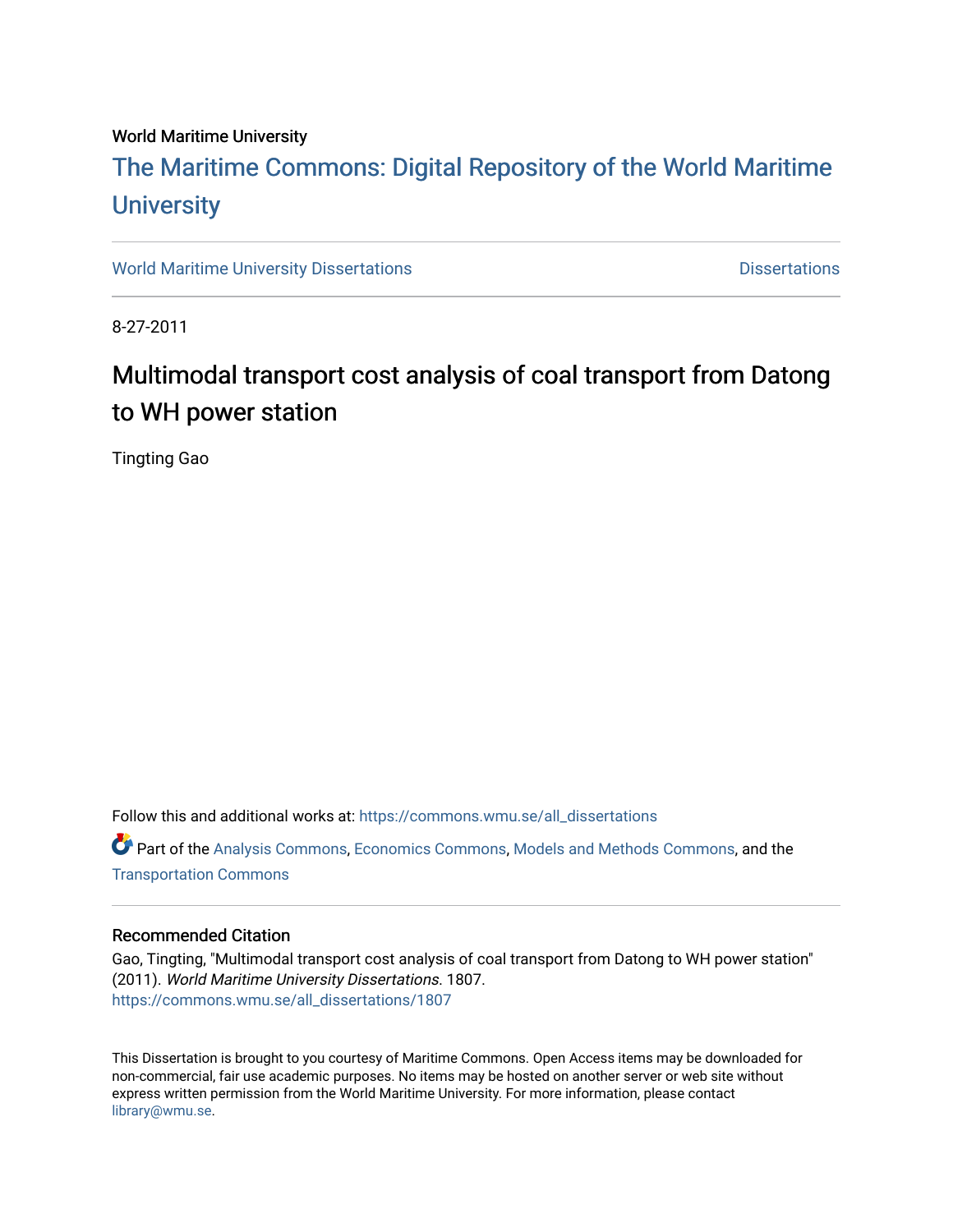World Maritime University

# The Maritime Commons: Digital Repository of the World Maritime University

World Maritime University Dissertations

Dissertations

8-27-2011

## Multimodal transport cost analysis of coal transport from Datong to WH power station

Tingting Gao

Follow this and additional works at: https://commons.wmu.se/all_dissertations

Part of the Analysis Commons, Economics Commons, Models and Methods Commons, and the Transportation Commons

### Recommended Citation

Gao, Tingting, "Multimodal transport cost analysis of coal transport from Datong to WH power station" (2011). *World Maritime University Dissertations*. 1807.
https://commons.wmu.se/all_dissertations/1807

This Dissertation is brought to you courtesy of Maritime Commons. Open Access items may be downloaded for non-commercial, fair use academic purposes. No items may be hosted on another server or web site without express written permission from the World Maritime University. For more information, please contact library@wmu.se.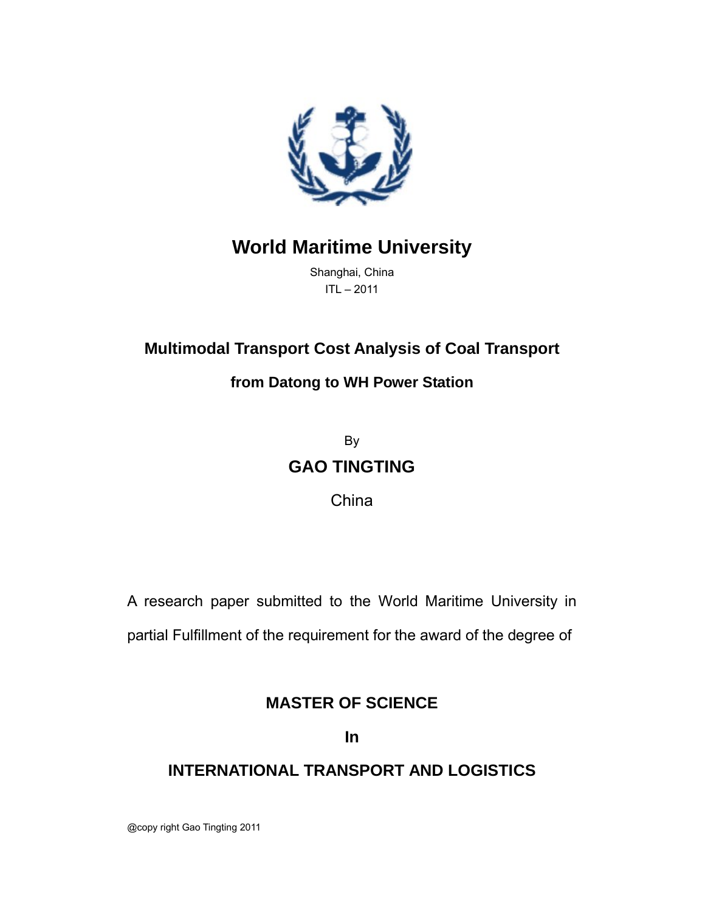# World Maritime University

Shanghai, China

ITL – 2011

## Multimodal Transport Cost Analysis of Coal Transport from Datong to WH Power Station

By

**GAO TINGTING**

China

A research paper submitted to the World Maritime University in partial Fulfillment of the requirement for the award of the degree of

**MASTER OF SCIENCE**

**In**

**INTERNATIONAL TRANSPORT AND LOGISTICS**

@copy right Gao Tingting 2011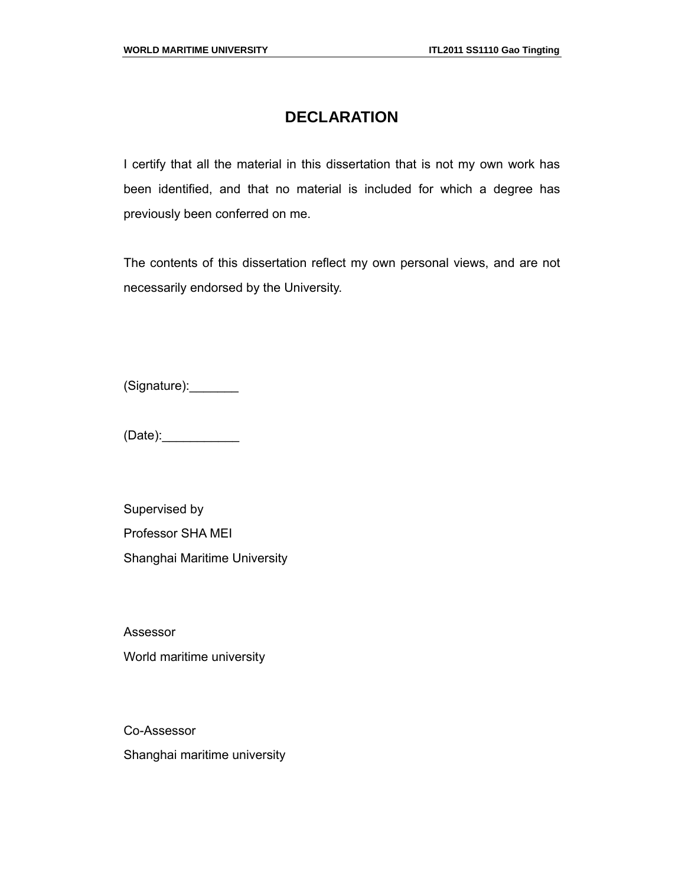# DECLARATION

I certify that all the material in this dissertation that is not my own work has been identified, and that no material is included for which a degree has previously been conferred on me.

The contents of this dissertation reflect my own personal views, and are not necessarily endorsed by the University.

(Signature):_______

(Date):___________

Supervised by
Professor SHA MEI
Shanghai Maritime University

Assessor
World maritime university

Co-Assessor
Shanghai maritime university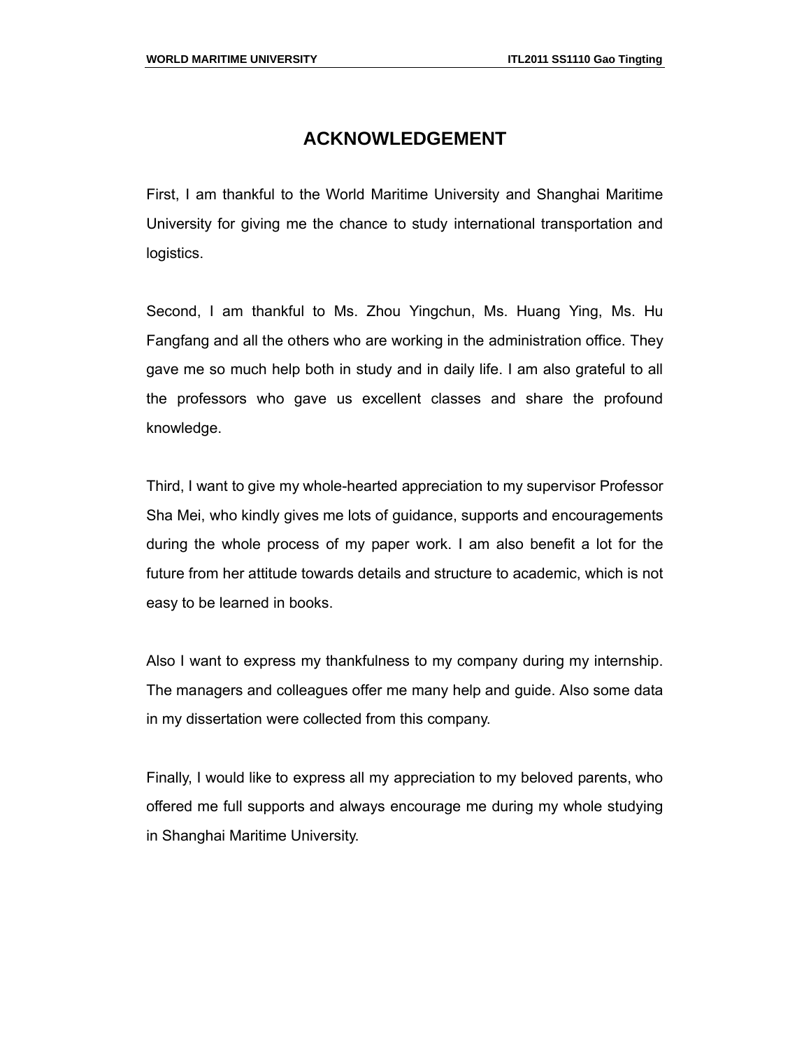# ACKNOWLEDGEMENT

First, I am thankful to the World Maritime University and Shanghai Maritime University for giving me the chance to study international transportation and logistics.

Second, I am thankful to Ms. Zhou Yingchun, Ms. Huang Ying, Ms. Hu Fangfang and all the others who are working in the administration office. They gave me so much help both in study and in daily life. I am also grateful to all the professors who gave us excellent classes and share the profound knowledge.

Third, I want to give my whole-hearted appreciation to my supervisor Professor Sha Mei, who kindly gives me lots of guidance, supports and encouragements during the whole process of my paper work. I am also benefit a lot for the future from her attitude towards details and structure to academic, which is not easy to be learned in books.

Also I want to express my thankfulness to my company during my internship. The managers and colleagues offer me many help and guide. Also some data in my dissertation were collected from this company.

Finally, I would like to express all my appreciation to my beloved parents, who offered me full supports and always encourage me during my whole studying in Shanghai Maritime University.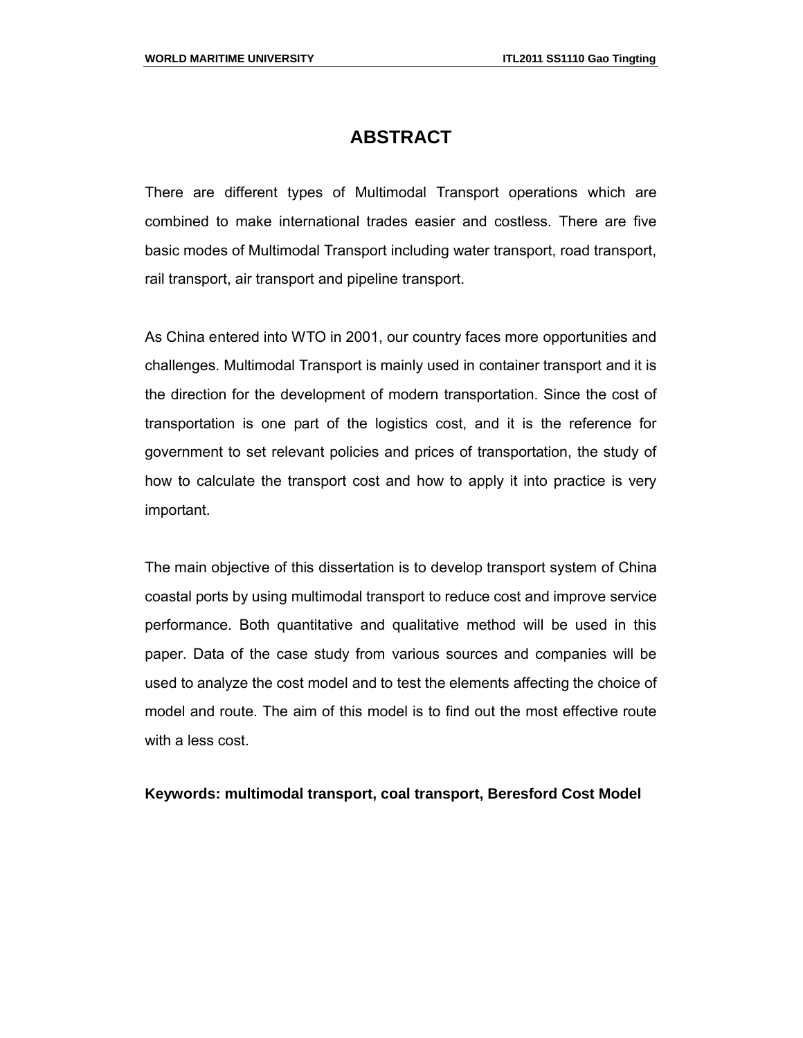# ABSTRACT

There are different types of Multimodal Transport operations which are combined to make international trades easier and costless. There are five basic modes of Multimodal Transport including water transport, road transport, rail transport, air transport and pipeline transport.

As China entered into WTO in 2001, our country faces more opportunities and challenges. Multimodal Transport is mainly used in container transport and it is the direction for the development of modern transportation. Since the cost of transportation is one part of the logistics cost, and it is the reference for government to set relevant policies and prices of transportation, the study of how to calculate the transport cost and how to apply it into practice is very important.

The main objective of this dissertation is to develop transport system of China coastal ports by using multimodal transport to reduce cost and improve service performance. Both quantitative and qualitative method will be used in this paper. Data of the case study from various sources and companies will be used to analyze the cost model and to test the elements affecting the choice of model and route. The aim of this model is to find out the most effective route with a less cost.

**Keywords: multimodal transport, coal transport, Beresford Cost Model**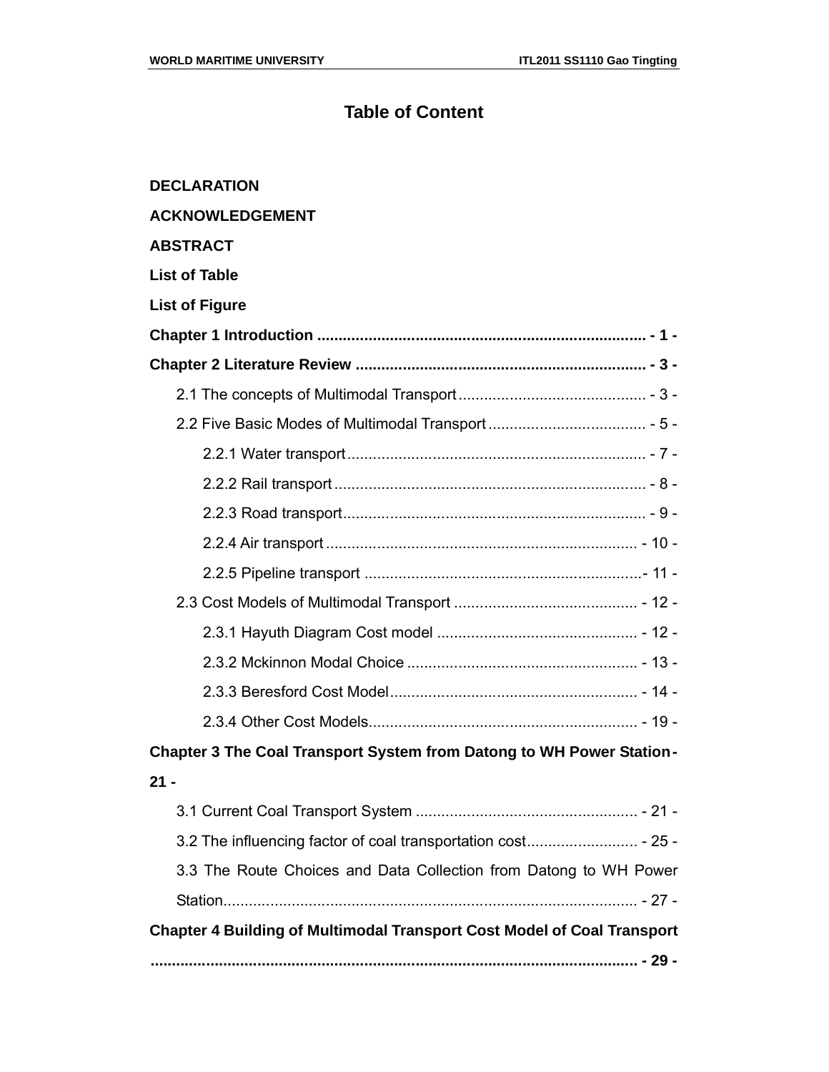# Table of Content

**DECLARATION**

**ACKNOWLEDGEMENT**

**ABSTRACT**

**List of Table**

**List of Figure**

**Chapter 1 Introduction ............................................................................. - 1 -**

**Chapter 2 Literature Review ..................................................................... - 3 -**

2.1 The concepts of Multimodal Transport ............................................ - 3 -

2.2 Five Basic Modes of Multimodal Transport ..................................... - 5 -

2.2.1 Water transport ...................................................................... - 7 -

2.2.2 Rail transport ......................................................................... - 8 -

2.2.3 Road transport....................................................................... - 9 -

2.2.4 Air transport ......................................................................... - 10 -

2.2.5 Pipeline transport ................................................................- 11 -

2.3 Cost Models of Multimodal Transport ........................................... - 12 -

2.3.1 Hayuth Diagram Cost model ............................................... - 12 -

2.3.2 Mckinnon Modal Choice ...................................................... - 13 -

2.3.3 Beresford Cost Model.......................................................... - 14 -

2.3.4 Other Cost Models............................................................... - 19 -

**Chapter 3 The Coal Transport System from Datong to WH Power Station- 21 -**

3.1 Current Coal Transport System .................................................... - 21 -

3.2 The influencing factor of coal transportation cost.......................... - 25 -

3.3 The Route Choices and Data Collection from Datong to WH Power Station................................................................................................ - 27 -

**Chapter 4 Building of Multimodal Transport Cost Model of Coal Transport ................................................................................................................ - 29 -**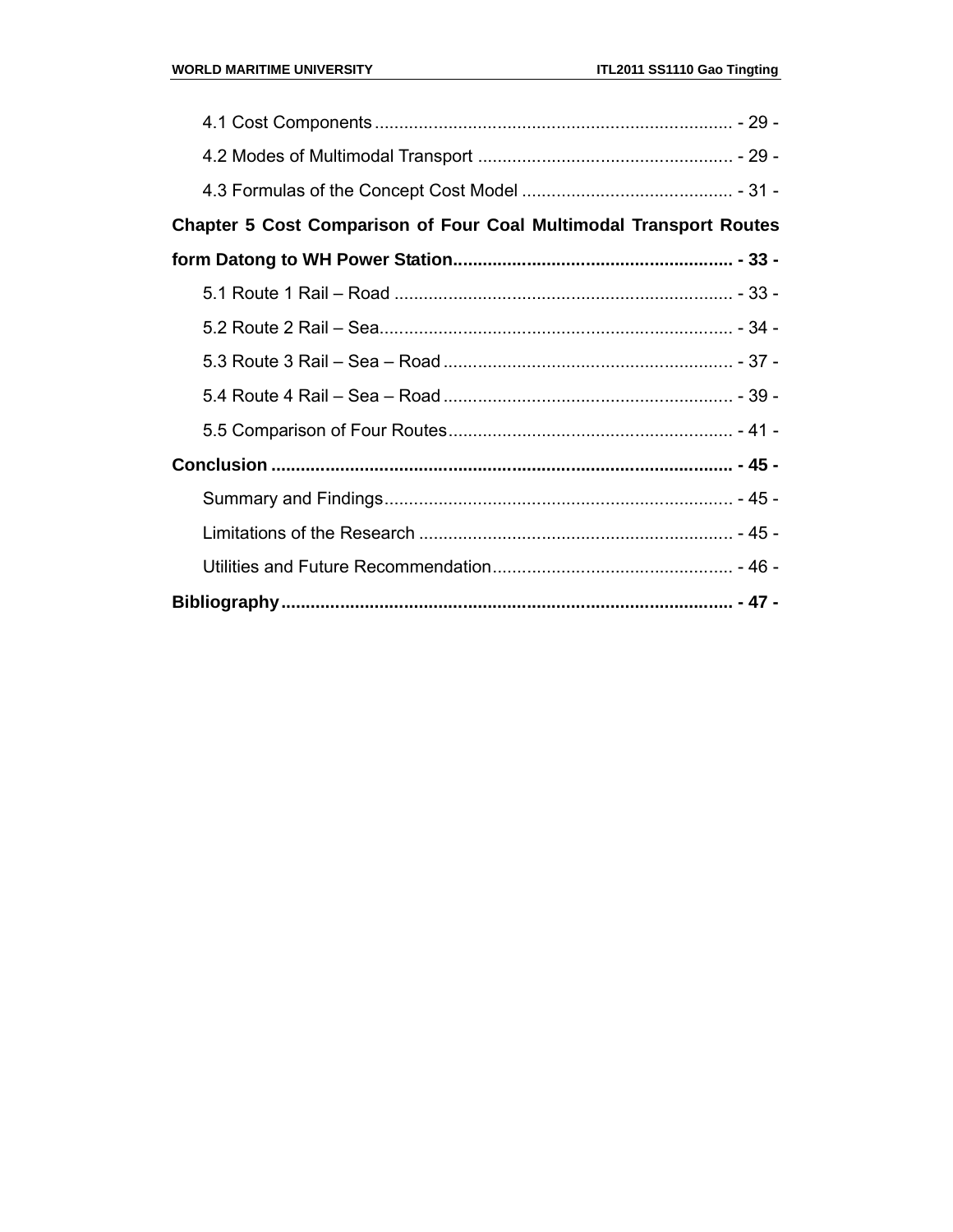4.1 Cost Components ........................................................................ - 29 -

4.2 Modes of Multimodal Transport .................................................... - 29 -

4.3 Formulas of the Concept Cost Model ........................................... - 31 -

**Chapter 5 Cost Comparison of Four Coal Multimodal Transport Routes form Datong to WH Power Station......................................................... - 33 -**

5.1 Route 1 Rail – Road ..................................................................... - 33 -

5.2 Route 2 Rail – Sea........................................................................ - 34 -

5.3 Route 3 Rail – Sea – Road ........................................................... - 37 -

5.4 Route 4 Rail – Sea – Road ........................................................... - 39 -

5.5 Comparison of Four Routes.......................................................... - 41 -

**Conclusion .............................................................................................. - 45 -**

Summary and Findings....................................................................... - 45 -

Limitations of the Research ................................................................ - 45 -

Utilities and Future Recommendation................................................. - 46 -

**Bibliography............................................................................................ - 47 -**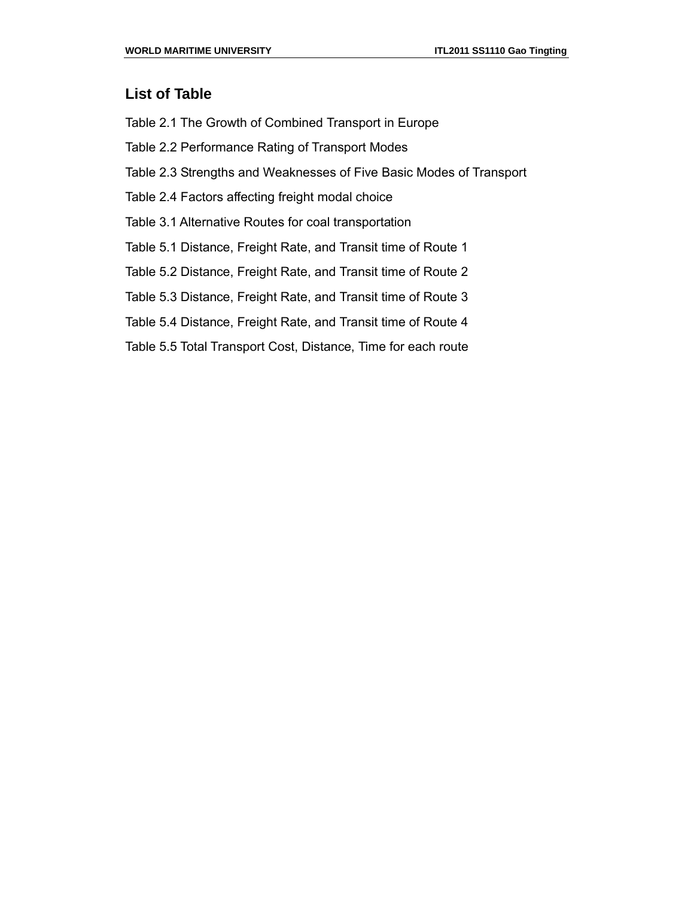## List of Table

Table 2.1 The Growth of Combined Transport in Europe

Table 2.2 Performance Rating of Transport Modes

Table 2.3 Strengths and Weaknesses of Five Basic Modes of Transport

Table 2.4 Factors affecting freight modal choice

Table 3.1 Alternative Routes for coal transportation

Table 5.1 Distance, Freight Rate, and Transit time of Route 1

Table 5.2 Distance, Freight Rate, and Transit time of Route 2

Table 5.3 Distance, Freight Rate, and Transit time of Route 3

Table 5.4 Distance, Freight Rate, and Transit time of Route 4

Table 5.5 Total Transport Cost, Distance, Time for each route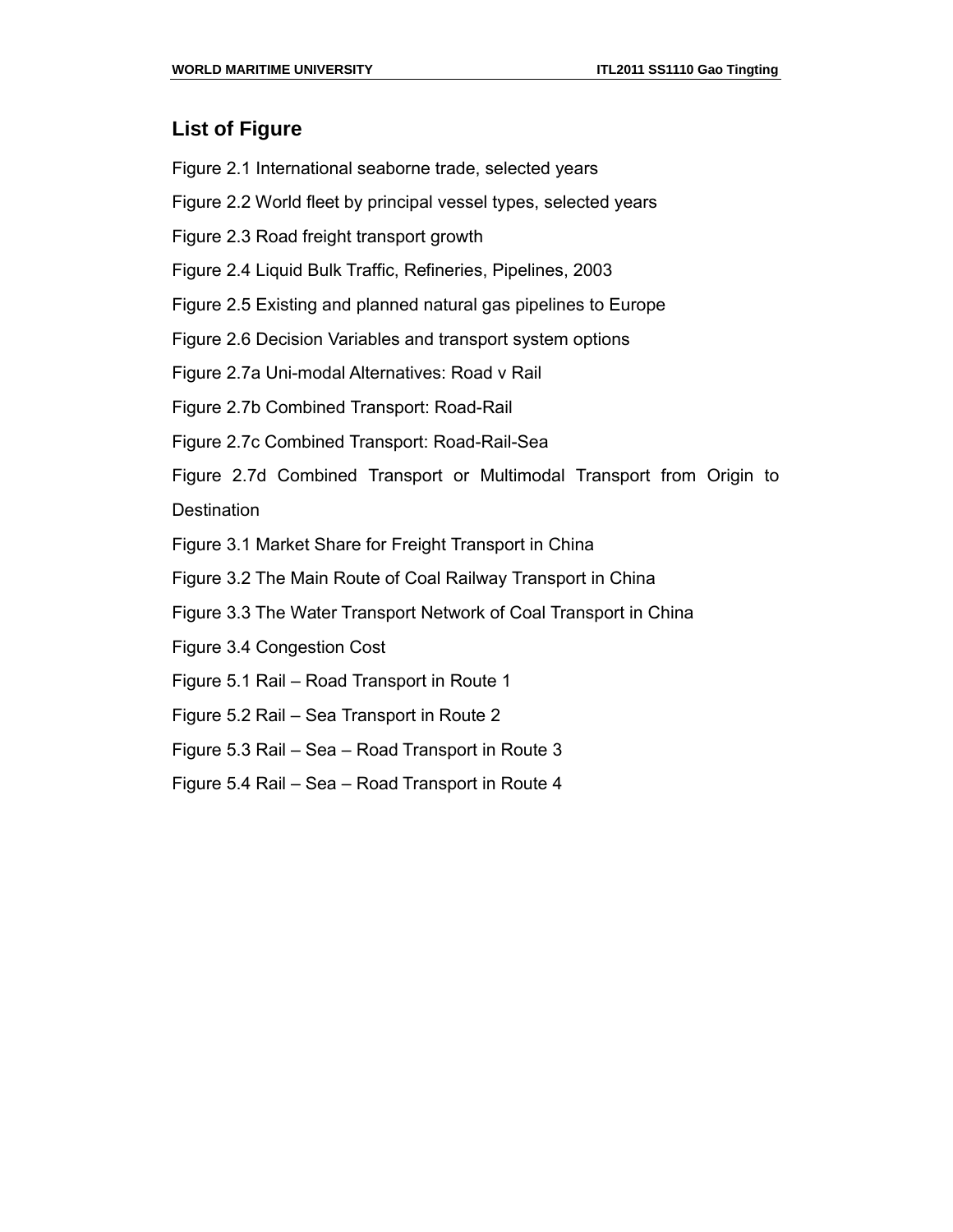## List of Figure

Figure 2.1 International seaborne trade, selected years

Figure 2.2 World fleet by principal vessel types, selected years

Figure 2.3 Road freight transport growth

Figure 2.4 Liquid Bulk Traffic, Refineries, Pipelines, 2003

Figure 2.5 Existing and planned natural gas pipelines to Europe

Figure 2.6 Decision Variables and transport system options

Figure 2.7a Uni-modal Alternatives: Road v Rail

Figure 2.7b Combined Transport: Road-Rail

Figure 2.7c Combined Transport: Road-Rail-Sea

Figure 2.7d Combined Transport or Multimodal Transport from Origin to Destination

Figure 3.1 Market Share for Freight Transport in China

Figure 3.2 The Main Route of Coal Railway Transport in China

Figure 3.3 The Water Transport Network of Coal Transport in China

Figure 3.4 Congestion Cost

Figure 5.1 Rail – Road Transport in Route 1

Figure 5.2 Rail – Sea Transport in Route 2

Figure 5.3 Rail – Sea – Road Transport in Route 3

Figure 5.4 Rail – Sea – Road Transport in Route 4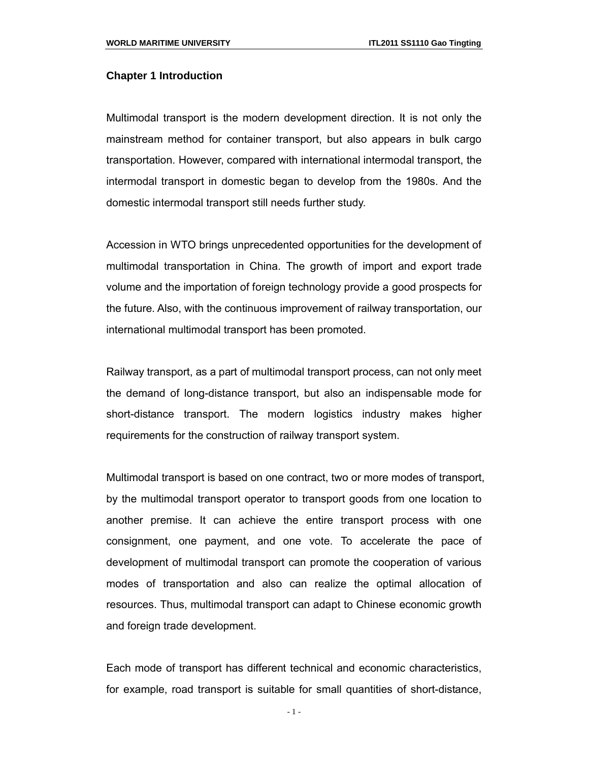## Chapter 1 Introduction

Multimodal transport is the modern development direction. It is not only the mainstream method for container transport, but also appears in bulk cargo transportation. However, compared with international intermodal transport, the intermodal transport in domestic began to develop from the 1980s. And the domestic intermodal transport still needs further study.

Accession in WTO brings unprecedented opportunities for the development of multimodal transportation in China. The growth of import and export trade volume and the importation of foreign technology provide a good prospects for the future. Also, with the continuous improvement of railway transportation, our international multimodal transport has been promoted.

Railway transport, as a part of multimodal transport process, can not only meet the demand of long-distance transport, but also an indispensable mode for short-distance transport. The modern logistics industry makes higher requirements for the construction of railway transport system.

Multimodal transport is based on one contract, two or more modes of transport, by the multimodal transport operator to transport goods from one location to another premise. It can achieve the entire transport process with one consignment, one payment, and one vote. To accelerate the pace of development of multimodal transport can promote the cooperation of various modes of transportation and also can realize the optimal allocation of resources. Thus, multimodal transport can adapt to Chinese economic growth and foreign trade development.

Each mode of transport has different technical and economic characteristics, for example, road transport is suitable for small quantities of short-distance,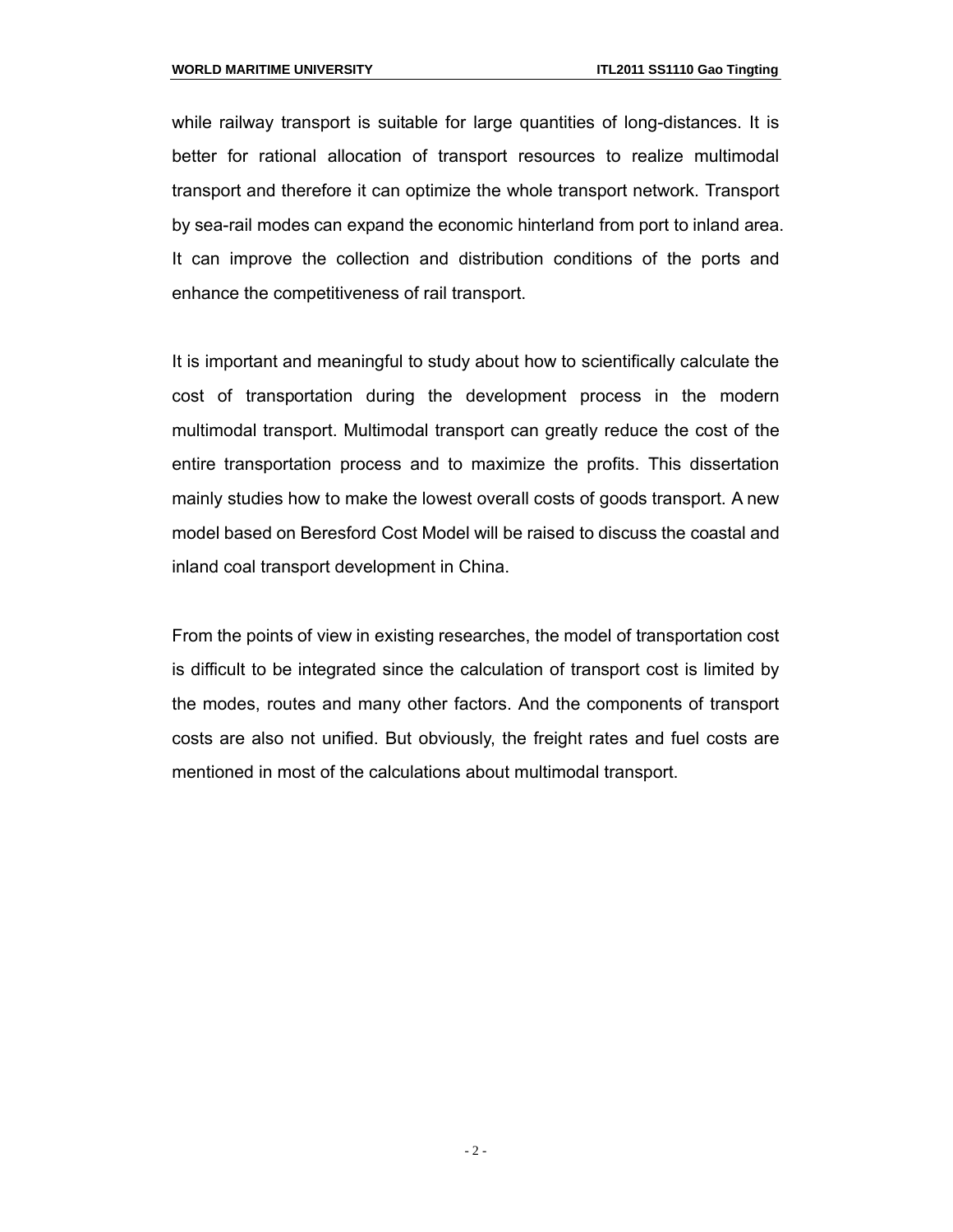while railway transport is suitable for large quantities of long-distances. It is better for rational allocation of transport resources to realize multimodal transport and therefore it can optimize the whole transport network. Transport by sea-rail modes can expand the economic hinterland from port to inland area. It can improve the collection and distribution conditions of the ports and enhance the competitiveness of rail transport.

It is important and meaningful to study about how to scientifically calculate the cost of transportation during the development process in the modern multimodal transport. Multimodal transport can greatly reduce the cost of the entire transportation process and to maximize the profits. This dissertation mainly studies how to make the lowest overall costs of goods transport. A new model based on Beresford Cost Model will be raised to discuss the coastal and inland coal transport development in China.

From the points of view in existing researches, the model of transportation cost is difficult to be integrated since the calculation of transport cost is limited by the modes, routes and many other factors. And the components of transport costs are also not unified. But obviously, the freight rates and fuel costs are mentioned in most of the calculations about multimodal transport.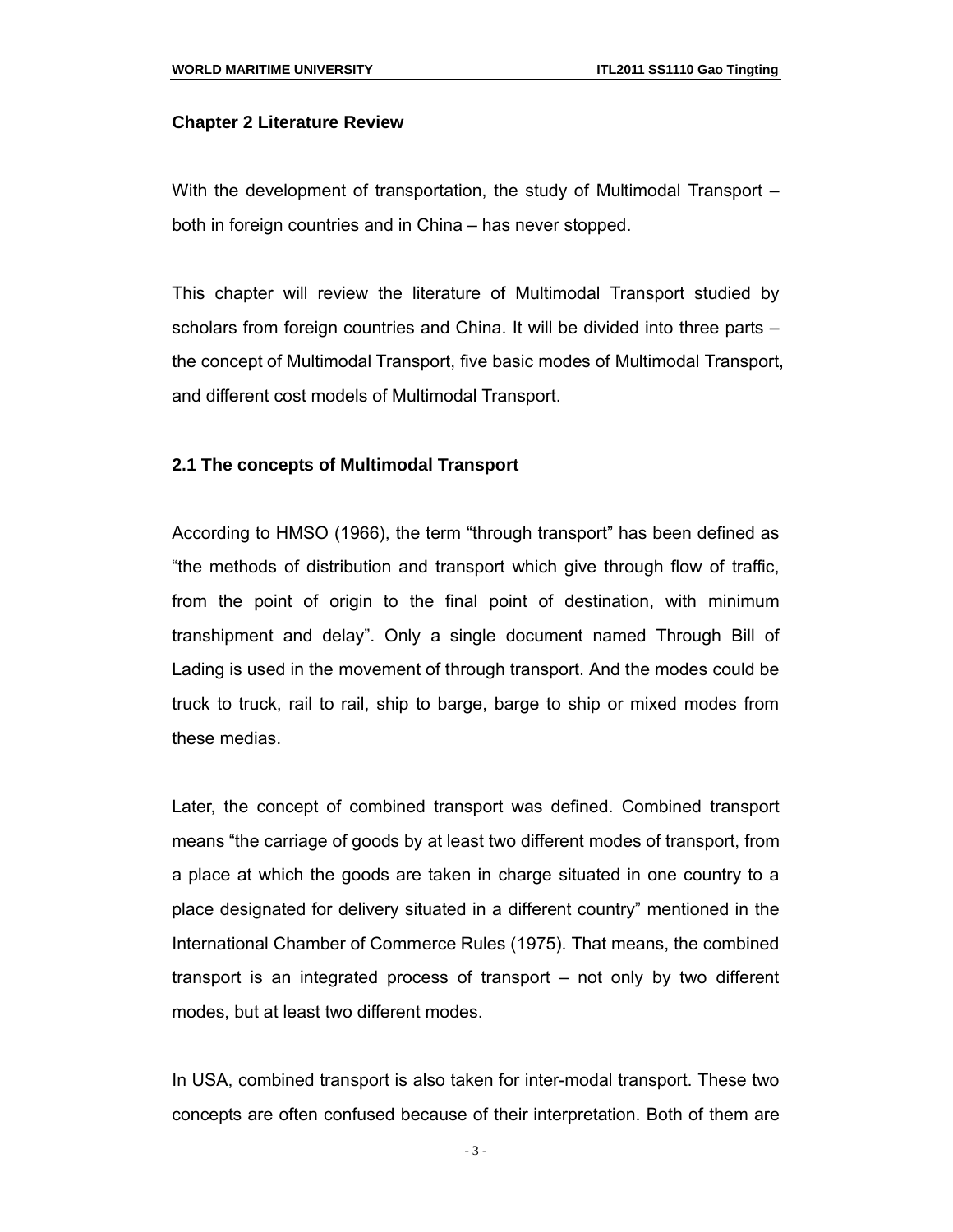# Chapter 2 Literature Review

With the development of transportation, the study of Multimodal Transport – both in foreign countries and in China – has never stopped.

This chapter will review the literature of Multimodal Transport studied by scholars from foreign countries and China. It will be divided into three parts – the concept of Multimodal Transport, five basic modes of Multimodal Transport, and different cost models of Multimodal Transport.

## 2.1 The concepts of Multimodal Transport

According to HMSO (1966), the term "through transport" has been defined as "the methods of distribution and transport which give through flow of traffic, from the point of origin to the final point of destination, with minimum transhipment and delay". Only a single document named Through Bill of Lading is used in the movement of through transport. And the modes could be truck to truck, rail to rail, ship to barge, barge to ship or mixed modes from these medias.

Later, the concept of combined transport was defined. Combined transport means "the carriage of goods by at least two different modes of transport, from a place at which the goods are taken in charge situated in one country to a place designated for delivery situated in a different country" mentioned in the International Chamber of Commerce Rules (1975). That means, the combined transport is an integrated process of transport – not only by two different modes, but at least two different modes.

In USA, combined transport is also taken for inter-modal transport. These two concepts are often confused because of their interpretation. Both of them are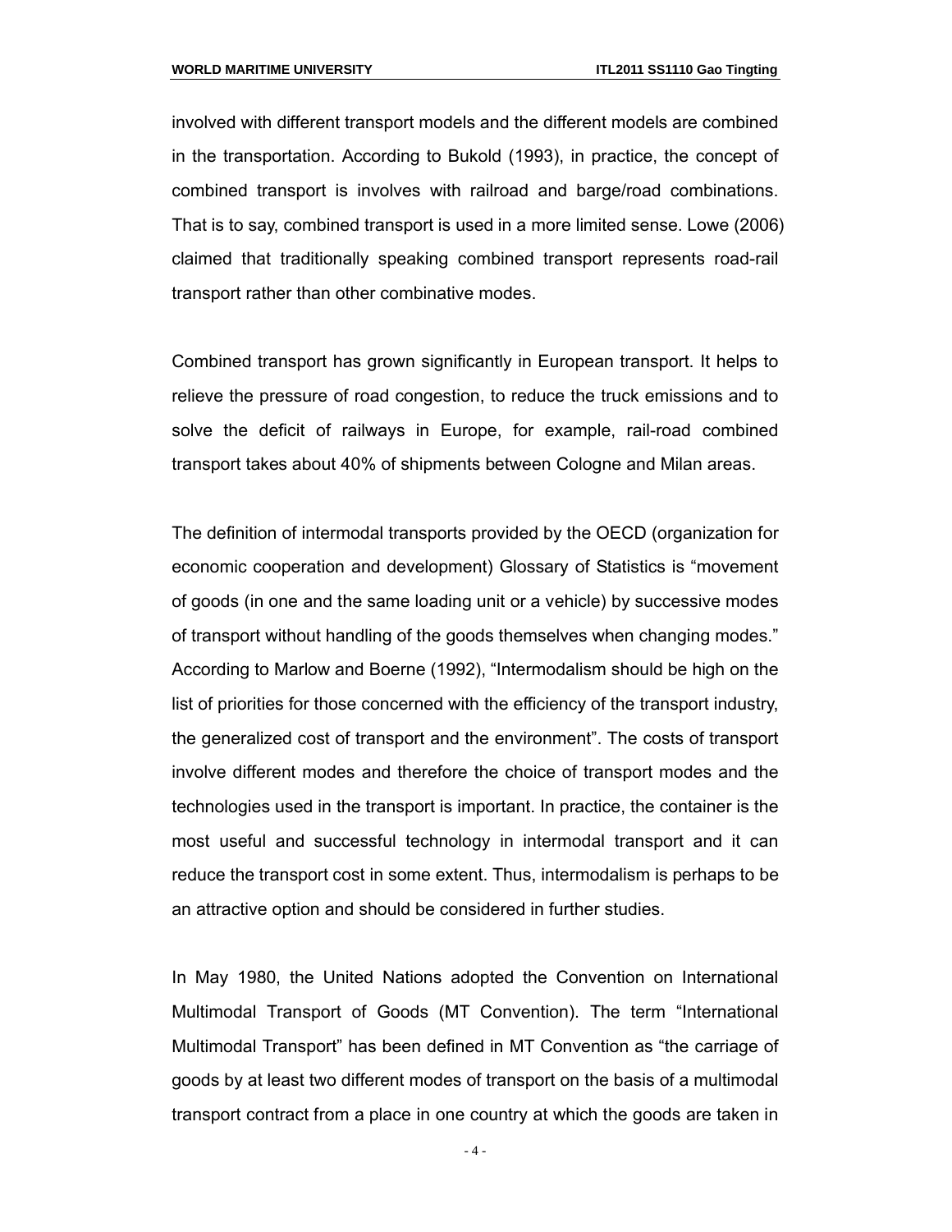involved with different transport models and the different models are combined in the transportation. According to Bukold (1993), in practice, the concept of combined transport is involves with railroad and barge/road combinations. That is to say, combined transport is used in a more limited sense. Lowe (2006) claimed that traditionally speaking combined transport represents road-rail transport rather than other combinative modes.

Combined transport has grown significantly in European transport. It helps to relieve the pressure of road congestion, to reduce the truck emissions and to solve the deficit of railways in Europe, for example, rail-road combined transport takes about 40% of shipments between Cologne and Milan areas.

The definition of intermodal transports provided by the OECD (organization for economic cooperation and development) Glossary of Statistics is "movement of goods (in one and the same loading unit or a vehicle) by successive modes of transport without handling of the goods themselves when changing modes." According to Marlow and Boerne (1992), "Intermodalism should be high on the list of priorities for those concerned with the efficiency of the transport industry, the generalized cost of transport and the environment". The costs of transport involve different modes and therefore the choice of transport modes and the technologies used in the transport is important. In practice, the container is the most useful and successful technology in intermodal transport and it can reduce the transport cost in some extent. Thus, intermodalism is perhaps to be an attractive option and should be considered in further studies.

In May 1980, the United Nations adopted the Convention on International Multimodal Transport of Goods (MT Convention). The term "International Multimodal Transport" has been defined in MT Convention as "the carriage of goods by at least two different modes of transport on the basis of a multimodal transport contract from a place in one country at which the goods are taken in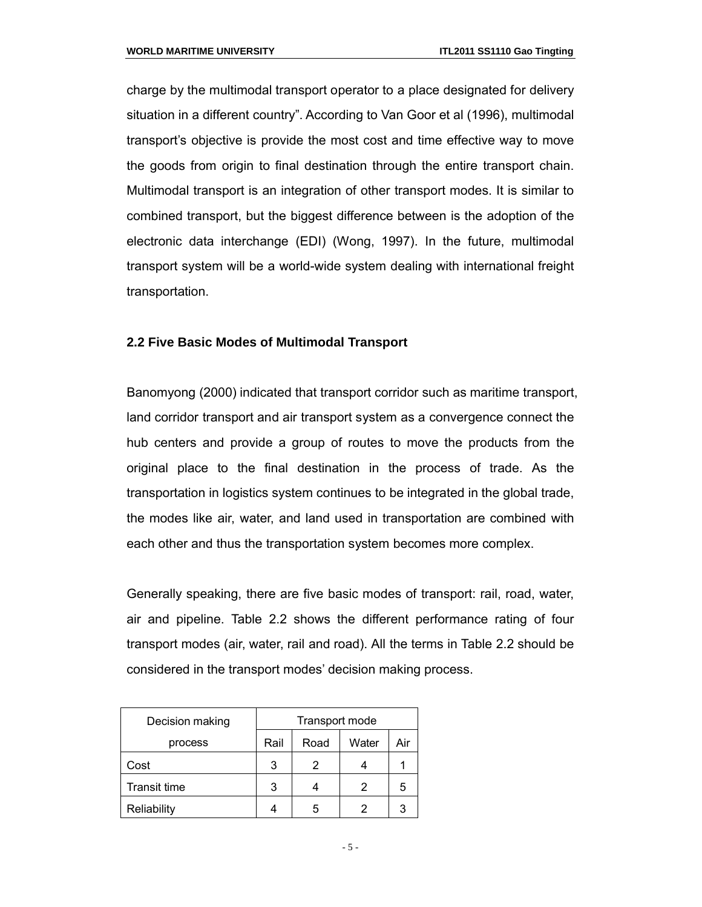charge by the multimodal transport operator to a place designated for delivery situation in a different country". According to Van Goor et al (1996), multimodal transport's objective is provide the most cost and time effective way to move the goods from origin to final destination through the entire transport chain. Multimodal transport is an integration of other transport modes. It is similar to combined transport, but the biggest difference between is the adoption of the electronic data interchange (EDI) (Wong, 1997). In the future, multimodal transport system will be a world-wide system dealing with international freight transportation.

## 2.2 Five Basic Modes of Multimodal Transport

Banomyong (2000) indicated that transport corridor such as maritime transport, land corridor transport and air transport system as a convergence connect the hub centers and provide a group of routes to move the products from the original place to the final destination in the process of trade. As the transportation in logistics system continues to be integrated in the global trade, the modes like air, water, and land used in transportation are combined with each other and thus the transportation system becomes more complex.

Generally speaking, there are five basic modes of transport: rail, road, water, air and pipeline. Table 2.2 shows the different performance rating of four transport modes (air, water, rail and road). All the terms in Table 2.2 should be considered in the transport modes' decision making process.

| Decision making process | Transport mode | | | |
|---|---|---|---|---|
| | Rail | Road | Water | Air |
| Cost | 3 | 2 | 4 | 1 |
| Transit time | 3 | 4 | 2 | 5 |
| Reliability | 4 | 5 | 2 | 3 |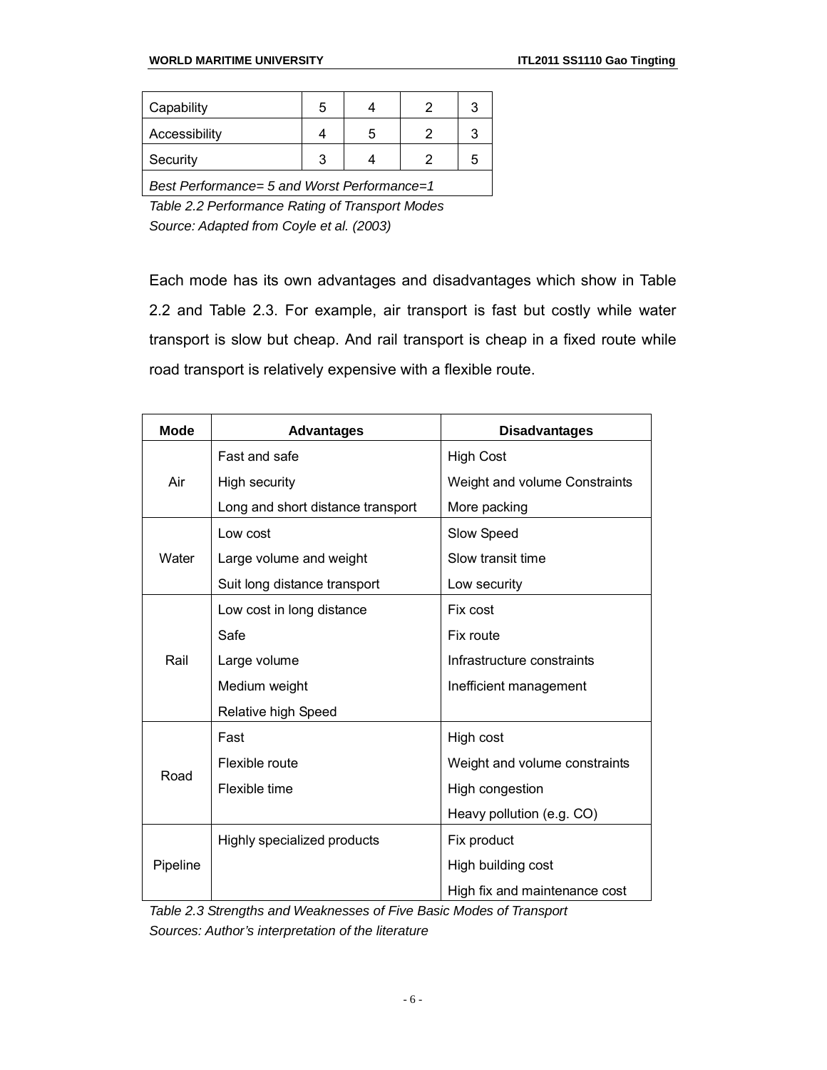| Capability | 5 | 4 | 2 | 3 |
|---|---|---|---|---|
| Accessibility | 4 | 5 | 2 | 3 |
| Security | 3 | 4 | 2 | 5 |
| *Best Performance= 5 and Worst Performance=1* | | | | |

*Table 2.2 Performance Rating of Transport Modes*
*Source: Adapted from Coyle et al. (2003)*

Each mode has its own advantages and disadvantages which show in Table 2.2 and Table 2.3. For example, air transport is fast but costly while water transport is slow but cheap. And rail transport is cheap in a fixed route while road transport is relatively expensive with a flexible route.

| Mode | Advantages | Disadvantages |
|---|---|---|
| Air | Fast and safe<br>High security<br>Long and short distance transport | High Cost<br>Weight and volume Constraints<br>More packing |
| Water | Low cost<br>Large volume and weight<br>Suit long distance transport | Slow Speed<br>Slow transit time<br>Low security |
| Rail | Low cost in long distance<br>Safe<br>Large volume<br>Medium weight<br>Relative high Speed | Fix cost<br>Fix route<br>Infrastructure constraints<br>Inefficient management |
| Road | Fast<br>Flexible route<br>Flexible time | High cost<br>Weight and volume constraints<br>High congestion<br>Heavy pollution (e.g. CO) |
| Pipeline | Highly specialized products | Fix product<br>High building cost<br>High fix and maintenance cost |

*Table 2.3 Strengths and Weaknesses of Five Basic Modes of Transport*
*Sources: Author's interpretation of the literature*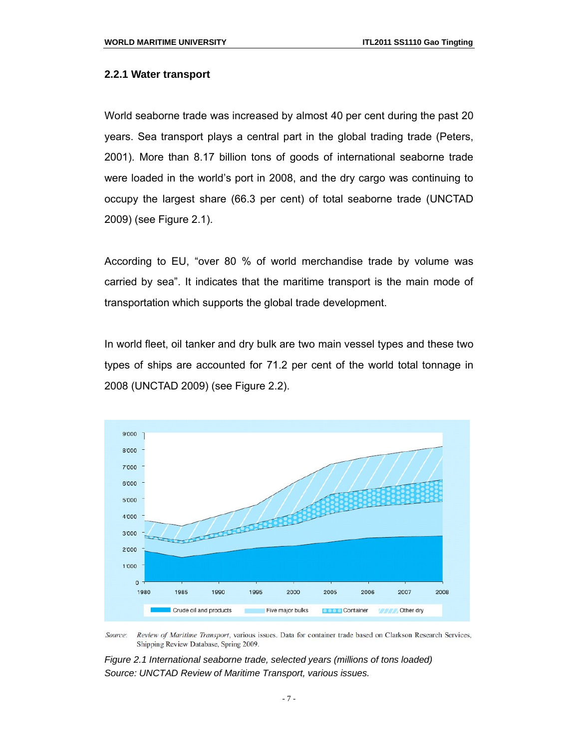### 2.2.1 Water transport

World seaborne trade was increased by almost 40 per cent during the past 20 years. Sea transport plays a central part in the global trading trade (Peters, 2001). More than 8.17 billion tons of goods of international seaborne trade were loaded in the world's port in 2008, and the dry cargo was continuing to occupy the largest share (66.3 per cent) of total seaborne trade (UNCTAD 2009) (see Figure 2.1).

According to EU, "over 80 % of world merchandise trade by volume was carried by sea". It indicates that the maritime transport is the main mode of transportation which supports the global trade development.

In world fleet, oil tanker and dry bulk are two main vessel types and these two types of ships are accounted for 71.2 per cent of the world total tonnage in 2008 (UNCTAD 2009) (see Figure 2.2).

Source: *Review of Maritime Transport*, various issues. Data for container trade based on Clarkson Research Services, Shipping Review Database, Spring 2009.

*Figure 2.1 International seaborne trade, selected years (millions of tons loaded)*
*Source: UNCTAD Review of Maritime Transport, various issues.*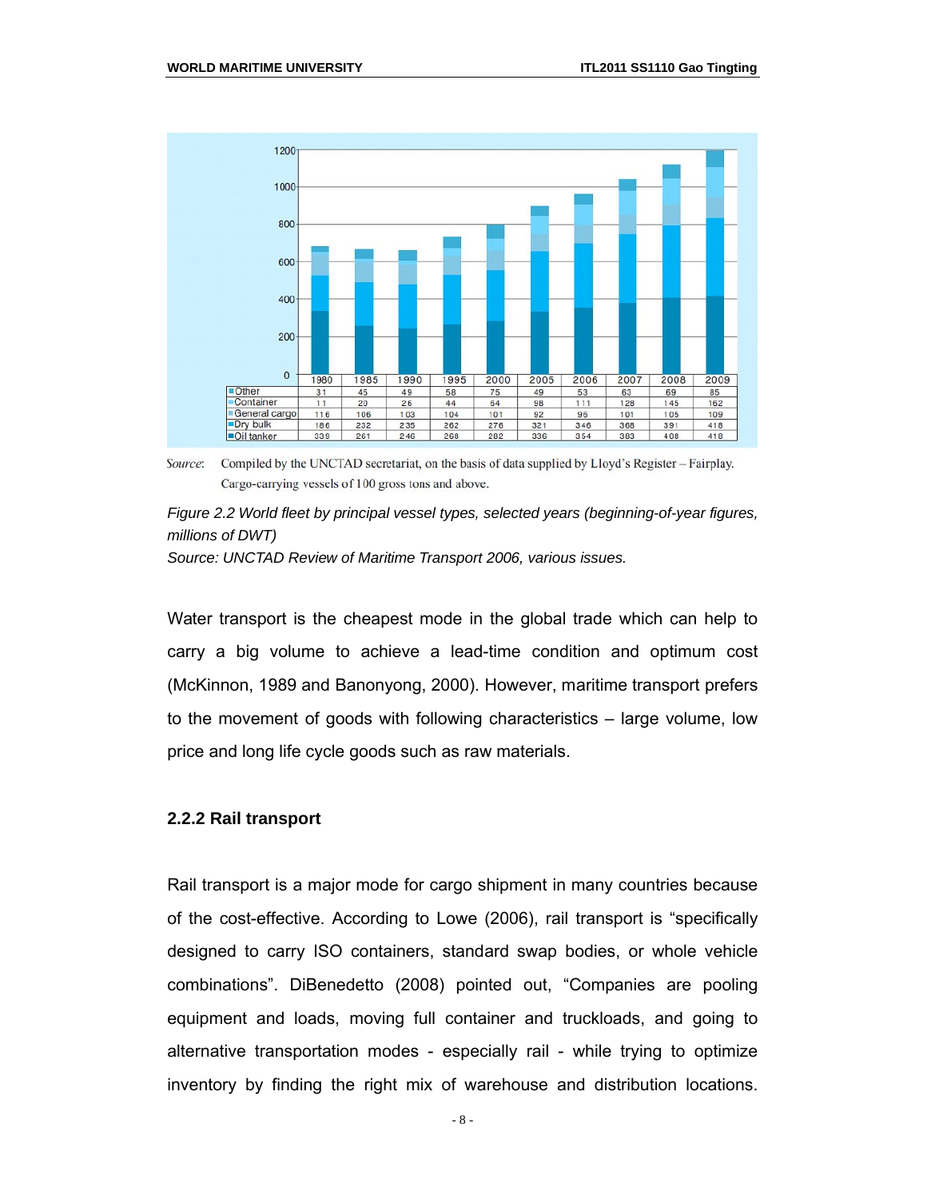| | 1980 | 1985 | 1990 | 1995 | 2000 | 2005 | 2006 | 2007 | 2008 | 2009 |
|---|---|---|---|---|---|---|---|---|---|---|
| Other | 31 | 45 | 49 | 58 | 75 | 49 | 53 | 63 | 69 | 85 |
| Container | 11 | 20 | 26 | 44 | 64 | 98 | 111 | 128 | 145 | 162 |
| General cargo | 116 | 106 | 103 | 104 | 101 | 92 | 96 | 101 | 105 | 109 |
| Dry bulk | 186 | 232 | 235 | 262 | 276 | 321 | 346 | 368 | 391 | 418 |
| Oil tanker | 339 | 261 | 246 | 268 | 282 | 336 | 354 | 383 | 408 | 418 |

Source: Compiled by the UNCTAD secretariat, on the basis of data supplied by Lloyd's Register – Fairplay. Cargo-carrying vessels of 100 gross tons and above.

*Figure 2.2 World fleet by principal vessel types, selected years (beginning-of-year figures, millions of DWT)*
*Source: UNCTAD Review of Maritime Transport 2006, various issues.*

Water transport is the cheapest mode in the global trade which can help to carry a big volume to achieve a lead-time condition and optimum cost (McKinnon, 1989 and Banonyong, 2000). However, maritime transport prefers to the movement of goods with following characteristics – large volume, low price and long life cycle goods such as raw materials.

### 2.2.2 Rail transport

Rail transport is a major mode for cargo shipment in many countries because of the cost-effective. According to Lowe (2006), rail transport is "specifically designed to carry ISO containers, standard swap bodies, or whole vehicle combinations". DiBenedetto (2008) pointed out, "Companies are pooling equipment and loads, moving full container and truckloads, and going to alternative transportation modes - especially rail - while trying to optimize inventory by finding the right mix of warehouse and distribution locations.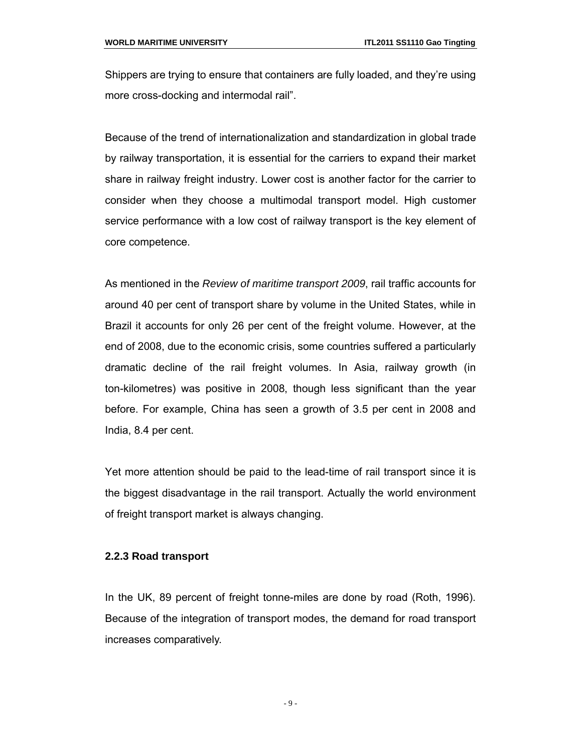Shippers are trying to ensure that containers are fully loaded, and they're using more cross-docking and intermodal rail".

Because of the trend of internationalization and standardization in global trade by railway transportation, it is essential for the carriers to expand their market share in railway freight industry. Lower cost is another factor for the carrier to consider when they choose a multimodal transport model. High customer service performance with a low cost of railway transport is the key element of core competence.

As mentioned in the *Review of maritime transport 2009*, rail traffic accounts for around 40 per cent of transport share by volume in the United States, while in Brazil it accounts for only 26 per cent of the freight volume. However, at the end of 2008, due to the economic crisis, some countries suffered a particularly dramatic decline of the rail freight volumes. In Asia, railway growth (in ton-kilometres) was positive in 2008, though less significant than the year before. For example, China has seen a growth of 3.5 per cent in 2008 and India, 8.4 per cent.

Yet more attention should be paid to the lead-time of rail transport since it is the biggest disadvantage in the rail transport. Actually the world environment of freight transport market is always changing.

### 2.2.3 Road transport

In the UK, 89 percent of freight tonne-miles are done by road (Roth, 1996). Because of the integration of transport modes, the demand for road transport increases comparatively.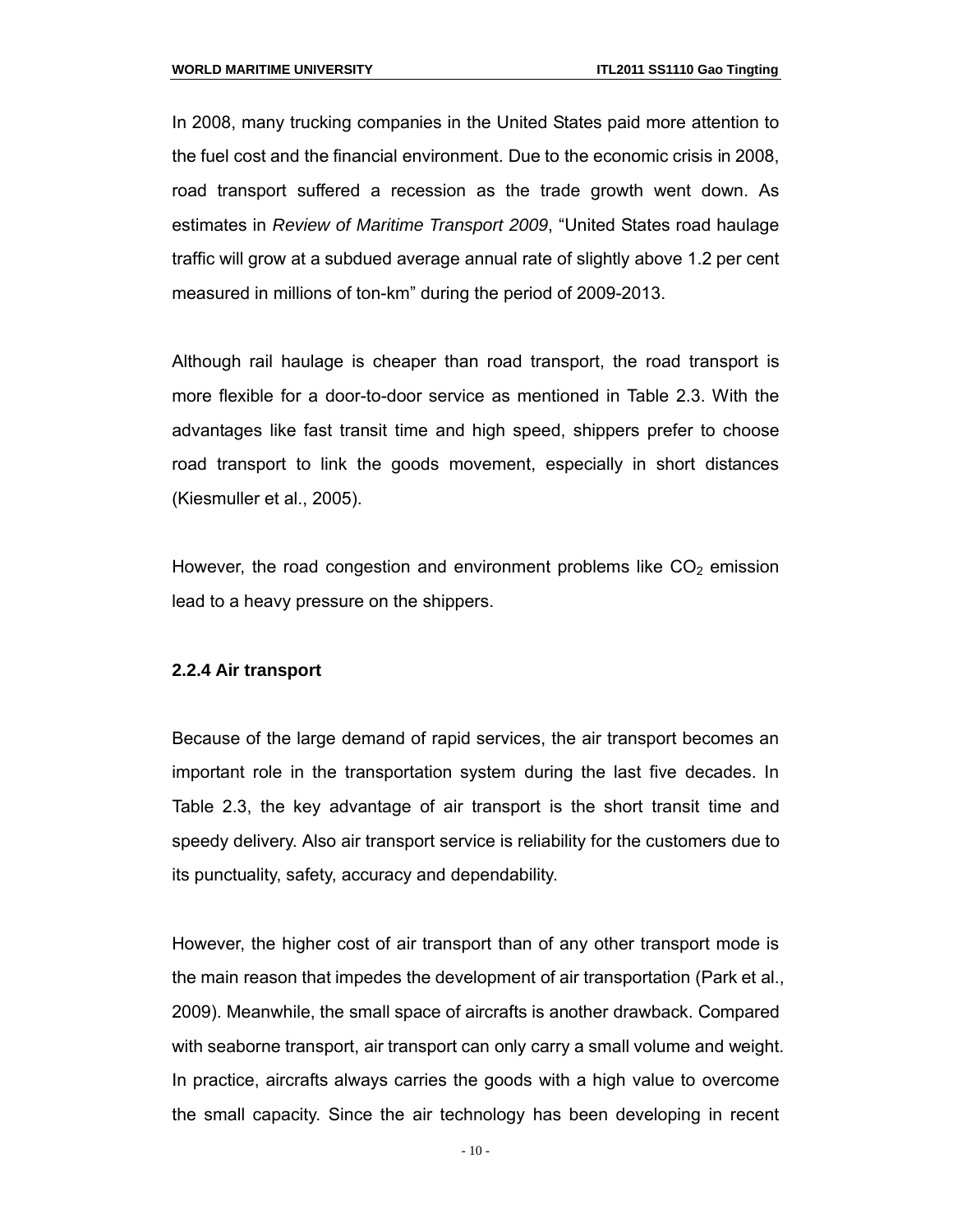In 2008, many trucking companies in the United States paid more attention to the fuel cost and the financial environment. Due to the economic crisis in 2008, road transport suffered a recession as the trade growth went down. As estimates in *Review of Maritime Transport 2009*, "United States road haulage traffic will grow at a subdued average annual rate of slightly above 1.2 per cent measured in millions of ton-km" during the period of 2009-2013.

Although rail haulage is cheaper than road transport, the road transport is more flexible for a door-to-door service as mentioned in Table 2.3. With the advantages like fast transit time and high speed, shippers prefer to choose road transport to link the goods movement, especially in short distances (Kiesmuller et al., 2005).

However, the road congestion and environment problems like $CO_2$ emission lead to a heavy pressure on the shippers.

### 2.2.4 Air transport

Because of the large demand of rapid services, the air transport becomes an important role in the transportation system during the last five decades. In Table 2.3, the key advantage of air transport is the short transit time and speedy delivery. Also air transport service is reliability for the customers due to its punctuality, safety, accuracy and dependability.

However, the higher cost of air transport than of any other transport mode is the main reason that impedes the development of air transportation (Park et al., 2009). Meanwhile, the small space of aircrafts is another drawback. Compared with seaborne transport, air transport can only carry a small volume and weight. In practice, aircrafts always carries the goods with a high value to overcome the small capacity. Since the air technology has been developing in recent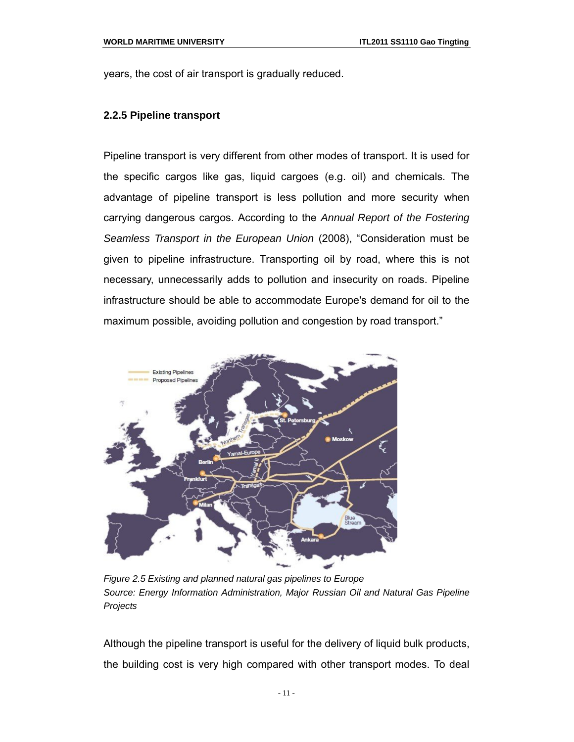years, the cost of air transport is gradually reduced.

### 2.2.5 Pipeline transport

Pipeline transport is very different from other modes of transport. It is used for the specific cargos like gas, liquid cargoes (e.g. oil) and chemicals. The advantage of pipeline transport is less pollution and more security when carrying dangerous cargos. According to the *Annual Report of the Fostering Seamless Transport in the European Union* (2008), "Consideration must be given to pipeline infrastructure. Transporting oil by road, where this is not necessary, unnecessarily adds to pollution and insecurity on roads. Pipeline infrastructure should be able to accommodate Europe's demand for oil to the maximum possible, avoiding pollution and congestion by road transport."

*Figure 2.5 Existing and planned natural gas pipelines to Europe*
*Source: Energy Information Administration, Major Russian Oil and Natural Gas Pipeline Projects*

Although the pipeline transport is useful for the delivery of liquid bulk products, the building cost is very high compared with other transport modes. To deal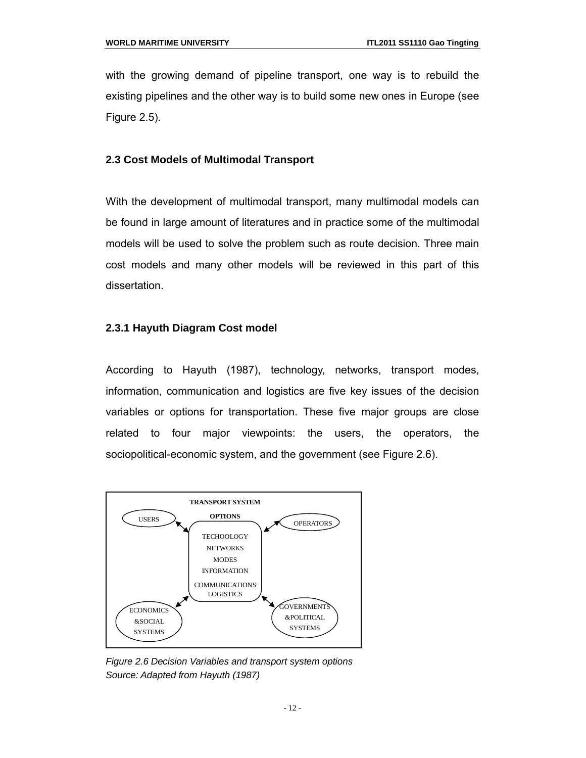with the growing demand of pipeline transport, one way is to rebuild the existing pipelines and the other way is to build some new ones in Europe (see Figure 2.5).

### 2.3 Cost Models of Multimodal Transport

With the development of multimodal transport, many multimodal models can be found in large amount of literatures and in practice some of the multimodal models will be used to solve the problem such as route decision. Three main cost models and many other models will be reviewed in this part of this dissertation.

#### 2.3.1 Hayuth Diagram Cost model

According to Hayuth (1987), technology, networks, transport modes, information, communication and logistics are five key issues of the decision variables or options for transportation. These five major groups are close related to four major viewpoints: the users, the operators, the sociopolitical-economic system, and the government (see Figure 2.6).

TRANSPORT SYSTEM

OPTIONS

USERS

OPERATORS

TECHOOLOGY
NETWORKS
MODES
INFORMATION
COMMUNICATIONS
LOGISTICS

ECONOMICS &SOCIAL SYSTEMS

GOVERNMENTS &POLITICAL SYSTEMS

*Figure 2.6 Decision Variables and transport system options*
*Source: Adapted from Hayuth (1987)*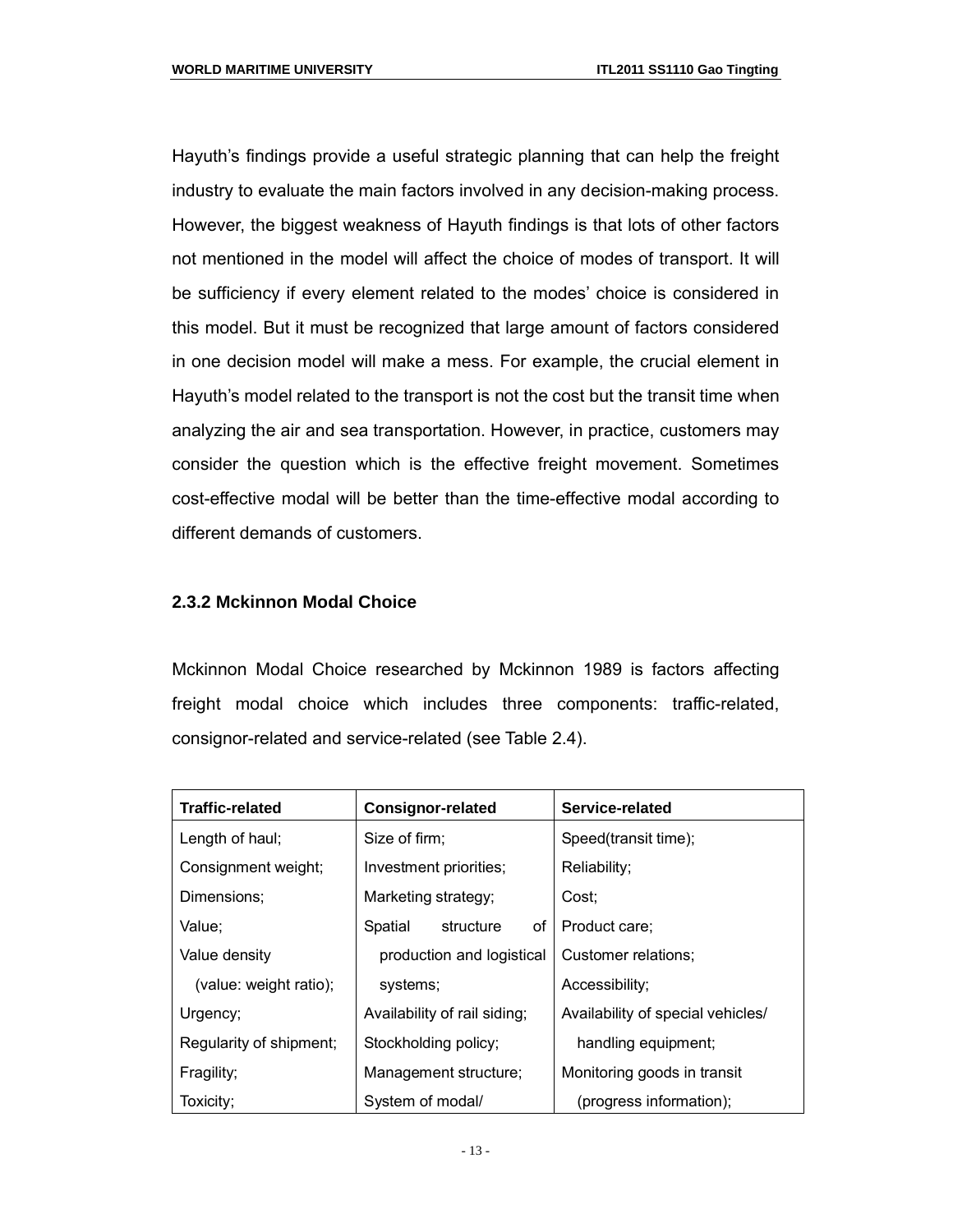Hayuth's findings provide a useful strategic planning that can help the freight industry to evaluate the main factors involved in any decision-making process. However, the biggest weakness of Hayuth findings is that lots of other factors not mentioned in the model will affect the choice of modes of transport. It will be sufficiency if every element related to the modes' choice is considered in this model. But it must be recognized that large amount of factors considered in one decision model will make a mess. For example, the crucial element in Hayuth's model related to the transport is not the cost but the transit time when analyzing the air and sea transportation. However, in practice, customers may consider the question which is the effective freight movement. Sometimes cost-effective modal will be better than the time-effective modal according to different demands of customers.

### 2.3.2 Mckinnon Modal Choice

Mckinnon Modal Choice researched by Mckinnon 1989 is factors affecting freight modal choice which includes three components: traffic-related, consignor-related and service-related (see Table 2.4).

| Traffic-related | Consignor-related | Service-related |
|---|---|---|
| Length of haul; | Size of firm; | Speed(transit time); |
| Consignment weight; | Investment priorities; | Reliability; |
| Dimensions; | Marketing strategy; | Cost; |
| Value; | Spatial structure of production and logistical systems; | Product care; |
| Value density (value: weight ratio); | | Customer relations; |
| | | Accessibility; |
| Urgency; | Availability of rail siding; | Availability of special vehicles/ handling equipment; |
| Regularity of shipment; | Stockholding policy; | |
| Fragility; | Management structure; | Monitoring goods in transit (progress information); |
| Toxicity; | System of modal/ | |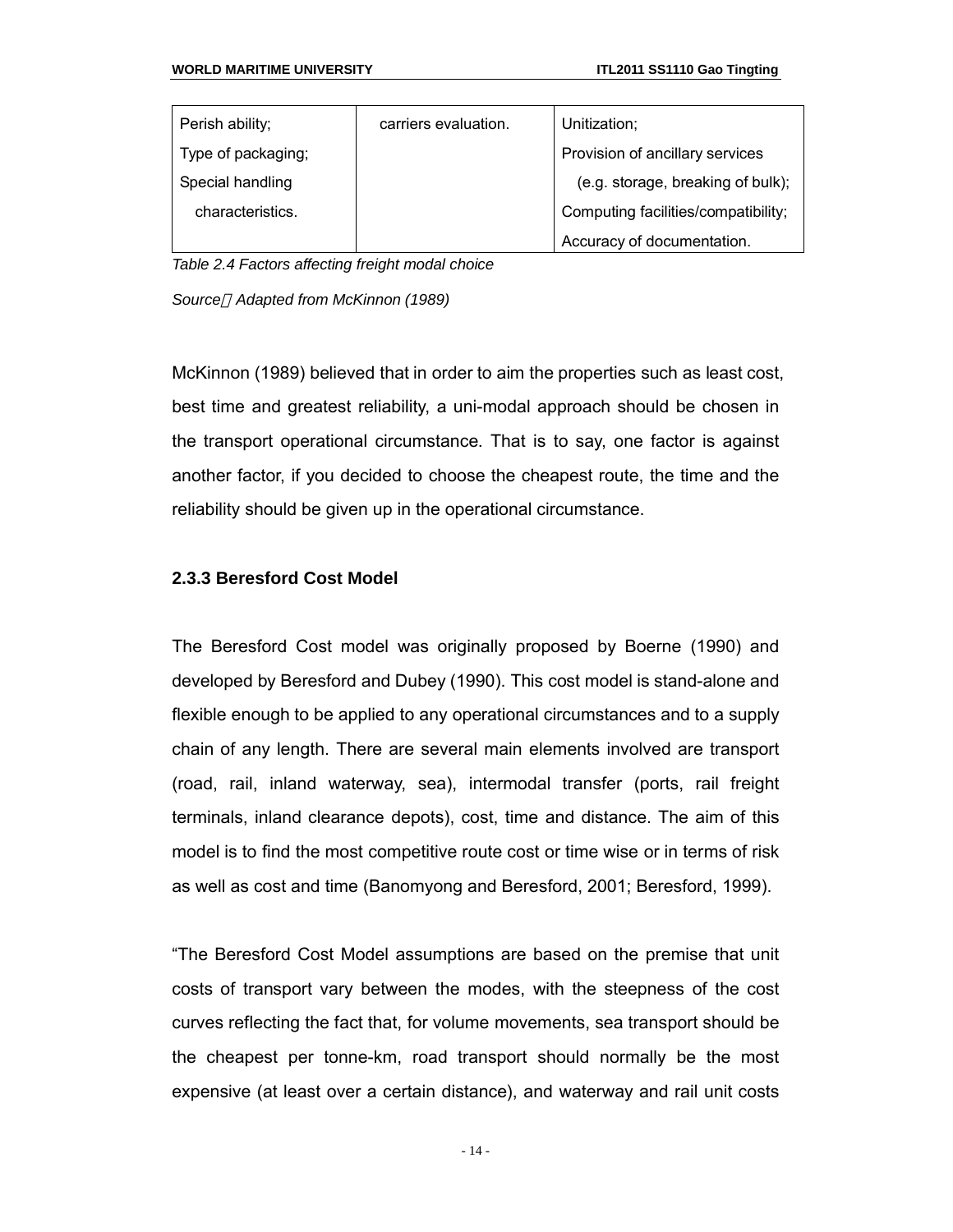| | | |
|---|---|---|
| Perish ability;<br>Type of packaging;<br>Special handling characteristics. | carriers evaluation. | Unitization;<br>Provision of ancillary services (e.g. storage, breaking of bulk);<br>Computing facilities/compatibility;<br>Accuracy of documentation. |

*Table 2.4 Factors affecting freight modal choice*

*Source：Adapted from McKinnon (1989)*

McKinnon (1989) believed that in order to aim the properties such as least cost, best time and greatest reliability, a uni-modal approach should be chosen in the transport operational circumstance. That is to say, one factor is against another factor, if you decided to choose the cheapest route, the time and the reliability should be given up in the operational circumstance.

### 2.3.3 Beresford Cost Model

The Beresford Cost model was originally proposed by Boerne (1990) and developed by Beresford and Dubey (1990). This cost model is stand-alone and flexible enough to be applied to any operational circumstances and to a supply chain of any length. There are several main elements involved are transport (road, rail, inland waterway, sea), intermodal transfer (ports, rail freight terminals, inland clearance depots), cost, time and distance. The aim of this model is to find the most competitive route cost or time wise or in terms of risk as well as cost and time (Banomyong and Beresford, 2001; Beresford, 1999).

"The Beresford Cost Model assumptions are based on the premise that unit costs of transport vary between the modes, with the steepness of the cost curves reflecting the fact that, for volume movements, sea transport should be the cheapest per tonne-km, road transport should normally be the most expensive (at least over a certain distance), and waterway and rail unit costs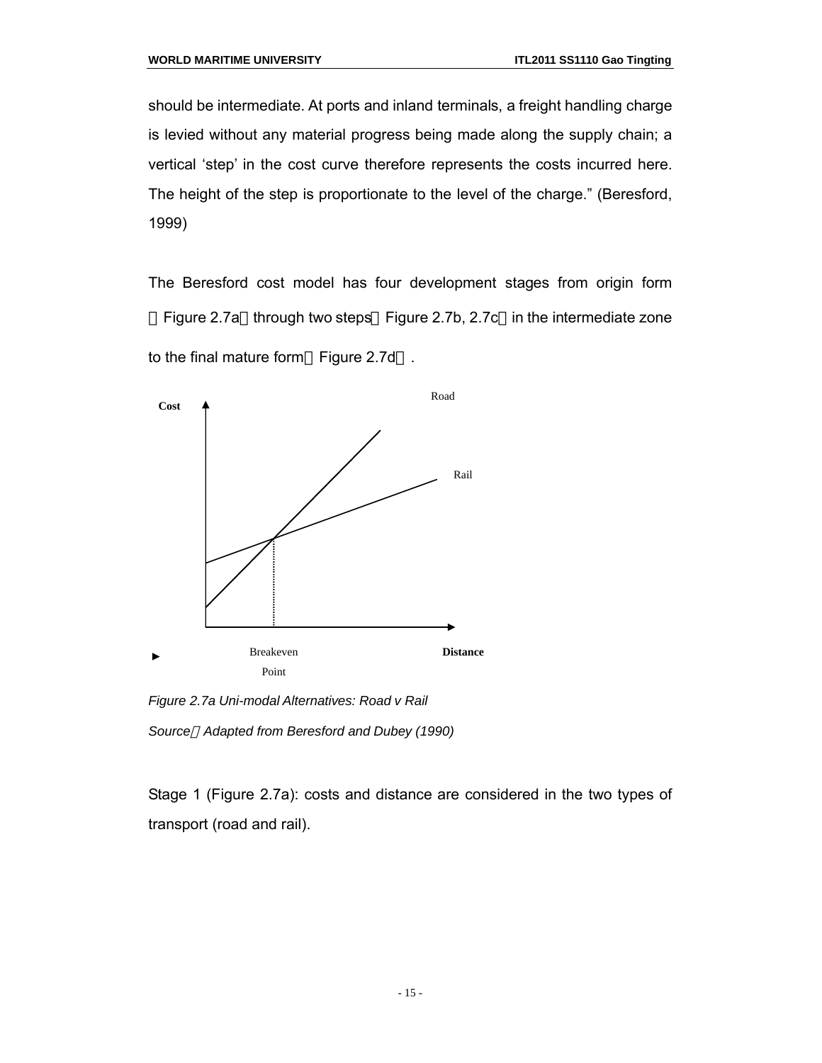should be intermediate. At ports and inland terminals, a freight handling charge is levied without any material progress being made along the supply chain; a vertical 'step' in the cost curve therefore represents the costs incurred here. The height of the step is proportionate to the level of the charge." (Beresford, 1999)

The Beresford cost model has four development stages from origin form（Figure 2.7a）through two steps（Figure 2.7b, 2.7c）in the intermediate zone to the final mature form（Figure 2.7d）.

Cost

Road

Rail

Breakeven Point

Distance

*Figure 2.7a Uni-modal Alternatives: Road v Rail*

*Source：Adapted from Beresford and Dubey (1990)*

Stage 1 (Figure 2.7a): costs and distance are considered in the two types of transport (road and rail).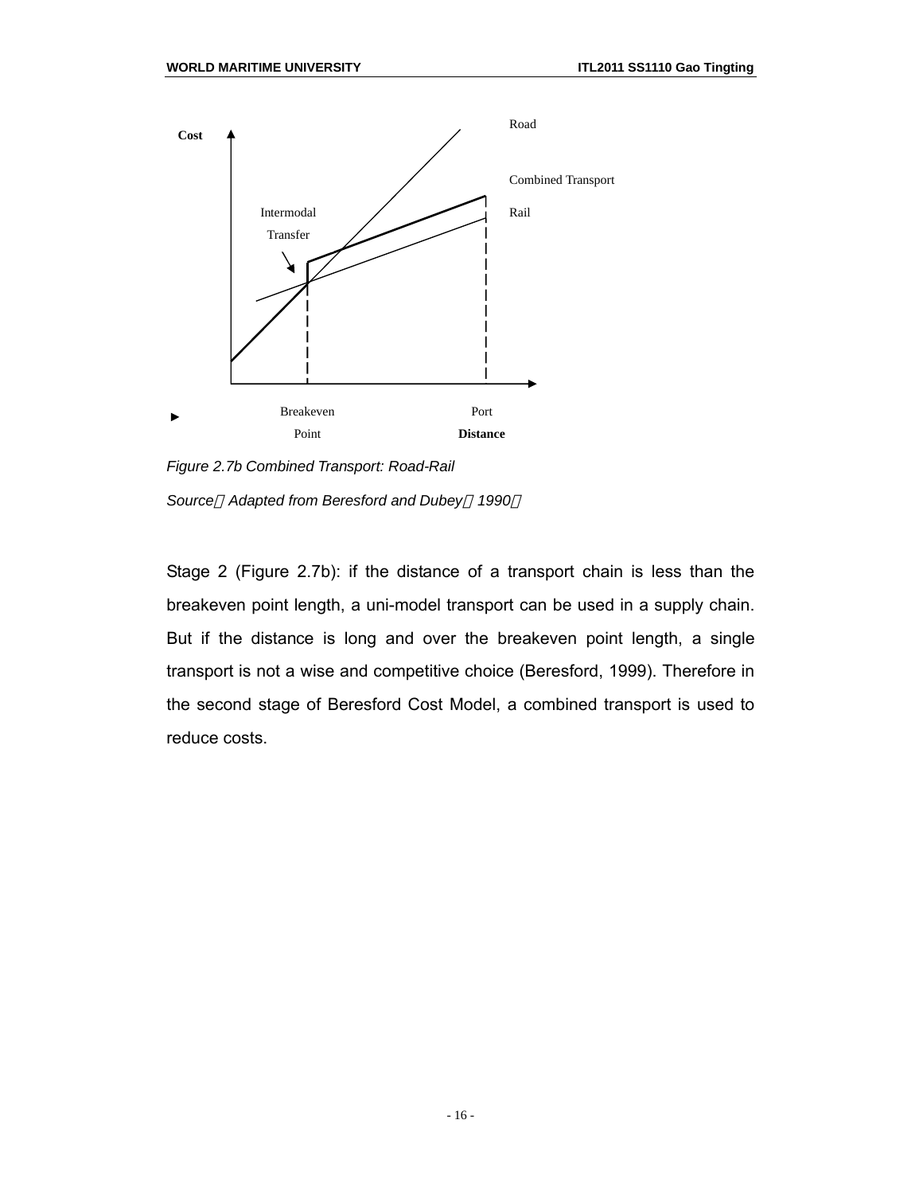Figure 2.7b Combined Transport: Road-Rail

Source：Adapted from Beresford and Dubey（1990）

Stage 2 (Figure 2.7b): if the distance of a transport chain is less than the breakeven point length, a uni-model transport can be used in a supply chain. But if the distance is long and over the breakeven point length, a single transport is not a wise and competitive choice (Beresford, 1999). Therefore in the second stage of Beresford Cost Model, a combined transport is used to reduce costs.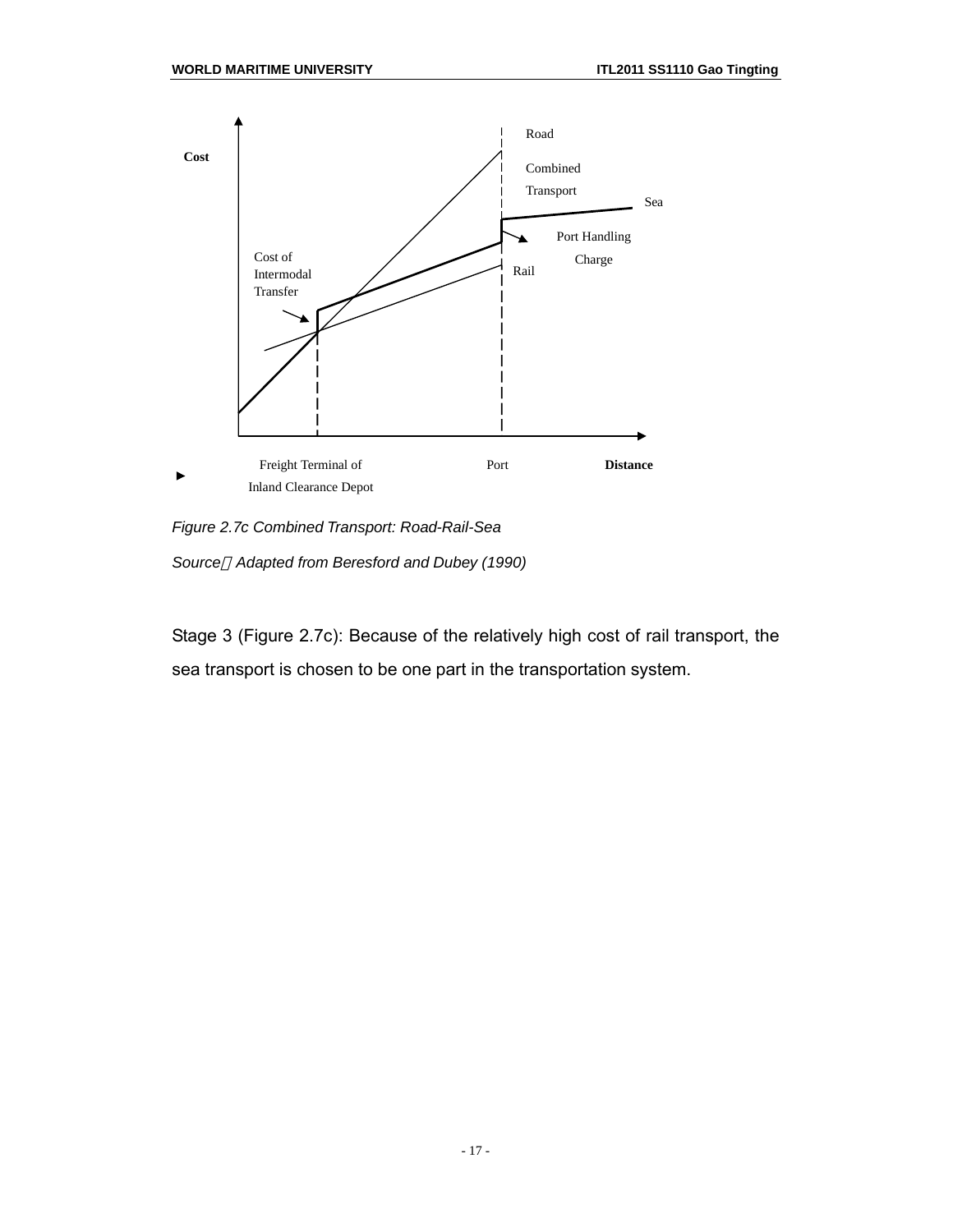Cost

Road

Combined Transport

Sea

Port Handling Charge

Cost of Intermodal Transfer

Rail

Freight Terminal of Inland Clearance Depot

Port

Distance

*Figure 2.7c Combined Transport: Road-Rail-Sea*

*Source：Adapted from Beresford and Dubey (1990)*

Stage 3 (Figure 2.7c): Because of the relatively high cost of rail transport, the sea transport is chosen to be one part in the transportation system.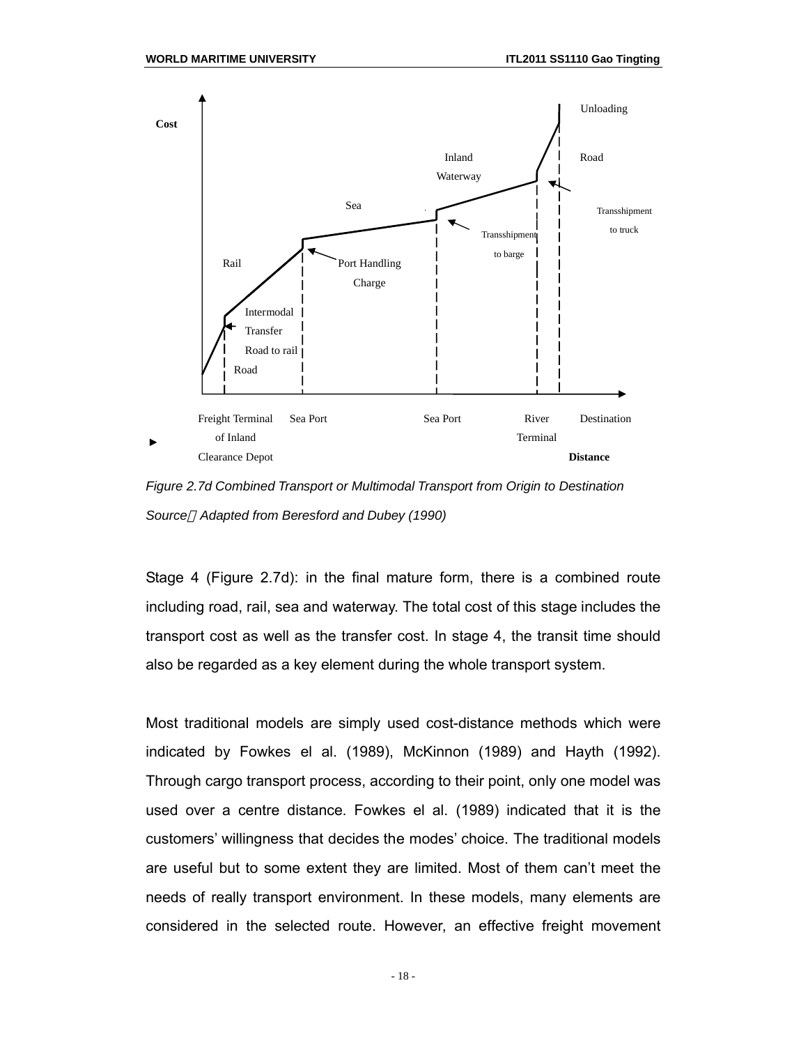*Figure 2.7d Combined Transport or Multimodal Transport from Origin to Destination*

*Source：Adapted from Beresford and Dubey (1990)*

Stage 4 (Figure 2.7d): in the final mature form, there is a combined route including road, rail, sea and waterway. The total cost of this stage includes the transport cost as well as the transfer cost. In stage 4, the transit time should also be regarded as a key element during the whole transport system.

Most traditional models are simply used cost-distance methods which were indicated by Fowkes el al. (1989), McKinnon (1989) and Hayth (1992). Through cargo transport process, according to their point, only one model was used over a centre distance. Fowkes el al. (1989) indicated that it is the customers' willingness that decides the modes' choice. The traditional models are useful but to some extent they are limited. Most of them can't meet the needs of really transport environment. In these models, many elements are considered in the selected route. However, an effective freight movement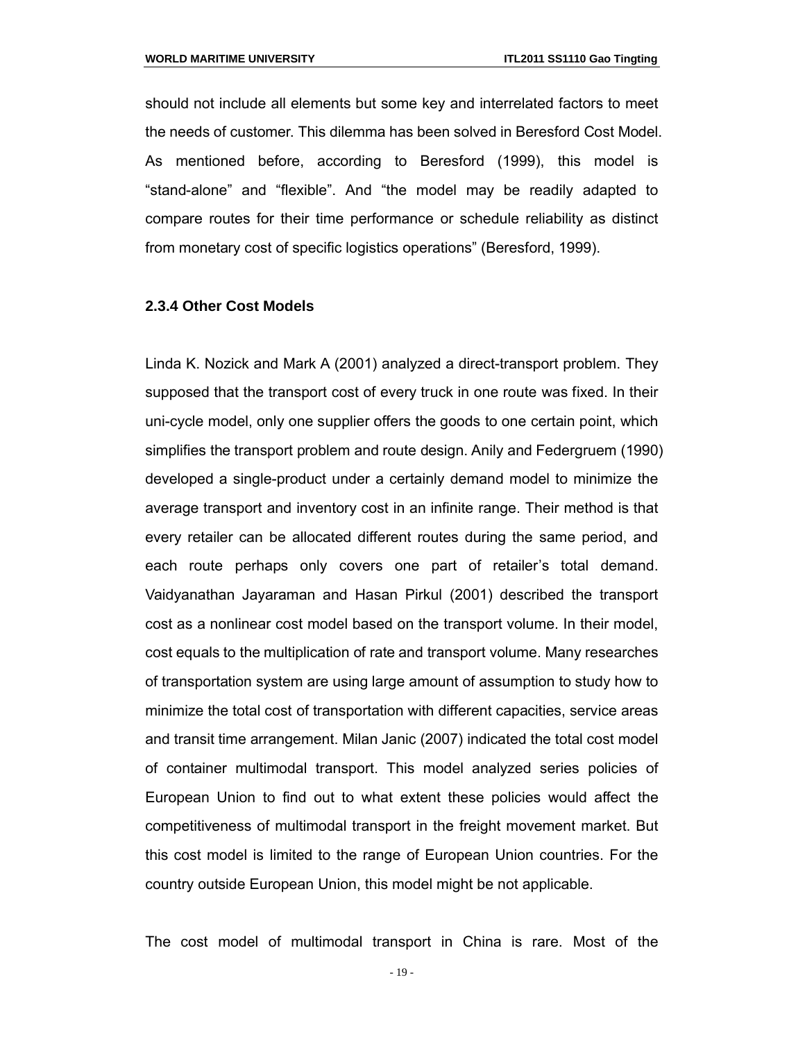should not include all elements but some key and interrelated factors to meet the needs of customer. This dilemma has been solved in Beresford Cost Model. As mentioned before, according to Beresford (1999), this model is "stand-alone" and "flexible". And "the model may be readily adapted to compare routes for their time performance or schedule reliability as distinct from monetary cost of specific logistics operations" (Beresford, 1999).

### 2.3.4 Other Cost Models

Linda K. Nozick and Mark A (2001) analyzed a direct-transport problem. They supposed that the transport cost of every truck in one route was fixed. In their uni-cycle model, only one supplier offers the goods to one certain point, which simplifies the transport problem and route design. Anily and Federgruem (1990) developed a single-product under a certainly demand model to minimize the average transport and inventory cost in an infinite range. Their method is that every retailer can be allocated different routes during the same period, and each route perhaps only covers one part of retailer's total demand. Vaidyanathan Jayaraman and Hasan Pirkul (2001) described the transport cost as a nonlinear cost model based on the transport volume. In their model, cost equals to the multiplication of rate and transport volume. Many researches of transportation system are using large amount of assumption to study how to minimize the total cost of transportation with different capacities, service areas and transit time arrangement. Milan Janic (2007) indicated the total cost model of container multimodal transport. This model analyzed series policies of European Union to find out to what extent these policies would affect the competitiveness of multimodal transport in the freight movement market. But this cost model is limited to the range of European Union countries. For the country outside European Union, this model might be not applicable.

The cost model of multimodal transport in China is rare. Most of the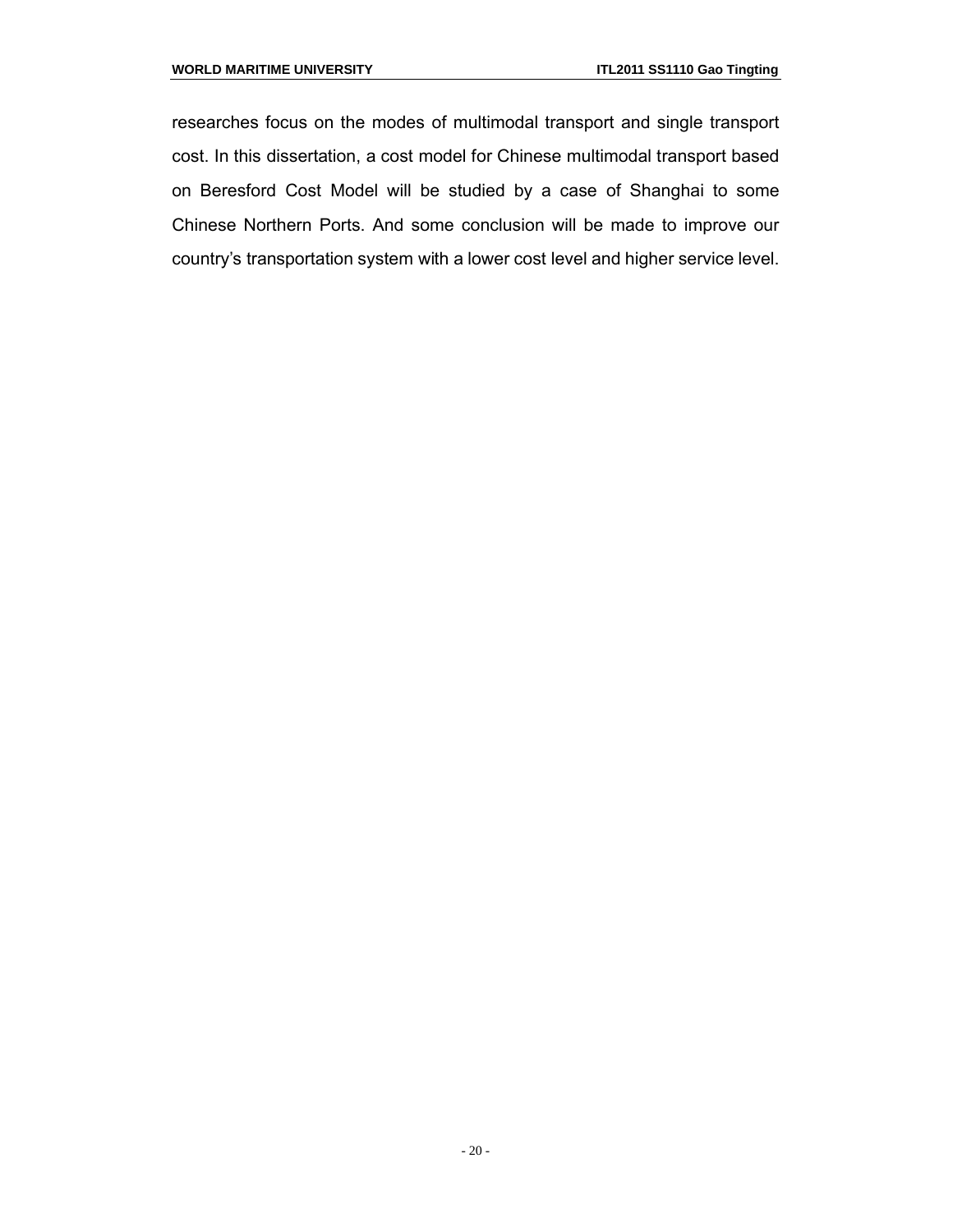researches focus on the modes of multimodal transport and single transport cost. In this dissertation, a cost model for Chinese multimodal transport based on Beresford Cost Model will be studied by a case of Shanghai to some Chinese Northern Ports. And some conclusion will be made to improve our country's transportation system with a lower cost level and higher service level.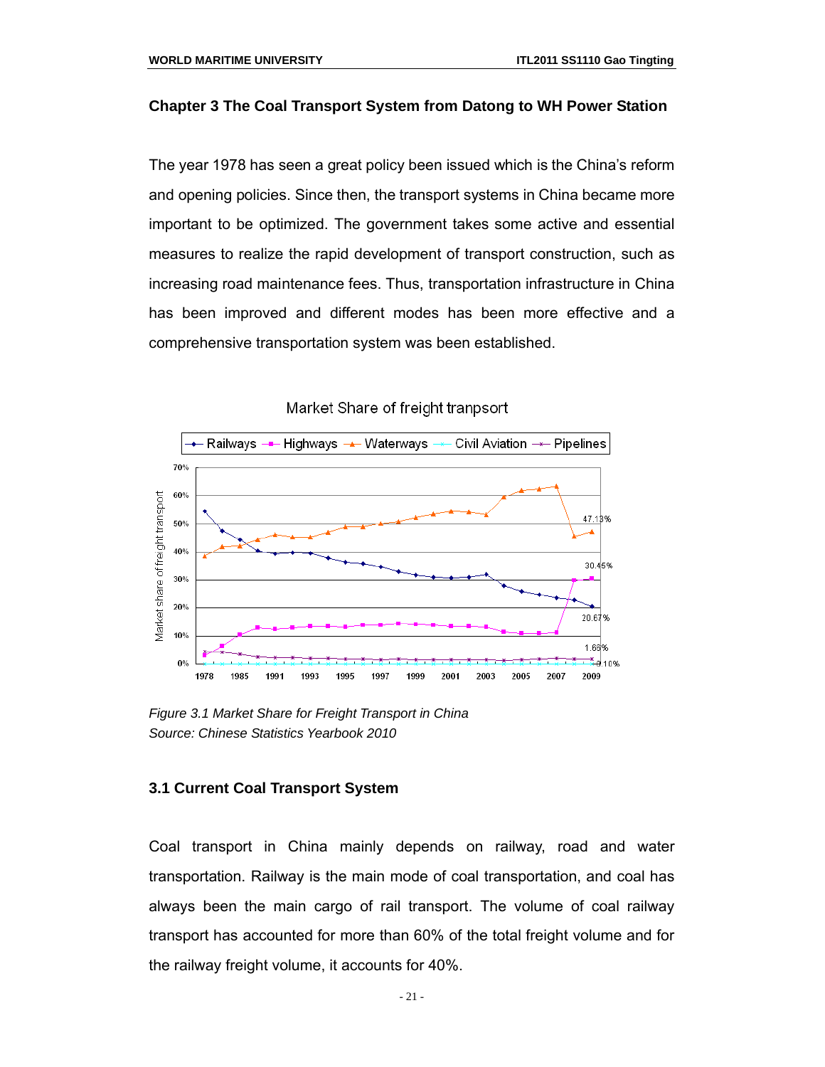## Chapter 3 The Coal Transport System from Datong to WH Power Station

The year 1978 has seen a great policy been issued which is the China's reform and opening policies. Since then, the transport systems in China became more important to be optimized. The government takes some active and essential measures to realize the rapid development of transport construction, such as increasing road maintenance fees. Thus, transportation infrastructure in China has been improved and different modes has been more effective and a comprehensive transportation system was been established.

*Figure 3.1 Market Share for Freight Transport in China*
*Source: Chinese Statistics Yearbook 2010*

### 3.1 Current Coal Transport System

Coal transport in China mainly depends on railway, road and water transportation. Railway is the main mode of coal transportation, and coal has always been the main cargo of rail transport. The volume of coal railway transport has accounted for more than 60% of the total freight volume and for the railway freight volume, it accounts for 40%.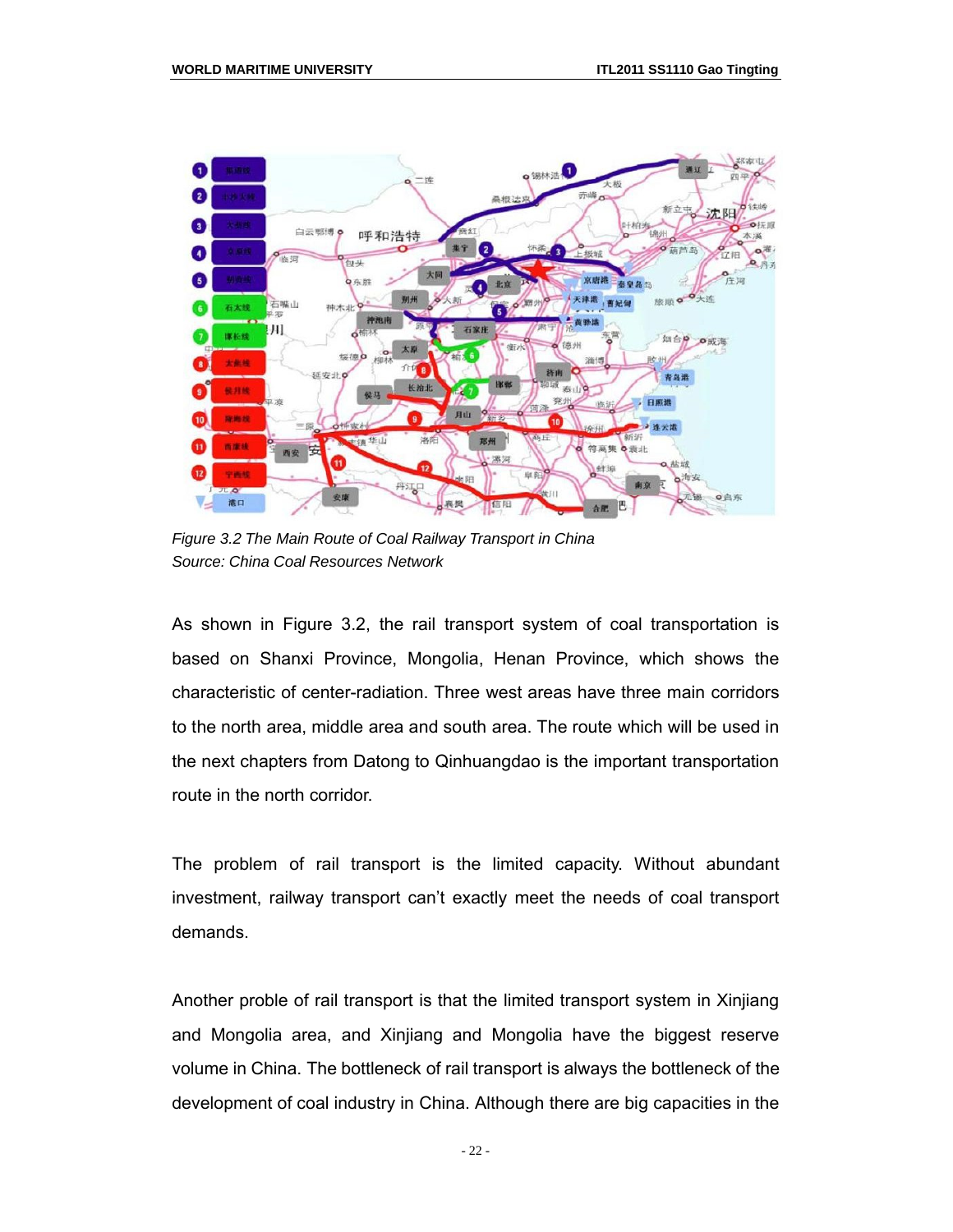*Figure 3.2 The Main Route of Coal Railway Transport in China*
*Source: China Coal Resources Network*

As shown in Figure 3.2, the rail transport system of coal transportation is based on Shanxi Province, Mongolia, Henan Province, which shows the characteristic of center-radiation. Three west areas have three main corridors to the north area, middle area and south area. The route which will be used in the next chapters from Datong to Qinhuangdao is the important transportation route in the north corridor.

The problem of rail transport is the limited capacity. Without abundant investment, railway transport can't exactly meet the needs of coal transport demands.

Another proble of rail transport is that the limited transport system in Xinjiang and Mongolia area, and Xinjiang and Mongolia have the biggest reserve volume in China. The bottleneck of rail transport is always the bottleneck of the development of coal industry in China. Although there are big capacities in the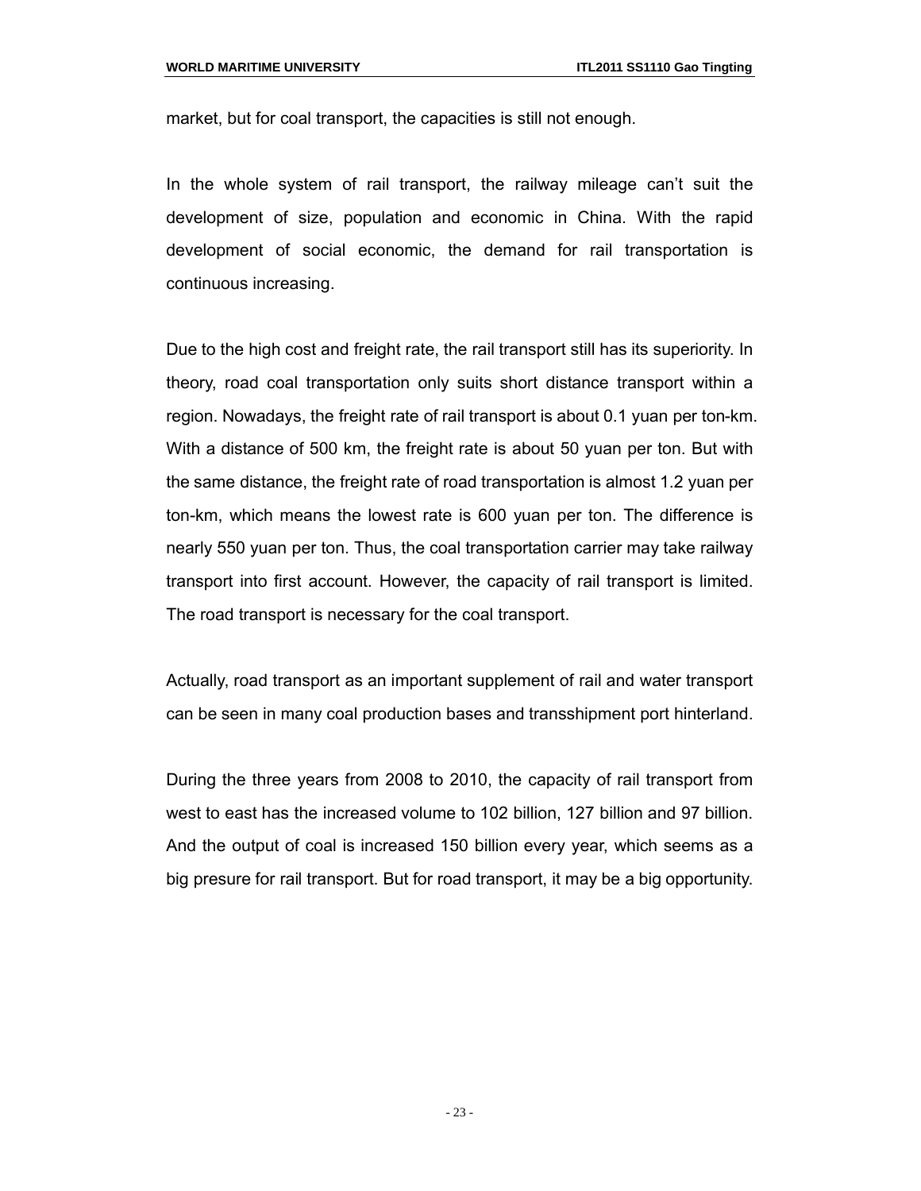market, but for coal transport, the capacities is still not enough.

In the whole system of rail transport, the railway mileage can't suit the development of size, population and economic in China. With the rapid development of social economic, the demand for rail transportation is continuous increasing.

Due to the high cost and freight rate, the rail transport still has its superiority. In theory, road coal transportation only suits short distance transport within a region. Nowadays, the freight rate of rail transport is about 0.1 yuan per ton-km. With a distance of 500 km, the freight rate is about 50 yuan per ton. But with the same distance, the freight rate of road transportation is almost 1.2 yuan per ton-km, which means the lowest rate is 600 yuan per ton. The difference is nearly 550 yuan per ton. Thus, the coal transportation carrier may take railway transport into first account. However, the capacity of rail transport is limited. The road transport is necessary for the coal transport.

Actually, road transport as an important supplement of rail and water transport can be seen in many coal production bases and transshipment port hinterland.

During the three years from 2008 to 2010, the capacity of rail transport from west to east has the increased volume to 102 billion, 127 billion and 97 billion. And the output of coal is increased 150 billion every year, which seems as a big presure for rail transport. But for road transport, it may be a big opportunity.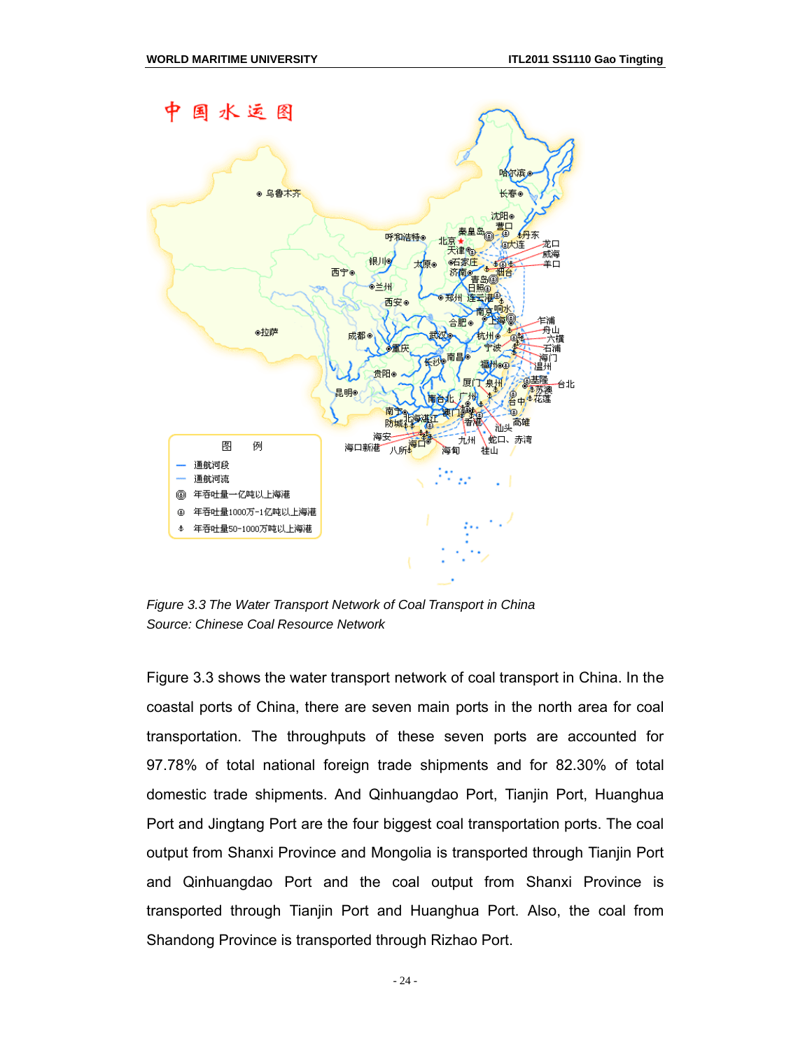*Figure 3.3 The Water Transport Network of Coal Transport in China*
*Source: Chinese Coal Resource Network*

Figure 3.3 shows the water transport network of coal transport in China. In the coastal ports of China, there are seven main ports in the north area for coal transportation. The throughputs of these seven ports are accounted for 97.78% of total national foreign trade shipments and for 82.30% of total domestic trade shipments. And Qinhuangdao Port, Tianjin Port, Huanghua Port and Jingtang Port are the four biggest coal transportation ports. The coal output from Shanxi Province and Mongolia is transported through Tianjin Port and Qinhuangdao Port and the coal output from Shanxi Province is transported through Tianjin Port and Huanghua Port. Also, the coal from Shandong Province is transported through Rizhao Port.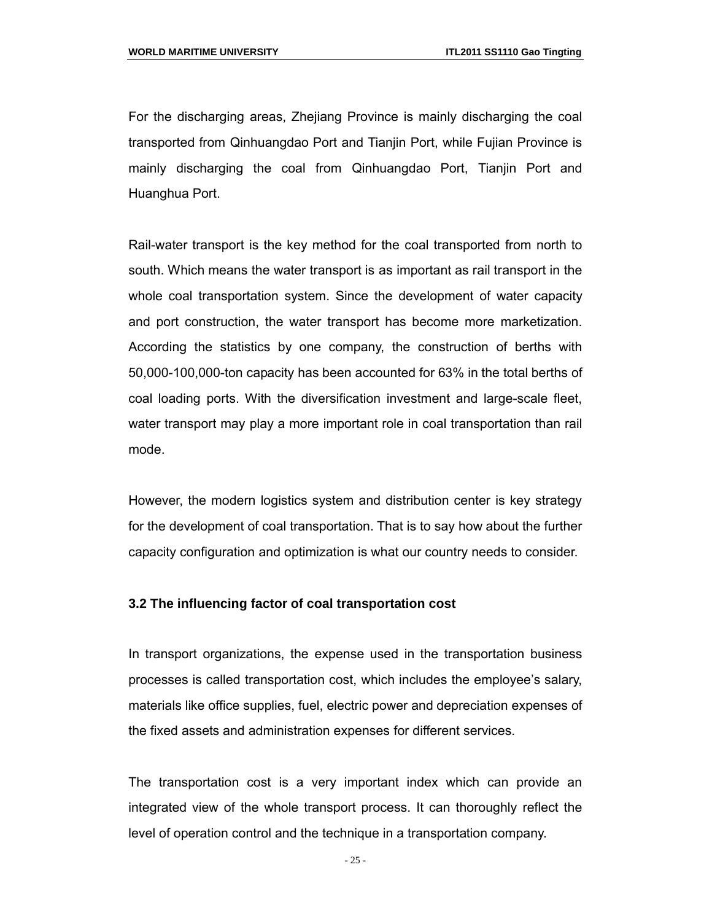For the discharging areas, Zhejiang Province is mainly discharging the coal transported from Qinhuangdao Port and Tianjin Port, while Fujian Province is mainly discharging the coal from Qinhuangdao Port, Tianjin Port and Huanghua Port.

Rail-water transport is the key method for the coal transported from north to south. Which means the water transport is as important as rail transport in the whole coal transportation system. Since the development of water capacity and port construction, the water transport has become more marketization. According the statistics by one company, the construction of berths with 50,000-100,000-ton capacity has been accounted for 63% in the total berths of coal loading ports. With the diversification investment and large-scale fleet, water transport may play a more important role in coal transportation than rail mode.

However, the modern logistics system and distribution center is key strategy for the development of coal transportation. That is to say how about the further capacity configuration and optimization is what our country needs to consider.

### 3.2 The influencing factor of coal transportation cost

In transport organizations, the expense used in the transportation business processes is called transportation cost, which includes the employee's salary, materials like office supplies, fuel, electric power and depreciation expenses of the fixed assets and administration expenses for different services.

The transportation cost is a very important index which can provide an integrated view of the whole transport process. It can thoroughly reflect the level of operation control and the technique in a transportation company.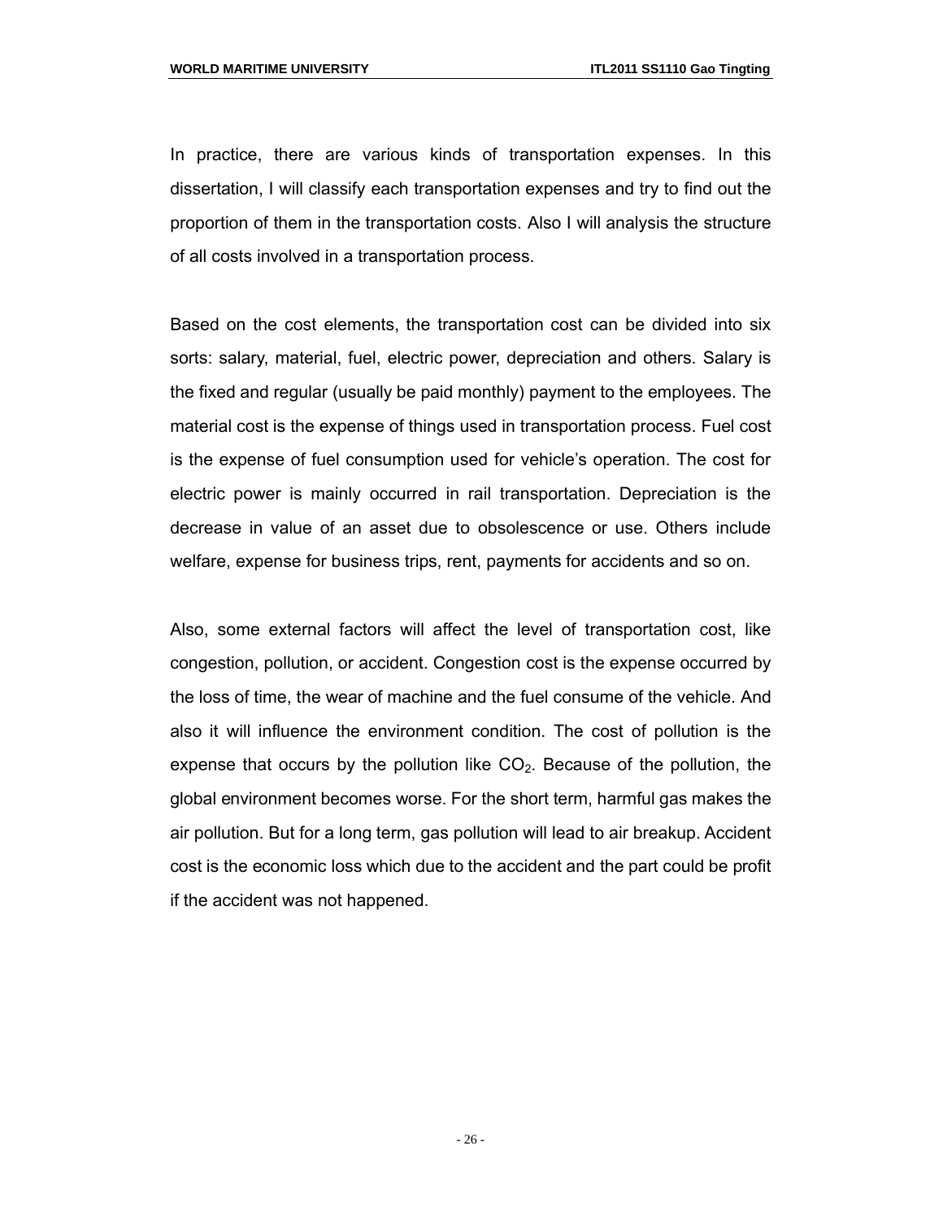In practice, there are various kinds of transportation expenses. In this dissertation, I will classify each transportation expenses and try to find out the proportion of them in the transportation costs. Also I will analysis the structure of all costs involved in a transportation process.

Based on the cost elements, the transportation cost can be divided into six sorts: salary, material, fuel, electric power, depreciation and others. Salary is the fixed and regular (usually be paid monthly) payment to the employees. The material cost is the expense of things used in transportation process. Fuel cost is the expense of fuel consumption used for vehicle's operation. The cost for electric power is mainly occurred in rail transportation. Depreciation is the decrease in value of an asset due to obsolescence or use. Others include welfare, expense for business trips, rent, payments for accidents and so on.

Also, some external factors will affect the level of transportation cost, like congestion, pollution, or accident. Congestion cost is the expense occurred by the loss of time, the wear of machine and the fuel consume of the vehicle. And also it will influence the environment condition. The cost of pollution is the expense that occurs by the pollution like $CO_2$. Because of the pollution, the global environment becomes worse. For the short term, harmful gas makes the air pollution. But for a long term, gas pollution will lead to air breakup. Accident cost is the economic loss which due to the accident and the part could be profit if the accident was not happened.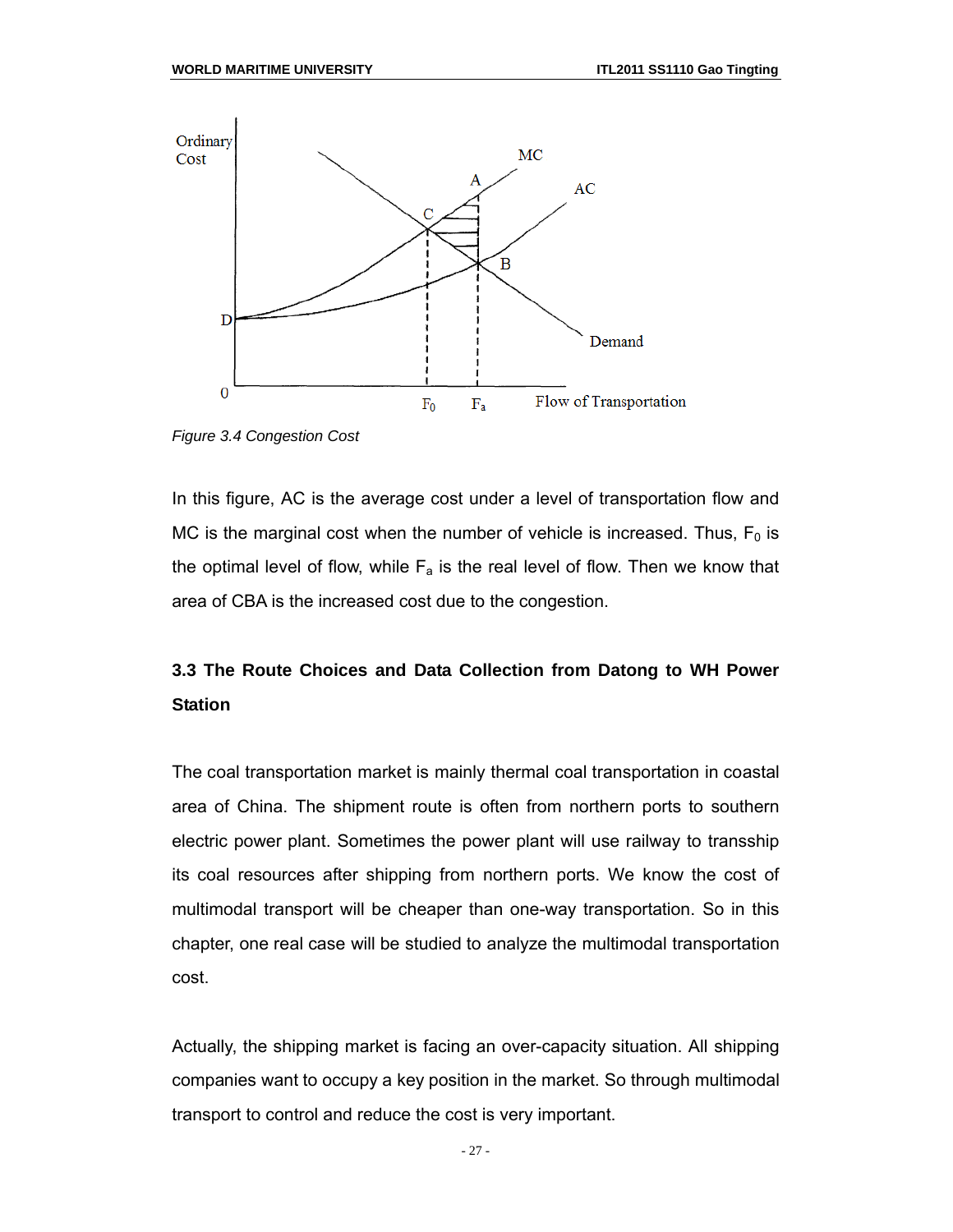*Figure 3.4 Congestion Cost*

In this figure, AC is the average cost under a level of transportation flow and MC is the marginal cost when the number of vehicle is increased. Thus, $F_0$ is the optimal level of flow, while $F_a$ is the real level of flow. Then we know that area of CBA is the increased cost due to the congestion.

## 3.3 The Route Choices and Data Collection from Datong to WH Power Station

The coal transportation market is mainly thermal coal transportation in coastal area of China. The shipment route is often from northern ports to southern electric power plant. Sometimes the power plant will use railway to transship its coal resources after shipping from northern ports. We know the cost of multimodal transport will be cheaper than one-way transportation. So in this chapter, one real case will be studied to analyze the multimodal transportation cost.

Actually, the shipping market is facing an over-capacity situation. All shipping companies want to occupy a key position in the market. So through multimodal transport to control and reduce the cost is very important.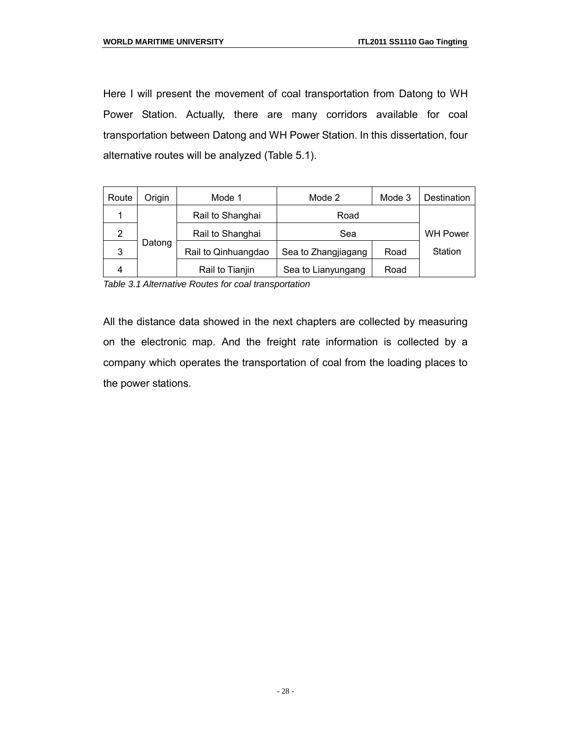Here I will present the movement of coal transportation from Datong to WH Power Station. Actually, there are many corridors available for coal transportation between Datong and WH Power Station. In this dissertation, four alternative routes will be analyzed (Table 5.1).

| Route | Origin | Mode 1 | Mode 2 | Mode 3 | Destination |
|---|---|---|---|---|---|
| 1 | Datong | Rail to Shanghai | Road | | WH Power Station |
| 2 | | Rail to Shanghai | Sea | | |
| 3 | | Rail to Qinhuangdao | Sea to Zhangjiagang | Road | |
| 4 | | Rail to Tianjin | Sea to Lianyungang | Road | |

*Table 3.1 Alternative Routes for coal transportation*

All the distance data showed in the next chapters are collected by measuring on the electronic map. And the freight rate information is collected by a company which operates the transportation of coal from the loading places to the power stations.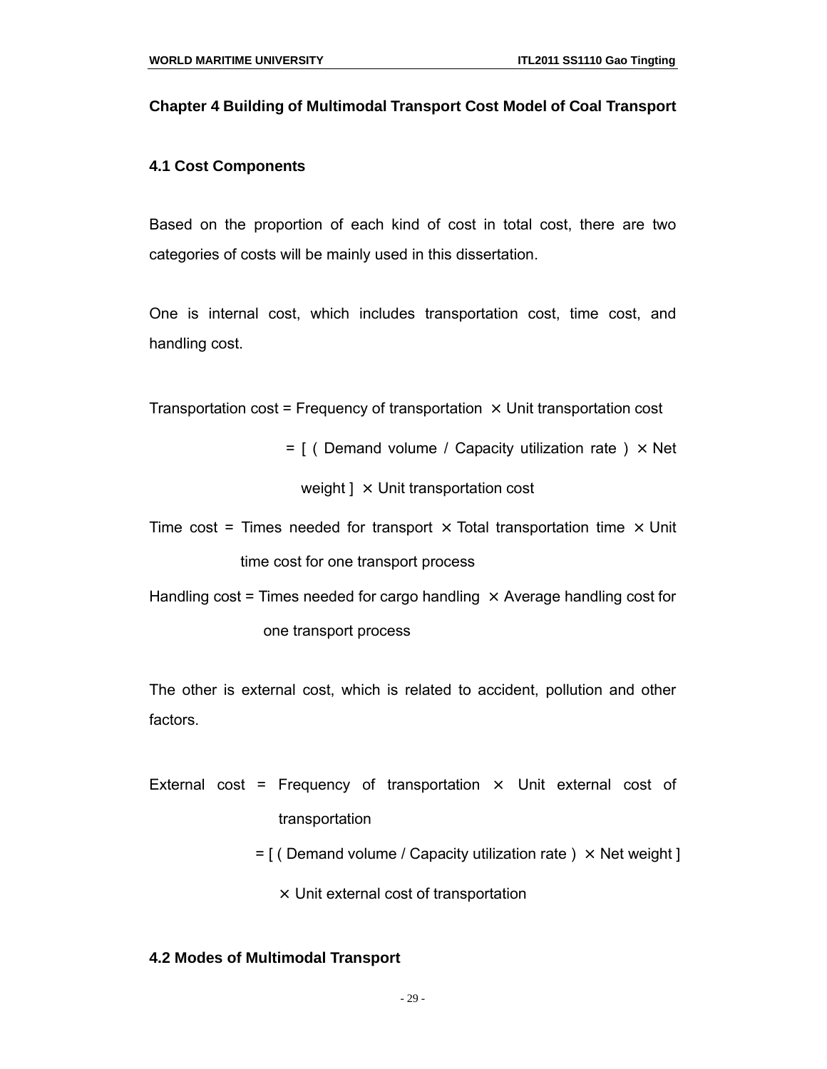## Chapter 4 Building of Multimodal Transport Cost Model of Coal Transport

### 4.1 Cost Components

Based on the proportion of each kind of cost in total cost, there are two categories of costs will be mainly used in this dissertation.

One is internal cost, which includes transportation cost, time cost, and handling cost.

Transportation cost = Frequency of transportation × Unit transportation cost

= [ ( Demand volume / Capacity utilization rate ) × Net weight ] × Unit transportation cost

Time cost = Times needed for transport × Total transportation time × Unit time cost for one transport process

Handling cost = Times needed for cargo handling × Average handling cost for one transport process

The other is external cost, which is related to accident, pollution and other factors.

External cost = Frequency of transportation × Unit external cost of transportation

= [ ( Demand volume / Capacity utilization rate ) × Net weight ] × Unit external cost of transportation

### 4.2 Modes of Multimodal Transport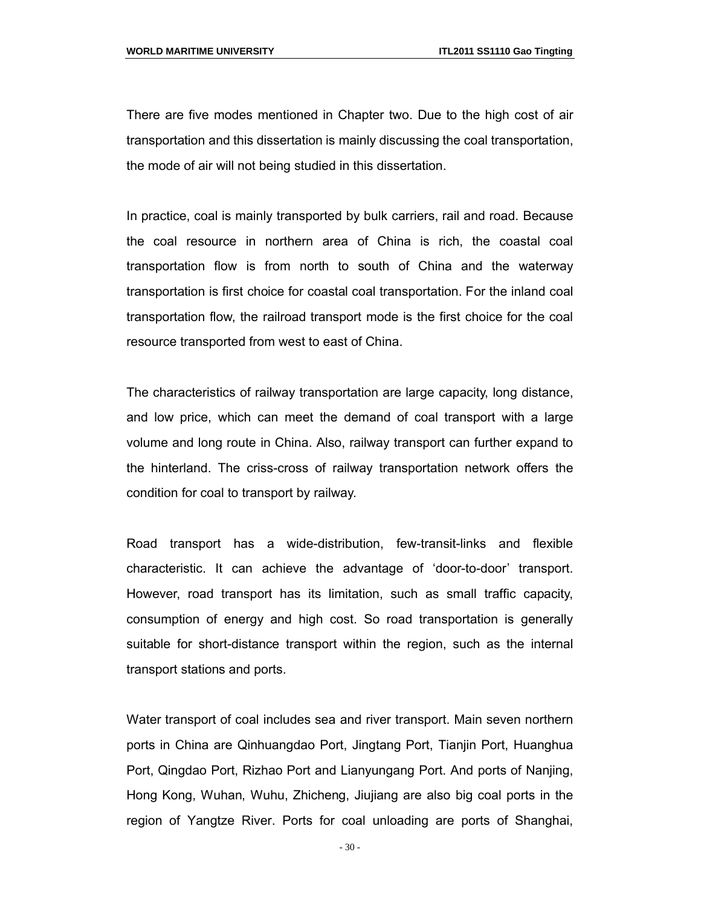There are five modes mentioned in Chapter two. Due to the high cost of air transportation and this dissertation is mainly discussing the coal transportation, the mode of air will not being studied in this dissertation.

In practice, coal is mainly transported by bulk carriers, rail and road. Because the coal resource in northern area of China is rich, the coastal coal transportation flow is from north to south of China and the waterway transportation is first choice for coastal coal transportation. For the inland coal transportation flow, the railroad transport mode is the first choice for the coal resource transported from west to east of China.

The characteristics of railway transportation are large capacity, long distance, and low price, which can meet the demand of coal transport with a large volume and long route in China. Also, railway transport can further expand to the hinterland. The criss-cross of railway transportation network offers the condition for coal to transport by railway.

Road transport has a wide-distribution, few-transit-links and flexible characteristic. It can achieve the advantage of ‘door-to-door’ transport. However, road transport has its limitation, such as small traffic capacity, consumption of energy and high cost. So road transportation is generally suitable for short-distance transport within the region, such as the internal transport stations and ports.

Water transport of coal includes sea and river transport. Main seven northern ports in China are Qinhuangdao Port, Jingtang Port, Tianjin Port, Huanghua Port, Qingdao Port, Rizhao Port and Lianyungang Port. And ports of Nanjing, Hong Kong, Wuhan, Wuhu, Zhicheng, Jiujiang are also big coal ports in the region of Yangtze River. Ports for coal unloading are ports of Shanghai,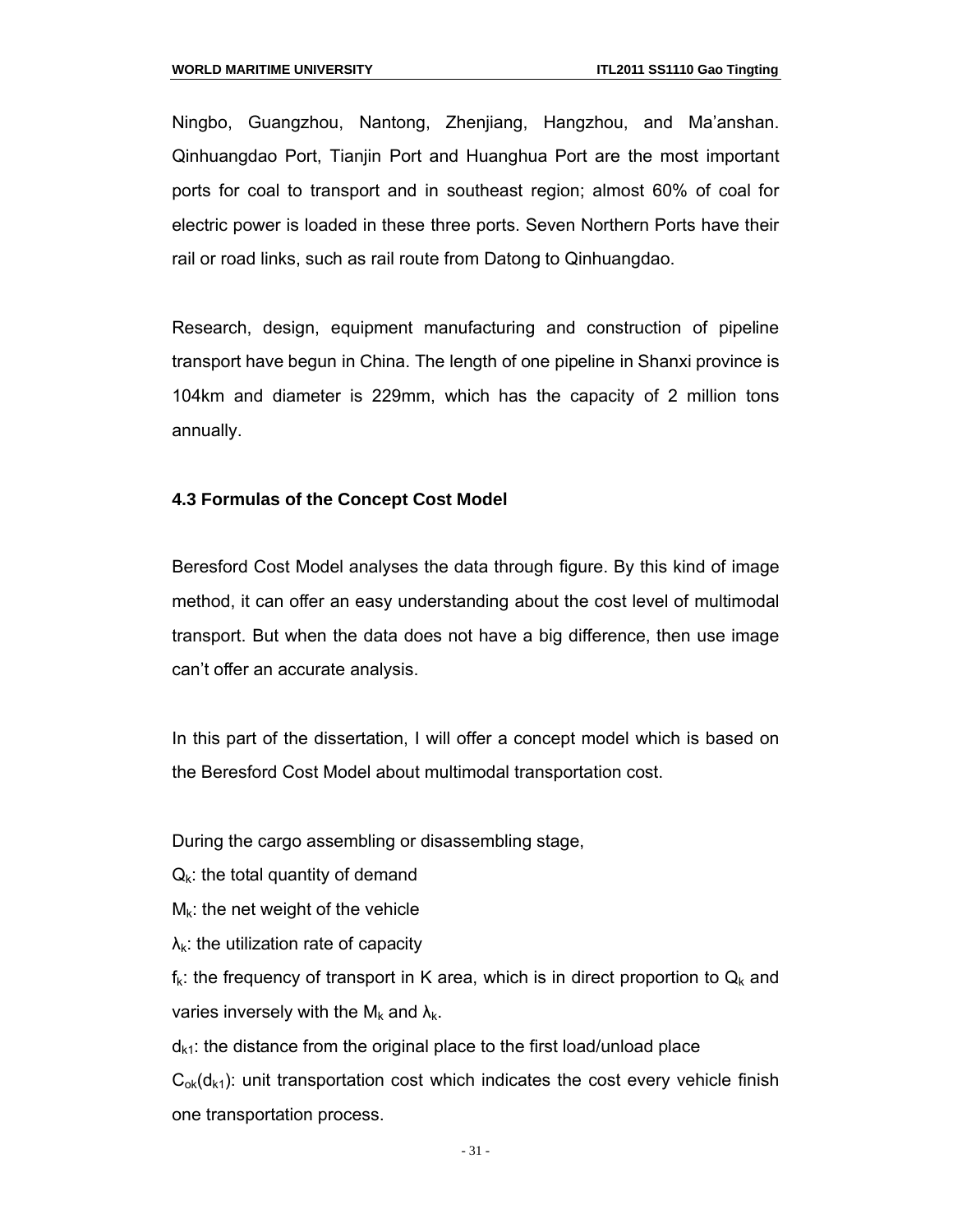Ningbo, Guangzhou, Nantong, Zhenjiang, Hangzhou, and Ma'anshan. Qinhuangdao Port, Tianjin Port and Huanghua Port are the most important ports for coal to transport and in southeast region; almost 60% of coal for electric power is loaded in these three ports. Seven Northern Ports have their rail or road links, such as rail route from Datong to Qinhuangdao.

Research, design, equipment manufacturing and construction of pipeline transport have begun in China. The length of one pipeline in Shanxi province is 104km and diameter is 229mm, which has the capacity of 2 million tons annually.

### 4.3 Formulas of the Concept Cost Model

Beresford Cost Model analyses the data through figure. By this kind of image method, it can offer an easy understanding about the cost level of multimodal transport. But when the data does not have a big difference, then use image can't offer an accurate analysis.

In this part of the dissertation, I will offer a concept model which is based on the Beresford Cost Model about multimodal transportation cost.

During the cargo assembling or disassembling stage,

$Q_k$: the total quantity of demand

$M_k$: the net weight of the vehicle

$\lambda_k$: the utilization rate of capacity

$f_k$: the frequency of transport in K area, which is in direct proportion to $Q_k$ and varies inversely with the $M_k$ and $\lambda_k$.

$d_{k1}$: the distance from the original place to the first load/unload place

$C_{ok}(d_{k1})$: unit transportation cost which indicates the cost every vehicle finish one transportation process.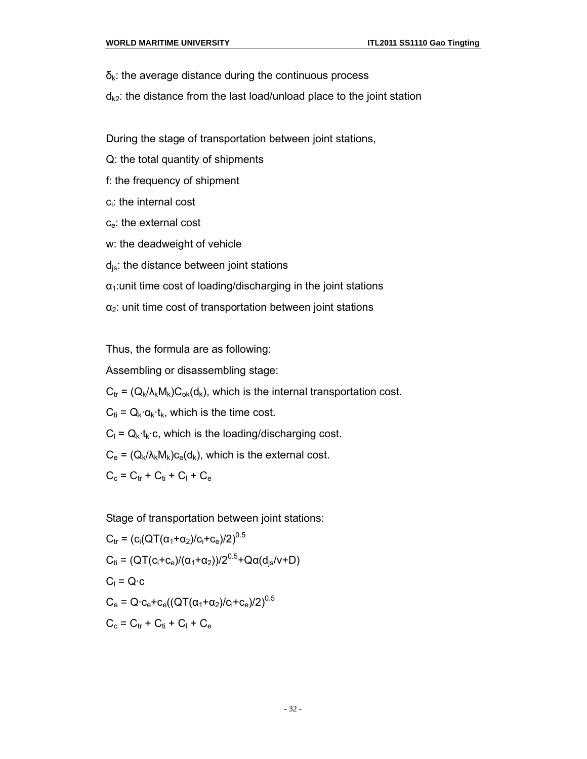$\delta_k$: the average distance during the continuous process

$d_{k2}$: the distance from the last load/unload place to the joint station

During the stage of transportation between joint stations,

Q: the total quantity of shipments

f: the frequency of shipment

$c_i$: the internal cost

$c_e$: the external cost

w: the deadweight of vehicle

$d_{js}$: the distance between joint stations

$\alpha_1$:unit time cost of loading/discharging in the joint stations

$\alpha_2$: unit time cost of transportation between joint stations

Thus, the formula are as following:

Assembling or disassembling stage:

$C_{tr} = (Q_k/\lambda_k M_k)C_{ok}(d_k)$, which is the internal transportation cost.

$C_{ti} = Q_k \cdot \alpha_k \cdot t_k$, which is the time cost.

$C_l = Q_k \cdot t_k \cdot c$, which is the loading/discharging cost.

$C_e = (Q_k/\lambda_k M_k)c_e(d_k)$, which is the external cost.

$C_c = C_{tr} + C_{ti} + C_l + C_e$

Stage of transportation between joint stations:

$C_{tr} = (c_i(QT(\alpha_1+\alpha_2)/c_i+c_e)/2)^{0.5}$

$C_{ti} = (QT(c_i+c_e)/(\alpha_1+\alpha_2))/2^{0.5}+Q\alpha(d_{js}/v+D)$

$C_l = Q \cdot c$

$C_e = Q \cdot c_e+c_e((QT(\alpha_1+\alpha_2)/c_i+c_e)/2)^{0.5}$

$C_c = C_{tr} + C_{ti} + C_l + C_e$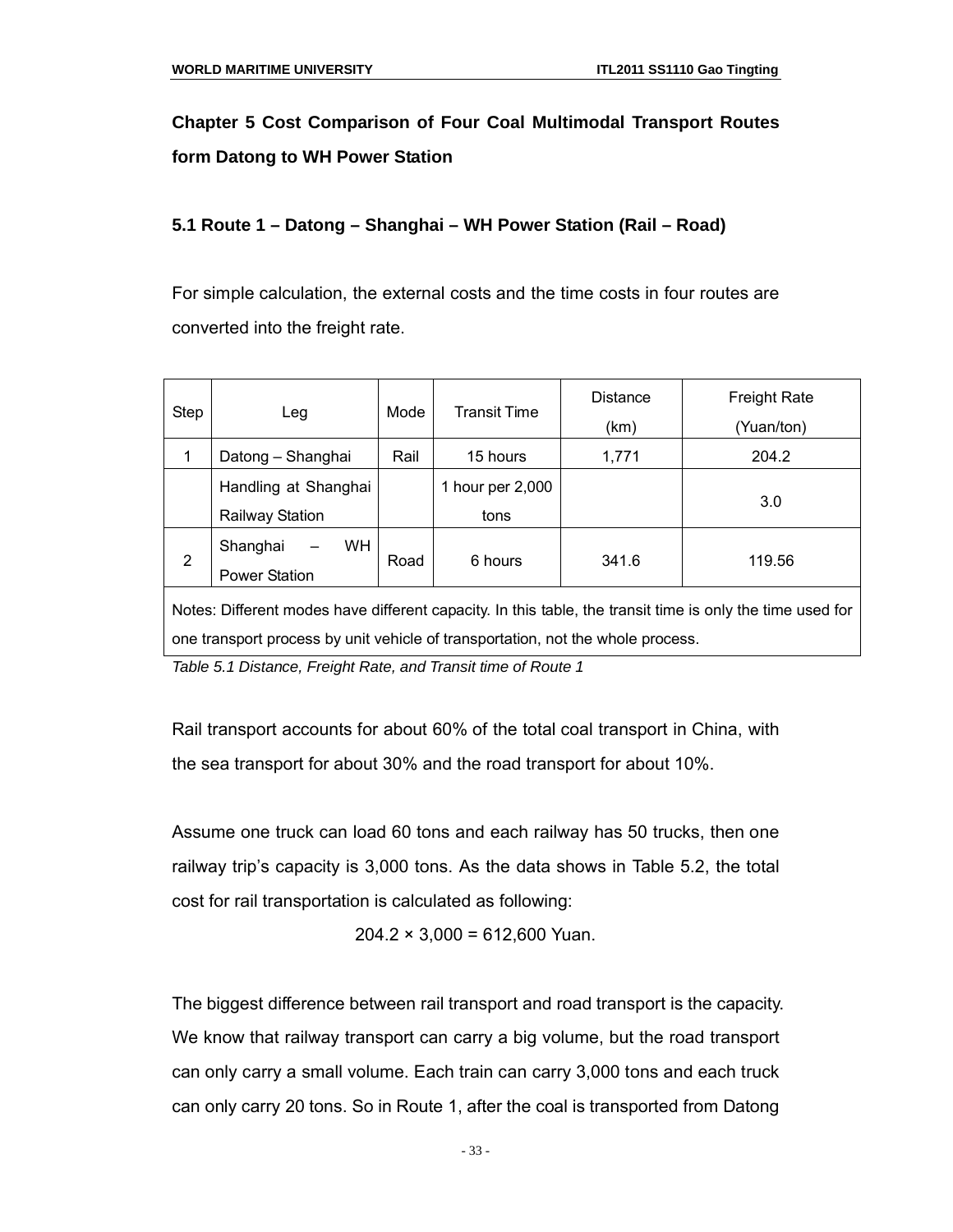## Chapter 5 Cost Comparison of Four Coal Multimodal Transport Routes form Datong to WH Power Station

### 5.1 Route 1 – Datong – Shanghai – WH Power Station (Rail – Road)

For simple calculation, the external costs and the time costs in four routes are converted into the freight rate.

| Step | Leg | Mode | Transit Time | Distance (km) | Freight Rate (Yuan/ton) |
|---|---|---|---|---|---|
| 1 | Datong – Shanghai | Rail | 15 hours | 1,771 | 204.2 |
| | Handling at Shanghai Railway Station | | 1 hour per 2,000 tons | | 3.0 |
| 2 | Shanghai – WH Power Station | Road | 6 hours | 341.6 | 119.56 |
| Notes: Different modes have different capacity. In this table, the transit time is only the time used for one transport process by unit vehicle of transportation, not the whole process. | | | | | |

*Table 5.1 Distance, Freight Rate, and Transit time of Route 1*

Rail transport accounts for about 60% of the total coal transport in China, with the sea transport for about 30% and the road transport for about 10%.

Assume one truck can load 60 tons and each railway has 50 trucks, then one railway trip's capacity is 3,000 tons. As the data shows in Table 5.2, the total cost for rail transportation is calculated as following:

$$204.2 \times 3{,}000 = 612{,}600 \text{ Yuan.}$$

The biggest difference between rail transport and road transport is the capacity. We know that railway transport can carry a big volume, but the road transport can only carry a small volume. Each train can carry 3,000 tons and each truck can only carry 20 tons. So in Route 1, after the coal is transported from Datong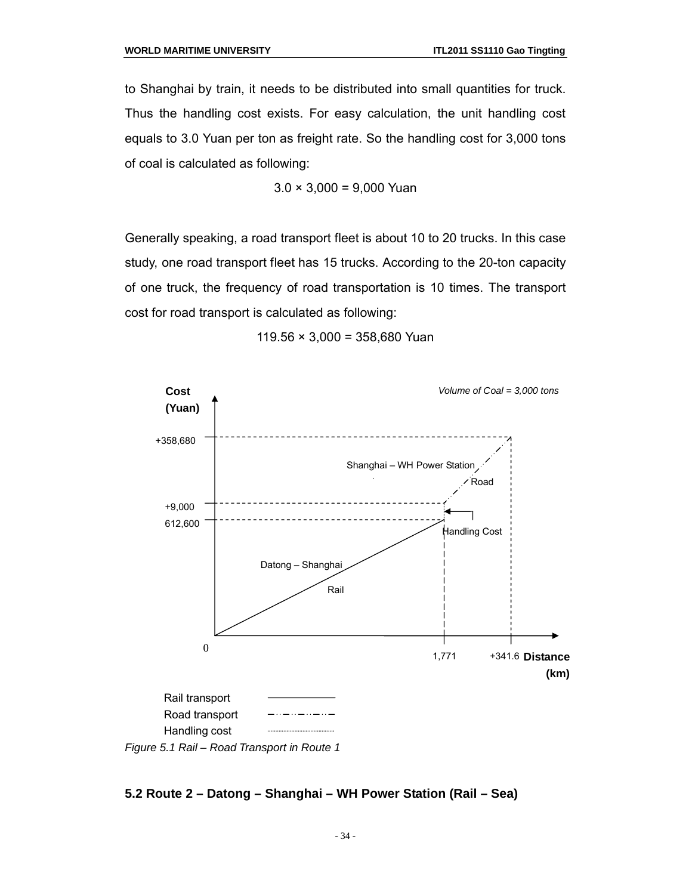to Shanghai by train, it needs to be distributed into small quantities for truck. Thus the handling cost exists. For easy calculation, the unit handling cost equals to 3.0 Yuan per ton as freight rate. So the handling cost for 3,000 tons of coal is calculated as following:

$$3.0 \times 3,000 = 9,000 \text{ Yuan}$$

Generally speaking, a road transport fleet is about 10 to 20 trucks. In this case study, one road transport fleet has 15 trucks. According to the 20-ton capacity of one truck, the frequency of road transportation is 10 times. The transport cost for road transport is calculated as following:

$$119.56 \times 3,000 = 358,680 \text{ Yuan}$$

Cost (Yuan)

Volume of Coal = 3,000 tons

+358,680

Shanghai – WH Power Station

Road

+9,000

612,600

Handling Cost

Datong – Shanghai

Rail

0

1,771

+341.6

Distance (km)

Rail transport

Road transport

Handling cost

*Figure 5.1 Rail – Road Transport in Route 1*

## 5.2 Route 2 – Datong – Shanghai – WH Power Station (Rail – Sea)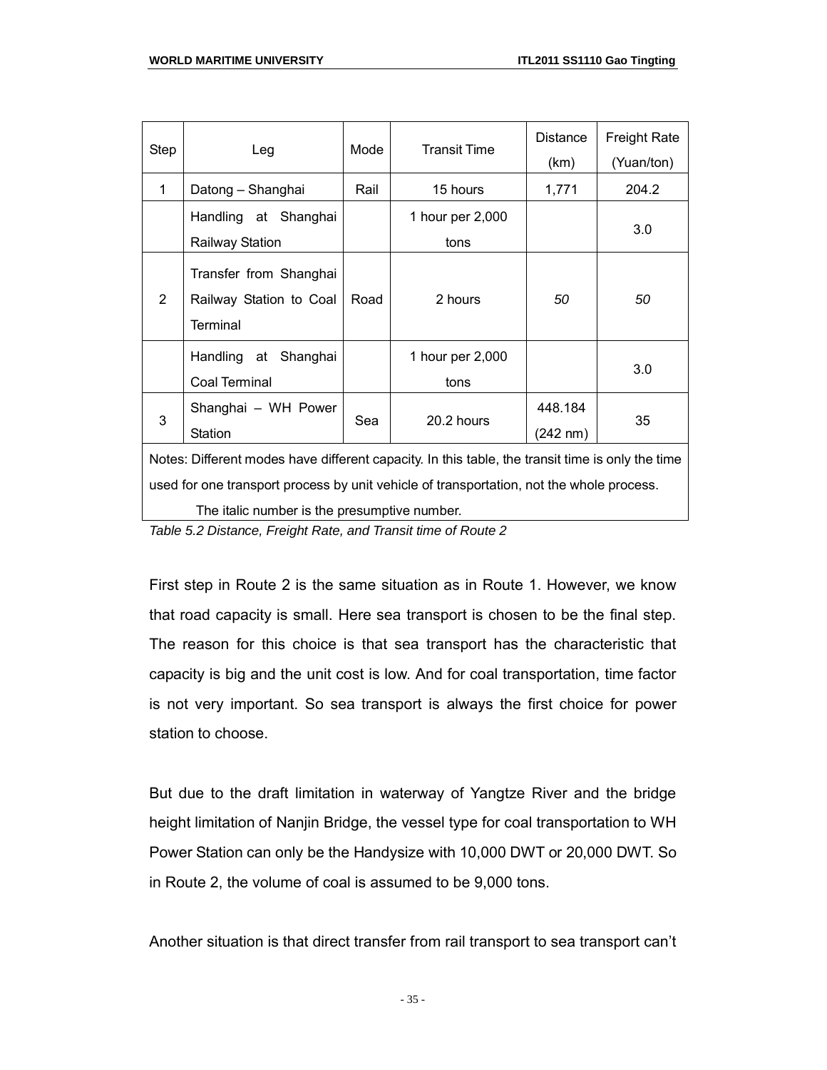| Step | Leg | Mode | Transit Time | Distance (km) | Freight Rate (Yuan/ton) |
|---|---|---|---|---|---|
| 1 | Datong – Shanghai | Rail | 15 hours | 1,771 | 204.2 |
| | Handling at Shanghai Railway Station | | 1 hour per 2,000 tons | | 3.0 |
| 2 | Transfer from Shanghai Railway Station to Coal Terminal | Road | 2 hours | *50* | *50* |
| | Handling at Shanghai Coal Terminal | | 1 hour per 2,000 tons | | 3.0 |
| 3 | Shanghai – WH Power Station | Sea | 20.2 hours | 448.184 (242 nm) | 35 |

Notes: Different modes have different capacity. In this table, the transit time is only the time used for one transport process by unit vehicle of transportation, not the whole process.
The italic number is the presumptive number.

*Table 5.2 Distance, Freight Rate, and Transit time of Route 2*

First step in Route 2 is the same situation as in Route 1. However, we know that road capacity is small. Here sea transport is chosen to be the final step. The reason for this choice is that sea transport has the characteristic that capacity is big and the unit cost is low. And for coal transportation, time factor is not very important. So sea transport is always the first choice for power station to choose.

But due to the draft limitation in waterway of Yangtze River and the bridge height limitation of Nanjin Bridge, the vessel type for coal transportation to WH Power Station can only be the Handysize with 10,000 DWT or 20,000 DWT. So in Route 2, the volume of coal is assumed to be 9,000 tons.

Another situation is that direct transfer from rail transport to sea transport can't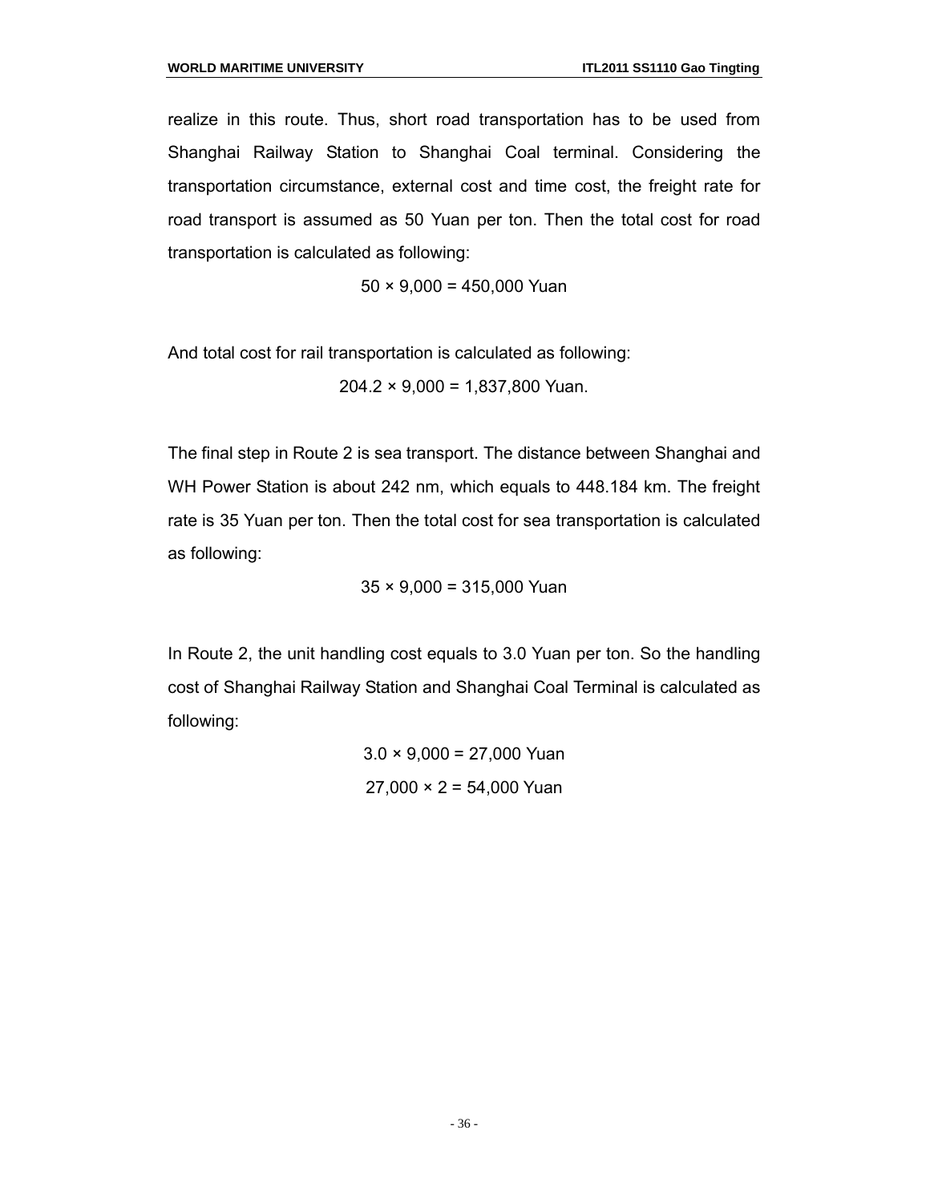realize in this route. Thus, short road transportation has to be used from Shanghai Railway Station to Shanghai Coal terminal. Considering the transportation circumstance, external cost and time cost, the freight rate for road transport is assumed as 50 Yuan per ton. Then the total cost for road transportation is calculated as following:

$$50 \times 9{,}000 = 450{,}000 \text{ Yuan}$$

And total cost for rail transportation is calculated as following:

$$204.2 \times 9{,}000 = 1{,}837{,}800 \text{ Yuan.}$$

The final step in Route 2 is sea transport. The distance between Shanghai and WH Power Station is about 242 nm, which equals to 448.184 km. The freight rate is 35 Yuan per ton. Then the total cost for sea transportation is calculated as following:

$$35 \times 9{,}000 = 315{,}000 \text{ Yuan}$$

In Route 2, the unit handling cost equals to 3.0 Yuan per ton. So the handling cost of Shanghai Railway Station and Shanghai Coal Terminal is calculated as following:

$$3.0 \times 9{,}000 = 27{,}000 \text{ Yuan}$$

$$27{,}000 \times 2 = 54{,}000 \text{ Yuan}$$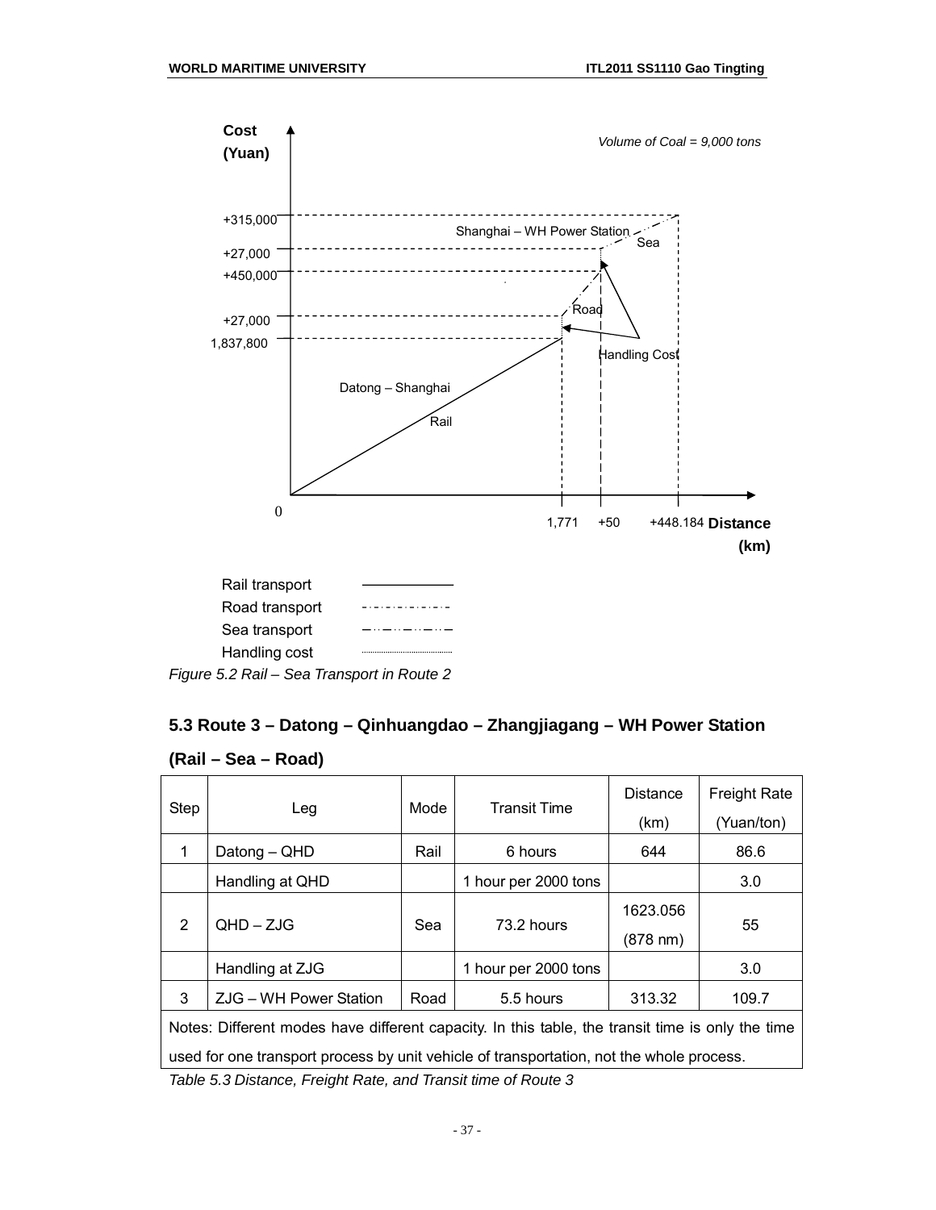Figure 5.2 Rail – Sea Transport in Route 2

## 5.3 Route 3 – Datong – Qinhuangdao – Zhangjiagang – WH Power Station (Rail – Sea – Road)

| Step | Leg | Mode | Transit Time | Distance (km) | Freight Rate (Yuan/ton) |
|---|---|---|---|---|---|
| 1 | Datong – QHD | Rail | 6 hours | 644 | 86.6 |
| | Handling at QHD | | 1 hour per 2000 tons | | 3.0 |
| 2 | QHD – ZJG | Sea | 73.2 hours | 1623.056 (878 nm) | 55 |
| | Handling at ZJG | | 1 hour per 2000 tons | | 3.0 |
| 3 | ZJG – WH Power Station | Road | 5.5 hours | 313.32 | 109.7 |
| Notes: Different modes have different capacity. In this table, the transit time is only the time used for one transport process by unit vehicle of transportation, not the whole process. | | | | | |

*Table 5.3 Distance, Freight Rate, and Transit time of Route 3*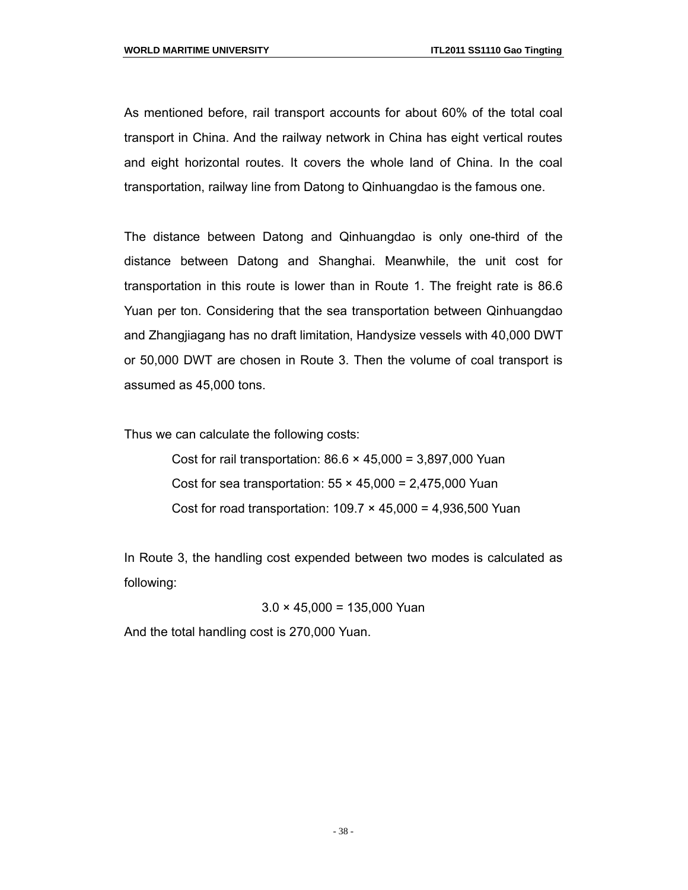As mentioned before, rail transport accounts for about 60% of the total coal transport in China. And the railway network in China has eight vertical routes and eight horizontal routes. It covers the whole land of China. In the coal transportation, railway line from Datong to Qinhuangdao is the famous one.

The distance between Datong and Qinhuangdao is only one-third of the distance between Datong and Shanghai. Meanwhile, the unit cost for transportation in this route is lower than in Route 1. The freight rate is 86.6 Yuan per ton. Considering that the sea transportation between Qinhuangdao and Zhangjiagang has no draft limitation, Handysize vessels with 40,000 DWT or 50,000 DWT are chosen in Route 3. Then the volume of coal transport is assumed as 45,000 tons.

Thus we can calculate the following costs:

Cost for rail transportation: $86.6 \times 45,000 = 3,897,000$ Yuan

Cost for sea transportation: $55 \times 45,000 = 2,475,000$ Yuan

Cost for road transportation: $109.7 \times 45,000 = 4,936,500$ Yuan

In Route 3, the handling cost expended between two modes is calculated as following:

$$3.0 \times 45,000 = 135,000 \text{ Yuan}$$

And the total handling cost is 270,000 Yuan.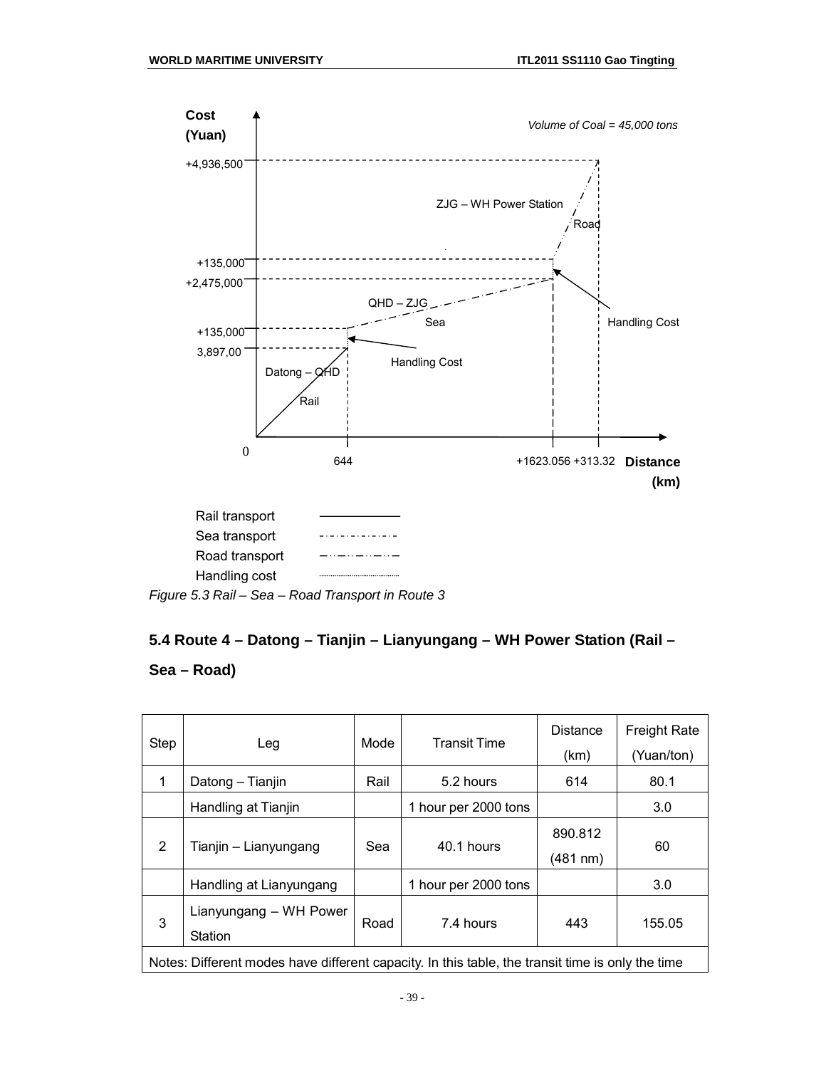Cost (Yuan)

Volume of Coal = 45,000 tons

+4,936,500

ZJG – WH Power Station

Road

+135,000

+2,475,000

QHD – ZJG

Sea

Handling Cost

+135,000

3,897,00

Handling Cost

Datong – QHD

Rail

0

644

+1623.056 +313.32 Distance (km)

Rail transport

Sea transport

Road transport

Handling cost

*Figure 5.3 Rail – Sea – Road Transport in Route 3*

## 5.4 Route 4 – Datong – Tianjin – Lianyungang – WH Power Station (Rail – Sea – Road)

| Step | Leg | Mode | Transit Time | Distance (km) | Freight Rate (Yuan/ton) |
|---|---|---|---|---|---|
| 1 | Datong – Tianjin | Rail | 5.2 hours | 614 | 80.1 |
| | Handling at Tianjin | | 1 hour per 2000 tons | | 3.0 |
| 2 | Tianjin – Lianyungang | Sea | 40.1 hours | 890.812 (481 nm) | 60 |
| | Handling at Lianyungang | | 1 hour per 2000 tons | | 3.0 |
| 3 | Lianyungang – WH Power Station | Road | 7.4 hours | 443 | 155.05 |
| Notes: Different modes have different capacity. In this table, the transit time is only the time | | | | | |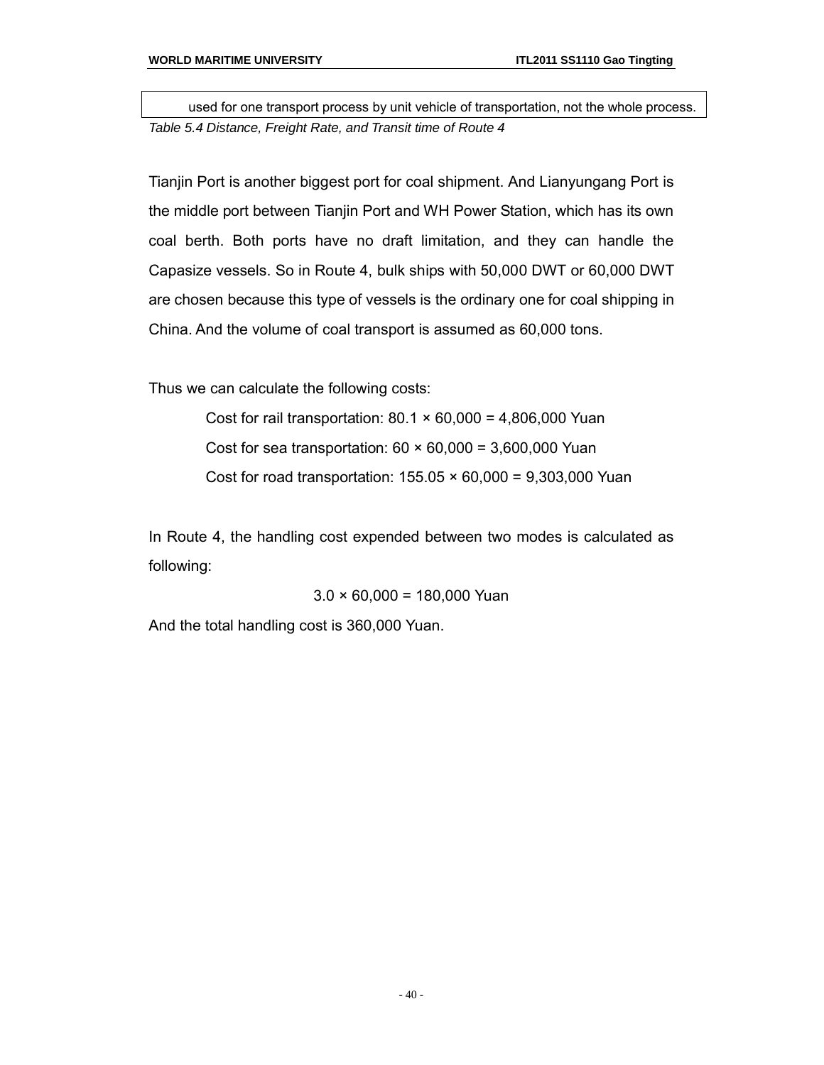| used for one transport process by unit vehicle of transportation, not the whole process. |
| --- |

*Table 5.4 Distance, Freight Rate, and Transit time of Route 4*

Tianjin Port is another biggest port for coal shipment. And Lianyungang Port is the middle port between Tianjin Port and WH Power Station, which has its own coal berth. Both ports have no draft limitation, and they can handle the Capasize vessels. So in Route 4, bulk ships with 50,000 DWT or 60,000 DWT are chosen because this type of vessels is the ordinary one for coal shipping in China. And the volume of coal transport is assumed as 60,000 tons.

Thus we can calculate the following costs:

Cost for rail transportation: 80.1 × 60,000 = 4,806,000 Yuan

Cost for sea transportation: 60 × 60,000 = 3,600,000 Yuan

Cost for road transportation: 155.05 × 60,000 = 9,303,000 Yuan

In Route 4, the handling cost expended between two modes is calculated as following:

3.0 × 60,000 = 180,000 Yuan

And the total handling cost is 360,000 Yuan.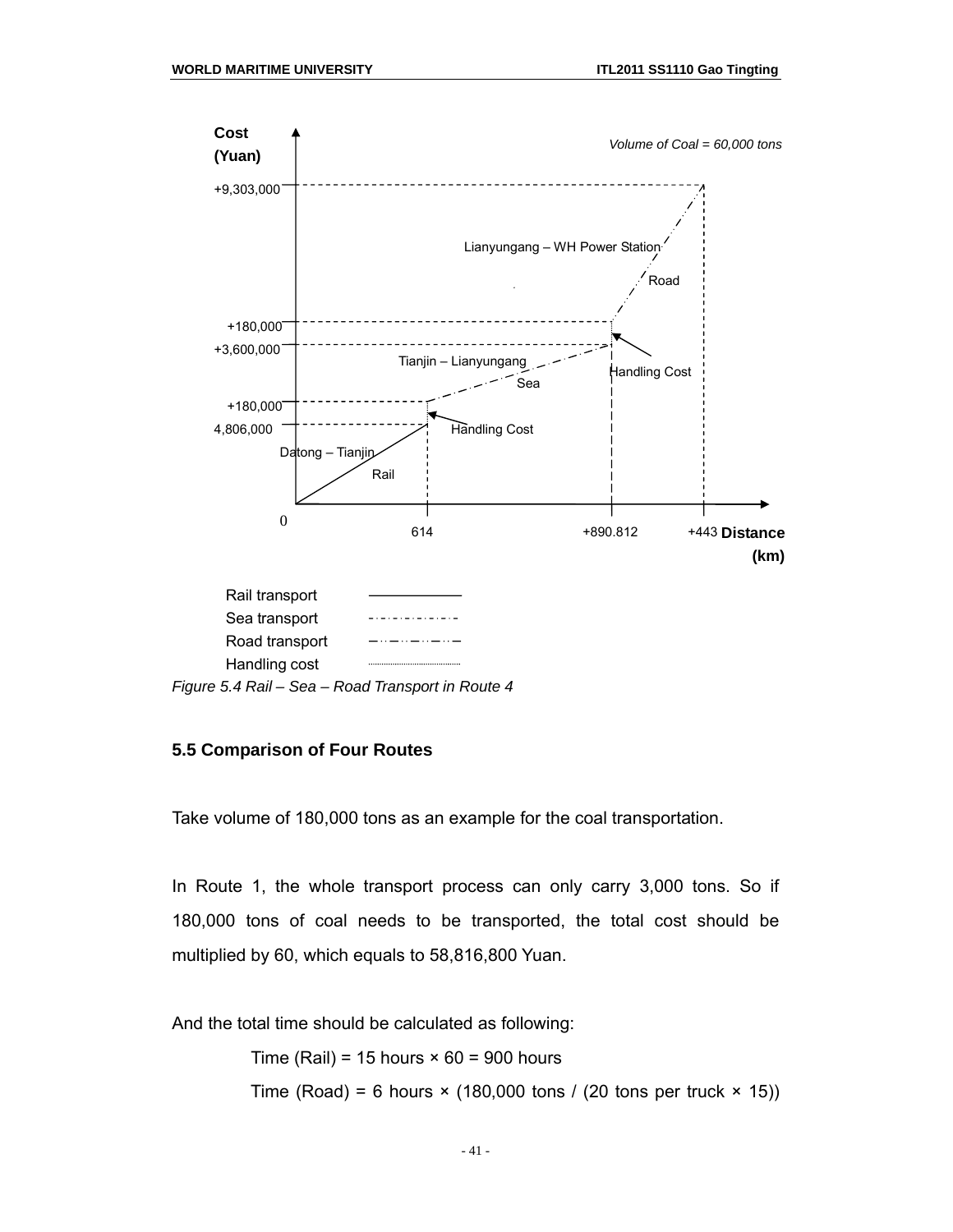Cost (Yuan)

*Volume of Coal = 60,000 tons*

+9,303,000

Lianyungang – WH Power Station

Road

+180,000

+3,600,000

Tianjin – Lianyungang

Sea

Handling Cost

+180,000

4,806,000

Handling Cost

Datong – Tianjin

Rail

0

614

+890.812

+443

**Distance (km)**

Rail transport

Sea transport

Road transport

Handling cost

*Figure 5.4 Rail – Sea – Road Transport in Route 4*

### 5.5 Comparison of Four Routes

Take volume of 180,000 tons as an example for the coal transportation.

In Route 1, the whole transport process can only carry 3,000 tons. So if 180,000 tons of coal needs to be transported, the total cost should be multiplied by 60, which equals to 58,816,800 Yuan.

And the total time should be calculated as following:

Time (Rail) = 15 hours × 60 = 900 hours

Time (Road) = 6 hours × (180,000 tons / (20 tons per truck × 15))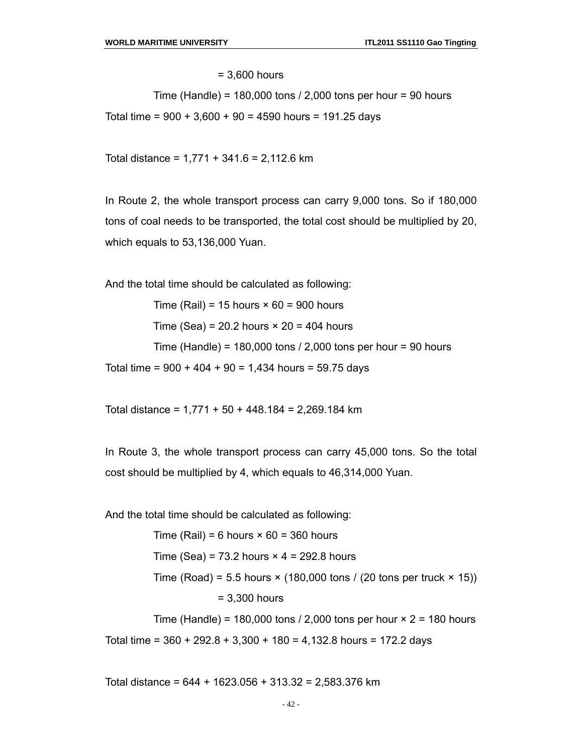= 3,600 hours

Time (Handle) = 180,000 tons / 2,000 tons per hour = 90 hours

Total time = 900 + 3,600 + 90 = 4590 hours = 191.25 days

Total distance = 1,771 + 341.6 = 2,112.6 km

In Route 2, the whole transport process can carry 9,000 tons. So if 180,000 tons of coal needs to be transported, the total cost should be multiplied by 20, which equals to 53,136,000 Yuan.

And the total time should be calculated as following:

Time (Rail) = 15 hours × 60 = 900 hours

Time (Sea) = 20.2 hours × 20 = 404 hours

Time (Handle) = 180,000 tons / 2,000 tons per hour = 90 hours

Total time = 900 + 404 + 90 = 1,434 hours = 59.75 days

Total distance = 1,771 + 50 + 448.184 = 2,269.184 km

In Route 3, the whole transport process can carry 45,000 tons. So the total cost should be multiplied by 4, which equals to 46,314,000 Yuan.

And the total time should be calculated as following:

Time (Rail) = 6 hours × 60 = 360 hours

Time (Sea) = 73.2 hours × 4 = 292.8 hours

Time (Road) = 5.5 hours × (180,000 tons / (20 tons per truck × 15))

= 3,300 hours

Time (Handle) = 180,000 tons / 2,000 tons per hour × 2 = 180 hours

Total time = 360 + 292.8 + 3,300 + 180 = 4,132.8 hours = 172.2 days

Total distance = 644 + 1623.056 + 313.32 = 2,583.376 km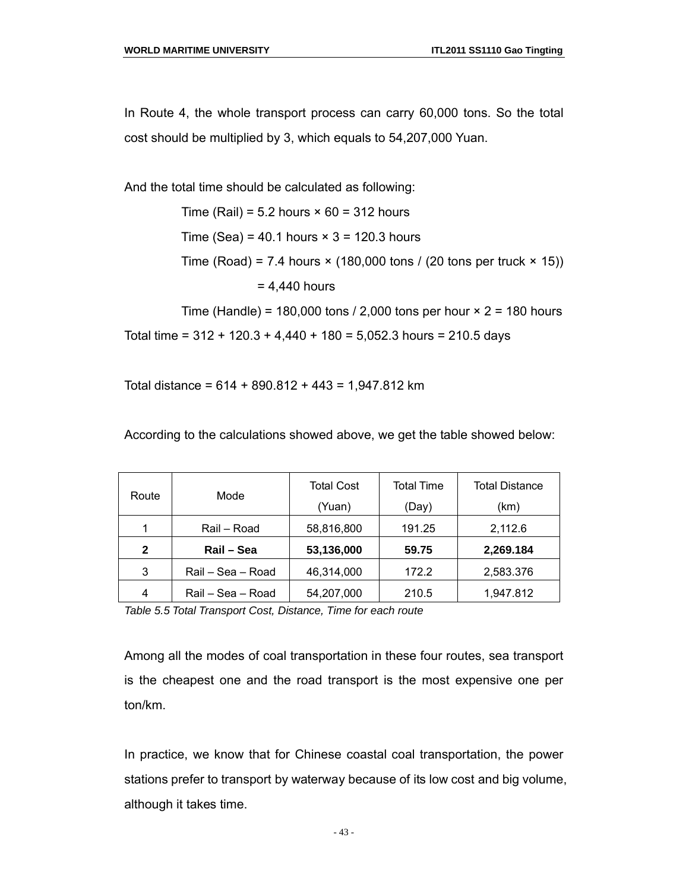In Route 4, the whole transport process can carry 60,000 tons. So the total cost should be multiplied by 3, which equals to 54,207,000 Yuan.

And the total time should be calculated as following:

Time (Rail) = 5.2 hours × 60 = 312 hours

Time (Sea) = 40.1 hours × 3 = 120.3 hours

Time (Road) = 7.4 hours × (180,000 tons / (20 tons per truck × 15))

= 4,440 hours

Time (Handle) = 180,000 tons / 2,000 tons per hour × 2 = 180 hours

Total time = 312 + 120.3 + 4,440 + 180 = 5,052.3 hours = 210.5 days

Total distance = 614 + 890.812 + 443 = 1,947.812 km

According to the calculations showed above, we get the table showed below:

| Route | Mode | Total Cost (Yuan) | Total Time (Day) | Total Distance (km) |
|---|---|---|---|---|
| 1 | Rail – Road | 58,816,800 | 191.25 | 2,112.6 |
| **2** | **Rail – Sea** | **53,136,000** | **59.75** | **2,269.184** |
| 3 | Rail – Sea – Road | 46,314,000 | 172.2 | 2,583.376 |
| 4 | Rail – Sea – Road | 54,207,000 | 210.5 | 1,947.812 |

*Table 5.5 Total Transport Cost, Distance, Time for each route*

Among all the modes of coal transportation in these four routes, sea transport is the cheapest one and the road transport is the most expensive one per ton/km.

In practice, we know that for Chinese coastal coal transportation, the power stations prefer to transport by waterway because of its low cost and big volume, although it takes time.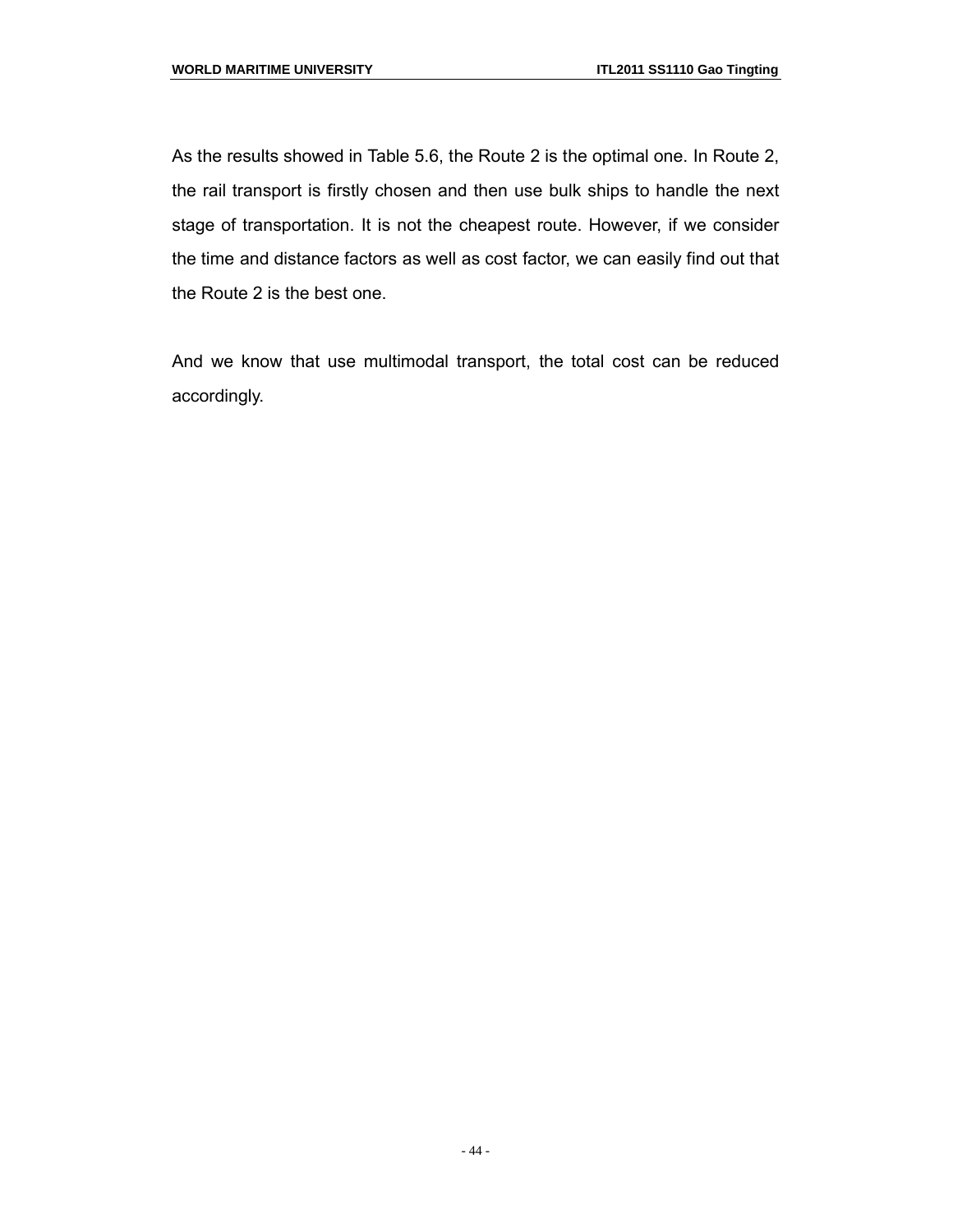As the results showed in Table 5.6, the Route 2 is the optimal one. In Route 2, the rail transport is firstly chosen and then use bulk ships to handle the next stage of transportation. It is not the cheapest route. However, if we consider the time and distance factors as well as cost factor, we can easily find out that the Route 2 is the best one.

And we know that use multimodal transport, the total cost can be reduced accordingly.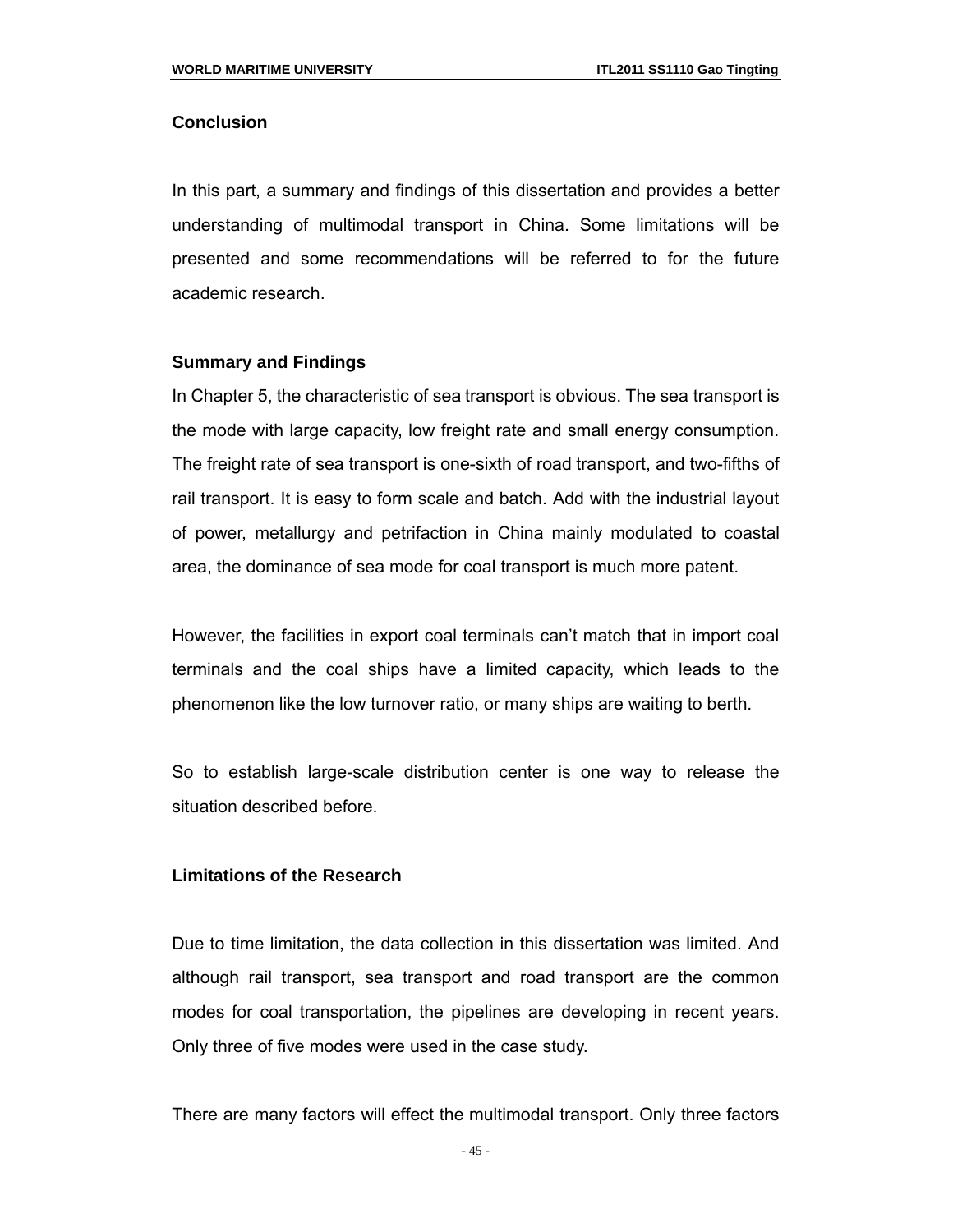# Conclusion

In this part, a summary and findings of this dissertation and provides a better understanding of multimodal transport in China. Some limitations will be presented and some recommendations will be referred to for the future academic research.

## Summary and Findings

In Chapter 5, the characteristic of sea transport is obvious. The sea transport is the mode with large capacity, low freight rate and small energy consumption. The freight rate of sea transport is one-sixth of road transport, and two-fifths of rail transport. It is easy to form scale and batch. Add with the industrial layout of power, metallurgy and petrifaction in China mainly modulated to coastal area, the dominance of sea mode for coal transport is much more patent.

However, the facilities in export coal terminals can't match that in import coal terminals and the coal ships have a limited capacity, which leads to the phenomenon like the low turnover ratio, or many ships are waiting to berth.

So to establish large-scale distribution center is one way to release the situation described before.

## Limitations of the Research

Due to time limitation, the data collection in this dissertation was limited. And although rail transport, sea transport and road transport are the common modes for coal transportation, the pipelines are developing in recent years. Only three of five modes were used in the case study.

There are many factors will effect the multimodal transport. Only three factors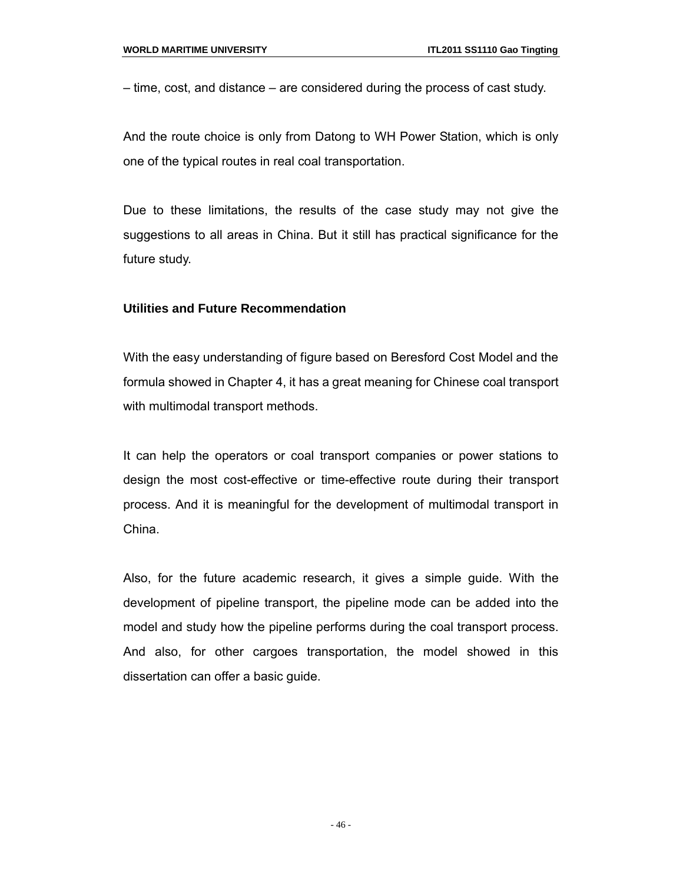– time, cost, and distance – are considered during the process of cast study.

And the route choice is only from Datong to WH Power Station, which is only one of the typical routes in real coal transportation.

Due to these limitations, the results of the case study may not give the suggestions to all areas in China. But it still has practical significance for the future study.

**Utilities and Future Recommendation**

With the easy understanding of figure based on Beresford Cost Model and the formula showed in Chapter 4, it has a great meaning for Chinese coal transport with multimodal transport methods.

It can help the operators or coal transport companies or power stations to design the most cost-effective or time-effective route during their transport process. And it is meaningful for the development of multimodal transport in China.

Also, for the future academic research, it gives a simple guide. With the development of pipeline transport, the pipeline mode can be added into the model and study how the pipeline performs during the coal transport process. And also, for other cargoes transportation, the model showed in this dissertation can offer a basic guide.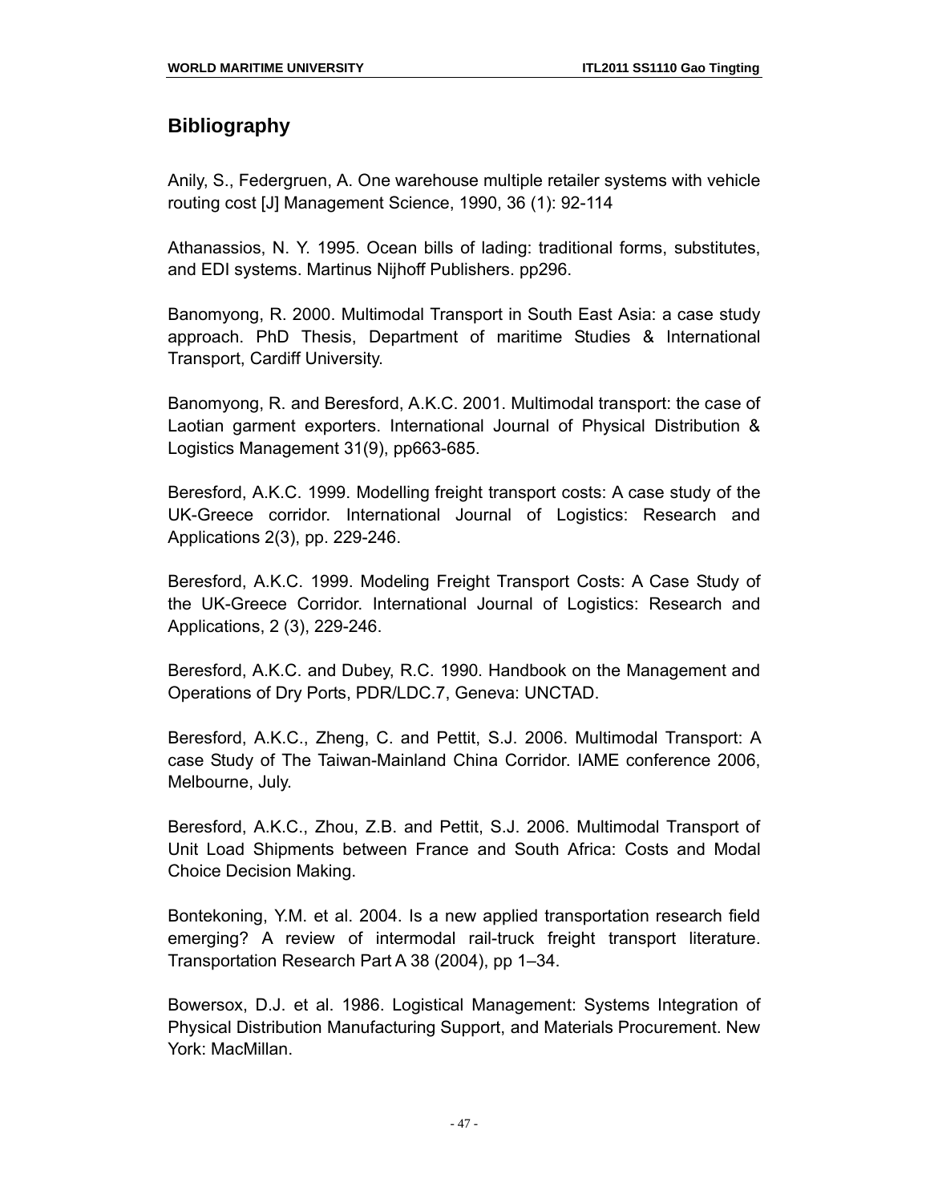## Bibliography

Anily, S., Federgruen, A. One warehouse multiple retailer systems with vehicle routing cost [J] Management Science, 1990, 36 (1): 92-114

Athanassios, N. Y. 1995. Ocean bills of lading: traditional forms, substitutes, and EDI systems. Martinus Nijhoff Publishers. pp296.

Banomyong, R. 2000. Multimodal Transport in South East Asia: a case study approach. PhD Thesis, Department of maritime Studies & International Transport, Cardiff University.

Banomyong, R. and Beresford, A.K.C. 2001. Multimodal transport: the case of Laotian garment exporters. International Journal of Physical Distribution & Logistics Management 31(9), pp663-685.

Beresford, A.K.C. 1999. Modelling freight transport costs: A case study of the UK-Greece corridor. International Journal of Logistics: Research and Applications 2(3), pp. 229-246.

Beresford, A.K.C. 1999. Modeling Freight Transport Costs: A Case Study of the UK-Greece Corridor. International Journal of Logistics: Research and Applications, 2 (3), 229-246.

Beresford, A.K.C. and Dubey, R.C. 1990. Handbook on the Management and Operations of Dry Ports, PDR/LDC.7, Geneva: UNCTAD.

Beresford, A.K.C., Zheng, C. and Pettit, S.J. 2006. Multimodal Transport: A case Study of The Taiwan-Mainland China Corridor. IAME conference 2006, Melbourne, July.

Beresford, A.K.C., Zhou, Z.B. and Pettit, S.J. 2006. Multimodal Transport of Unit Load Shipments between France and South Africa: Costs and Modal Choice Decision Making.

Bontekoning, Y.M. et al. 2004. Is a new applied transportation research field emerging? A review of intermodal rail-truck freight transport literature. Transportation Research Part A 38 (2004), pp 1–34.

Bowersox, D.J. et al. 1986. Logistical Management: Systems Integration of Physical Distribution Manufacturing Support, and Materials Procurement. New York: MacMillan.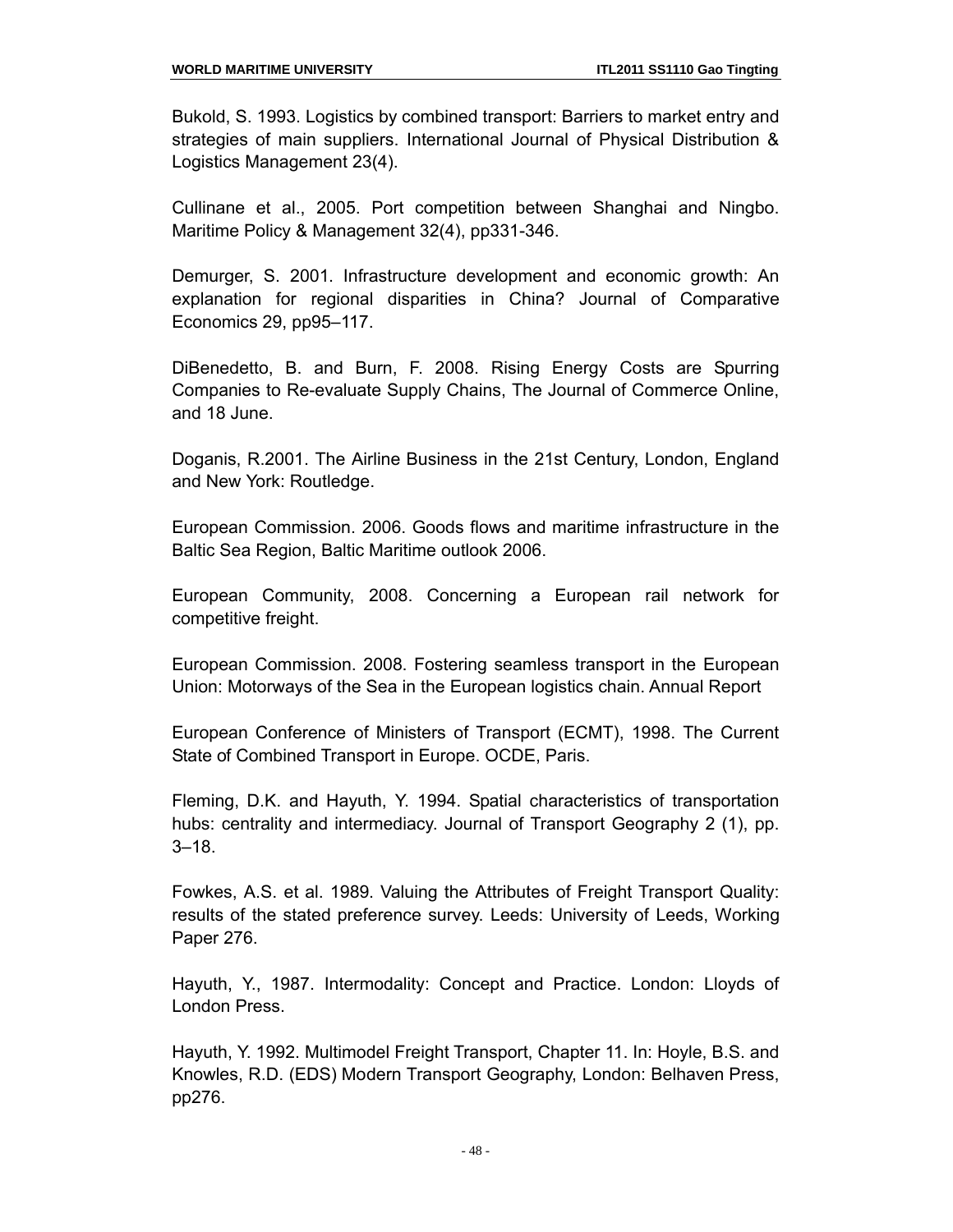Bukold, S. 1993. Logistics by combined transport: Barriers to market entry and strategies of main suppliers. International Journal of Physical Distribution & Logistics Management 23(4).

Cullinane et al., 2005. Port competition between Shanghai and Ningbo. Maritime Policy & Management 32(4), pp331-346.

Demurger, S. 2001. Infrastructure development and economic growth: An explanation for regional disparities in China? Journal of Comparative Economics 29, pp95–117.

DiBenedetto, B. and Burn, F. 2008. Rising Energy Costs are Spurring Companies to Re-evaluate Supply Chains, The Journal of Commerce Online, and 18 June.

Doganis, R.2001. The Airline Business in the 21st Century, London, England and New York: Routledge.

European Commission. 2006. Goods flows and maritime infrastructure in the Baltic Sea Region, Baltic Maritime outlook 2006.

European Community, 2008. Concerning a European rail network for competitive freight.

European Commission. 2008. Fostering seamless transport in the European Union: Motorways of the Sea in the European logistics chain. Annual Report

European Conference of Ministers of Transport (ECMT), 1998. The Current State of Combined Transport in Europe. OCDE, Paris.

Fleming, D.K. and Hayuth, Y. 1994. Spatial characteristics of transportation hubs: centrality and intermediacy. Journal of Transport Geography 2 (1), pp. 3–18.

Fowkes, A.S. et al. 1989. Valuing the Attributes of Freight Transport Quality: results of the stated preference survey. Leeds: University of Leeds, Working Paper 276.

Hayuth, Y., 1987. Intermodality: Concept and Practice. London: Lloyds of London Press.

Hayuth, Y. 1992. Multimodel Freight Transport, Chapter 11. In: Hoyle, B.S. and Knowles, R.D. (EDS) Modern Transport Geography, London: Belhaven Press, pp276.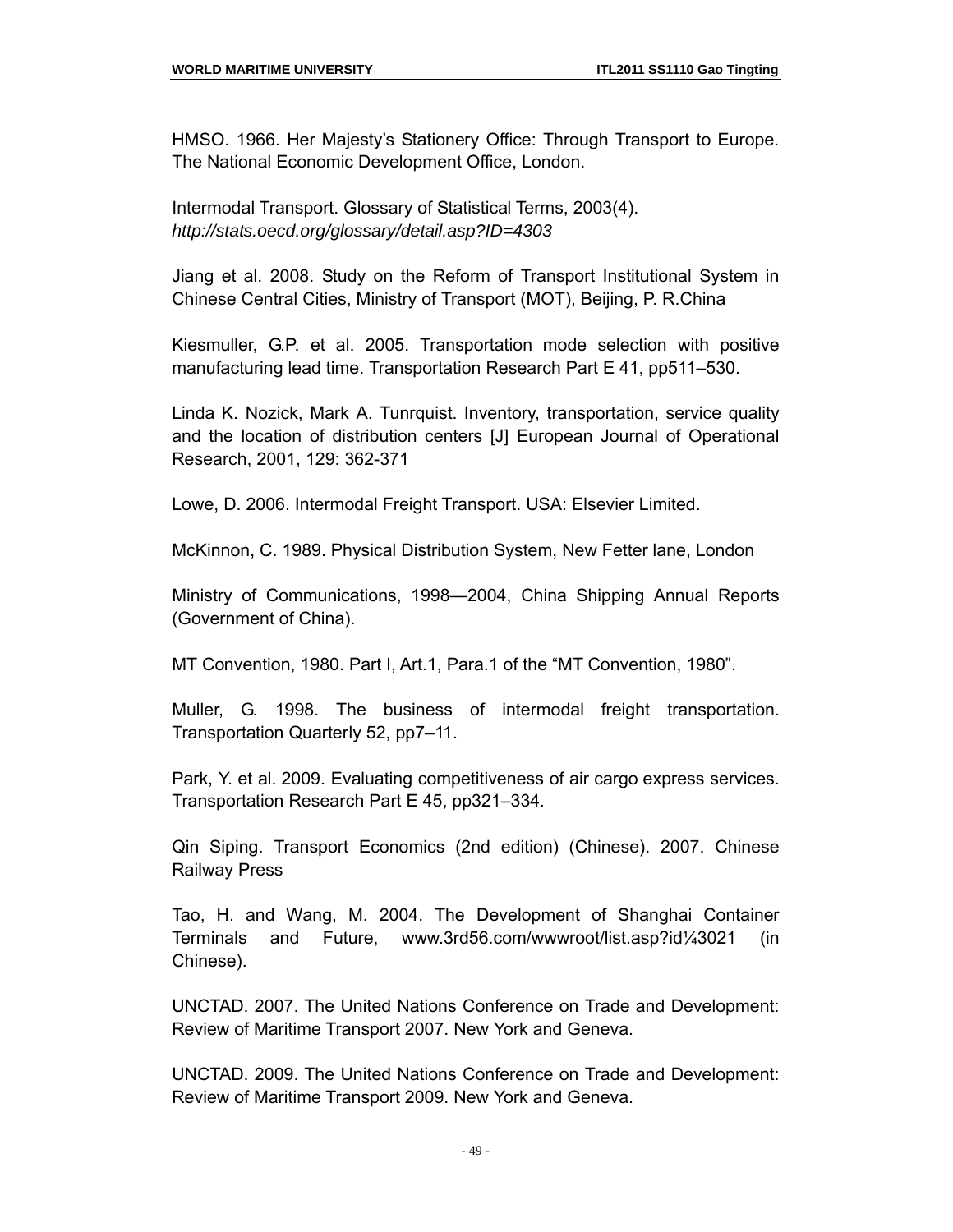HMSO. 1966. Her Majesty's Stationery Office: Through Transport to Europe. The National Economic Development Office, London.

Intermodal Transport. Glossary of Statistical Terms, 2003(4). *http://stats.oecd.org/glossary/detail.asp?ID=4303*

Jiang et al. 2008. Study on the Reform of Transport Institutional System in Chinese Central Cities, Ministry of Transport (MOT), Beijing, P. R.China

Kiesmuller, G.P. et al. 2005. Transportation mode selection with positive manufacturing lead time. Transportation Research Part E 41, pp511–530.

Linda K. Nozick, Mark A. Tunrquist. Inventory, transportation, service quality and the location of distribution centers [J] European Journal of Operational Research, 2001, 129: 362-371

Lowe, D. 2006. Intermodal Freight Transport. USA: Elsevier Limited.

McKinnon, C. 1989. Physical Distribution System, New Fetter lane, London

Ministry of Communications, 1998—2004, China Shipping Annual Reports (Government of China).

MT Convention, 1980. Part I, Art.1, Para.1 of the "MT Convention, 1980".

Muller, G. 1998. The business of intermodal freight transportation. Transportation Quarterly 52, pp7–11.

Park, Y. et al. 2009. Evaluating competitiveness of air cargo express services. Transportation Research Part E 45, pp321–334.

Qin Siping. Transport Economics (2nd edition) (Chinese). 2007. Chinese Railway Press

Tao, H. and Wang, M. 2004. The Development of Shanghai Container Terminals and Future, www.3rd56.com/wwwroot/list.asp?id¼3021 (in Chinese).

UNCTAD. 2007. The United Nations Conference on Trade and Development: Review of Maritime Transport 2007. New York and Geneva.

UNCTAD. 2009. The United Nations Conference on Trade and Development: Review of Maritime Transport 2009. New York and Geneva.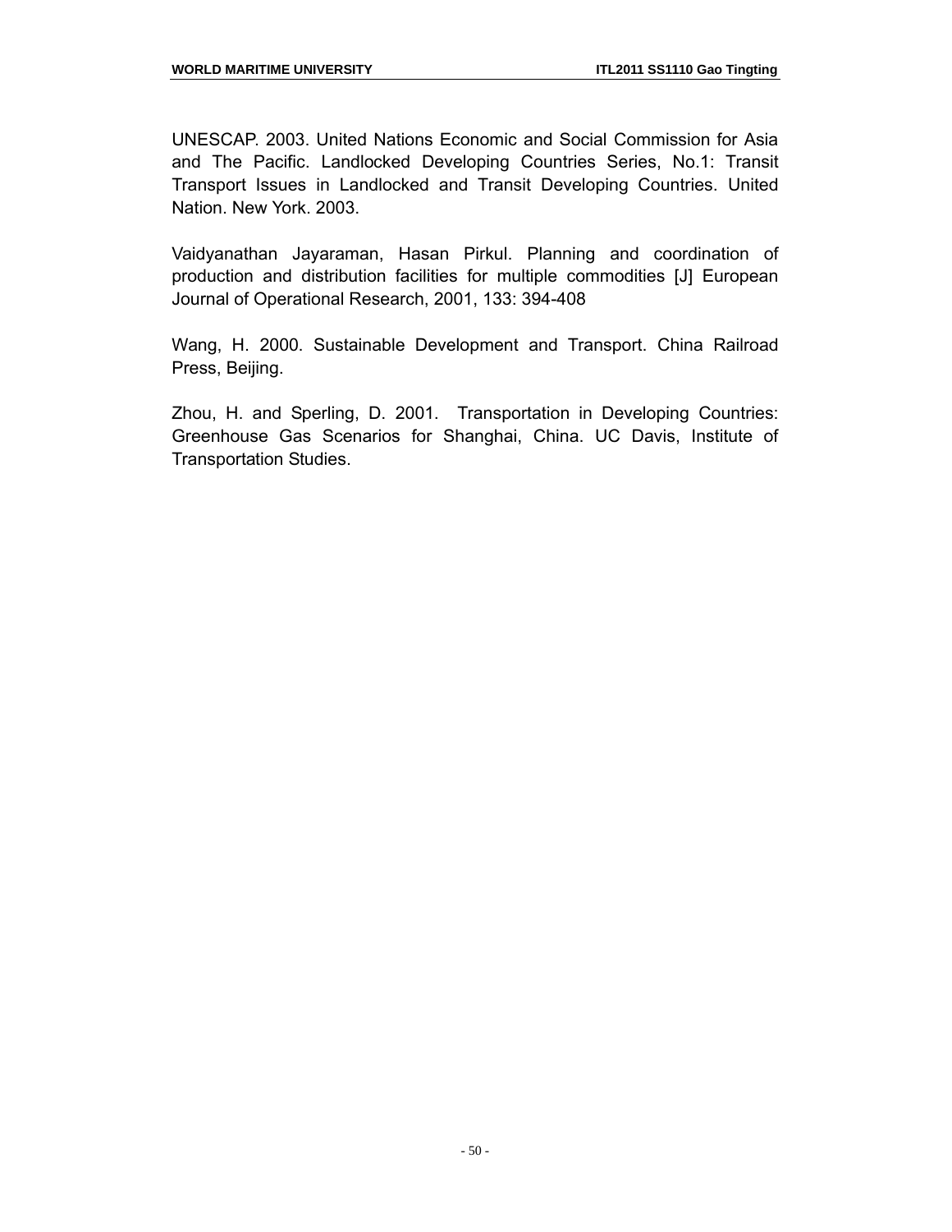UNESCAP. 2003. United Nations Economic and Social Commission for Asia and The Pacific. Landlocked Developing Countries Series, No.1: Transit Transport Issues in Landlocked and Transit Developing Countries. United Nation. New York. 2003.

Vaidyanathan Jayaraman, Hasan Pirkul. Planning and coordination of production and distribution facilities for multiple commodities [J] European Journal of Operational Research, 2001, 133: 394-408

Wang, H. 2000. Sustainable Development and Transport. China Railroad Press, Beijing.

Zhou, H. and Sperling, D. 2001. Transportation in Developing Countries: Greenhouse Gas Scenarios for Shanghai, China. UC Davis, Institute of Transportation Studies.